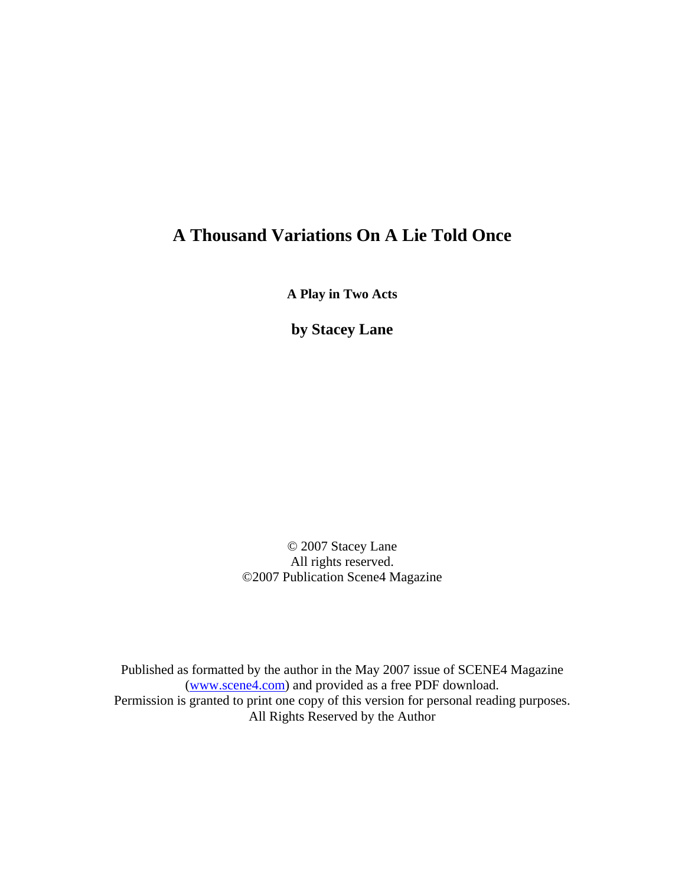# A Thousand Variations On A Lie Told Once

**A Play in Two Acts**

**by Stacey Lane**

© 2007 Stacey Lane
All rights reserved.
©2007 Publication Scene4 Magazine

Published as formatted by the author in the May 2007 issue of SCENE4 Magazine (www.scene4.com) and provided as a free PDF download.
Permission is granted to print one copy of this version for personal reading purposes.
All Rights Reserved by the Author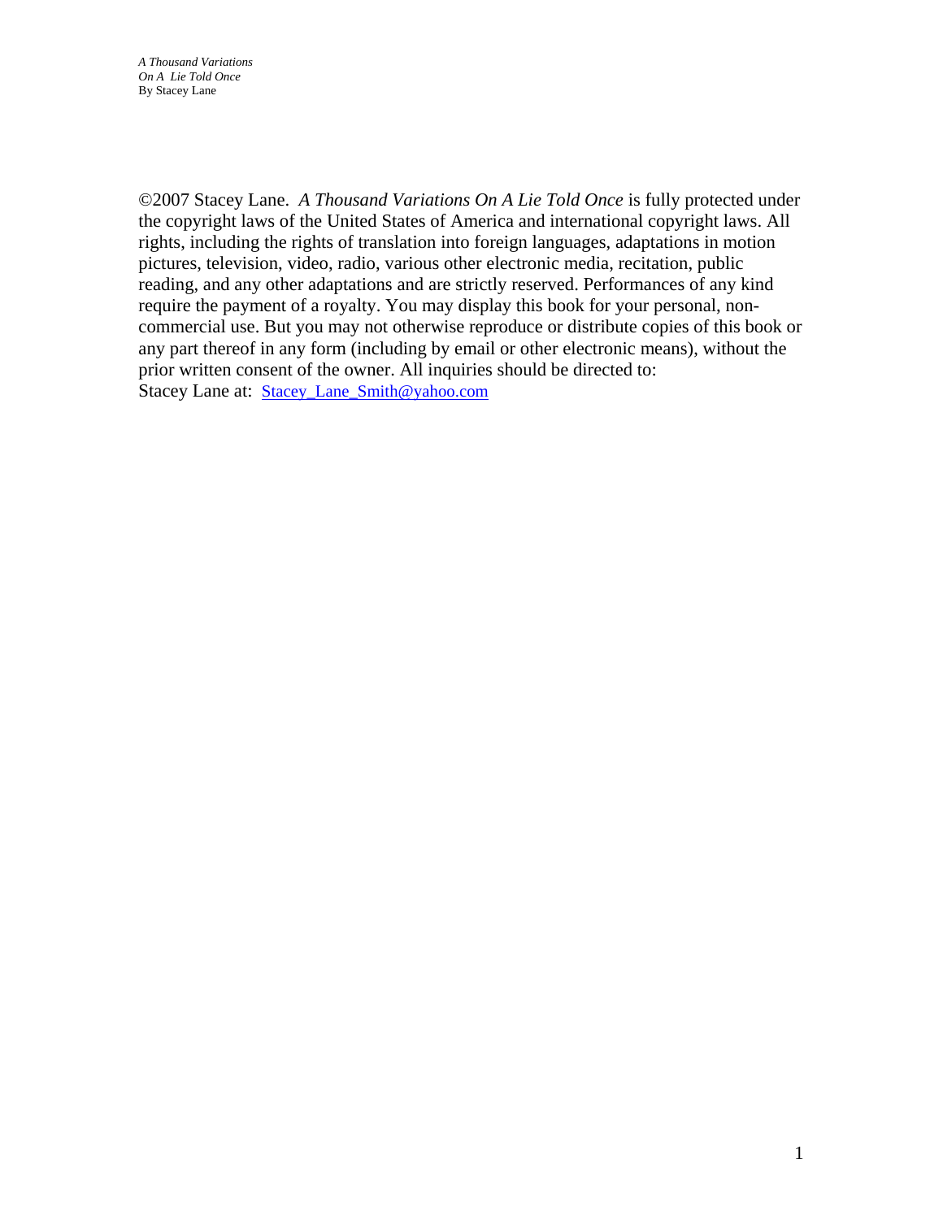©2007 Stacey Lane. *A Thousand Variations On A Lie Told Once* is fully protected under the copyright laws of the United States of America and international copyright laws. All rights, including the rights of translation into foreign languages, adaptations in motion pictures, television, video, radio, various other electronic media, recitation, public reading, and any other adaptations and are strictly reserved. Performances of any kind require the payment of a royalty. You may display this book for your personal, non-commercial use. But you may not otherwise reproduce or distribute copies of this book or any part thereof in any form (including by email or other electronic means), without the prior written consent of the owner. All inquiries should be directed to:
Stacey Lane at: Stacey_Lane_Smith@yahoo.com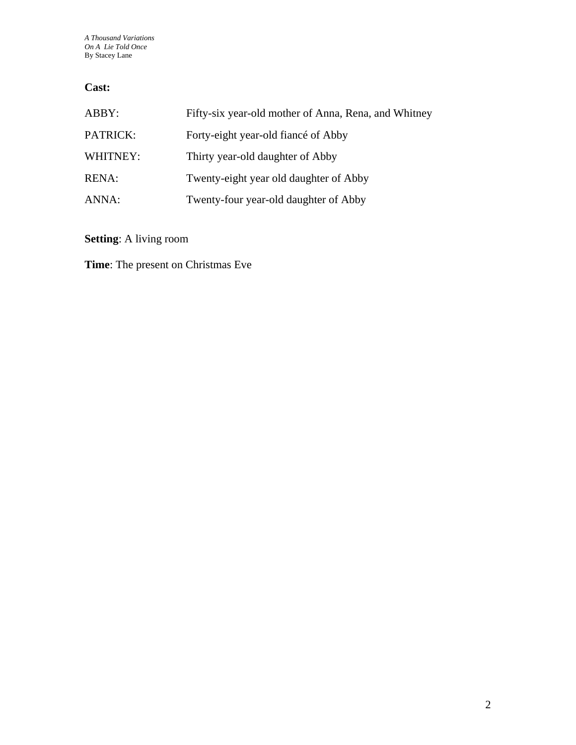**Cast:**

| | |
|---|---|
| ABBY: | Fifty-six year-old mother of Anna, Rena, and Whitney |
| PATRICK: | Forty-eight year-old fiancé of Abby |
| WHITNEY: | Thirty year-old daughter of Abby |
| RENA: | Twenty-eight year old daughter of Abby |
| ANNA: | Twenty-four year-old daughter of Abby |

**Setting**: A living room

**Time**: The present on Christmas Eve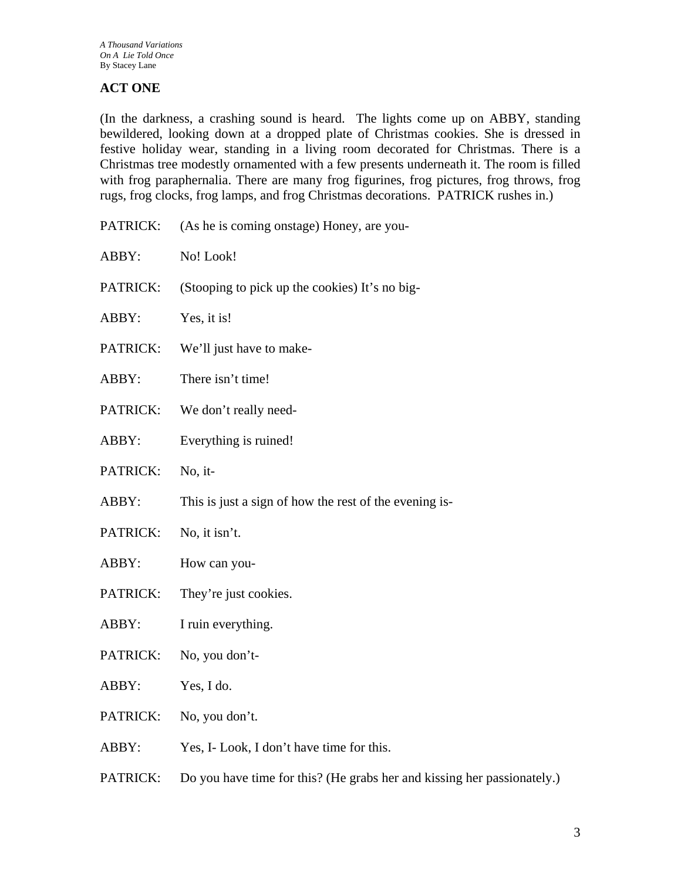## ACT ONE

(In the darkness, a crashing sound is heard. The lights come up on ABBY, standing bewildered, looking down at a dropped plate of Christmas cookies. She is dressed in festive holiday wear, standing in a living room decorated for Christmas. There is a Christmas tree modestly ornamented with a few presents underneath it. The room is filled with frog paraphernalia. There are many frog figurines, frog pictures, frog throws, frog rugs, frog clocks, frog lamps, and frog Christmas decorations. PATRICK rushes in.)

PATRICK: (As he is coming onstage) Honey, are you-

ABBY: No! Look!

PATRICK: (Stooping to pick up the cookies) It's no big-

ABBY: Yes, it is!

PATRICK: We'll just have to make-

ABBY: There isn't time!

PATRICK: We don't really need-

ABBY: Everything is ruined!

PATRICK: No, it-

ABBY: This is just a sign of how the rest of the evening is-

PATRICK: No, it isn't.

ABBY: How can you-

PATRICK: They're just cookies.

ABBY: I ruin everything.

PATRICK: No, you don't-

ABBY: Yes, I do.

PATRICK: No, you don't.

ABBY: Yes, I- Look, I don't have time for this.

PATRICK: Do you have time for this? (He grabs her and kissing her passionately.)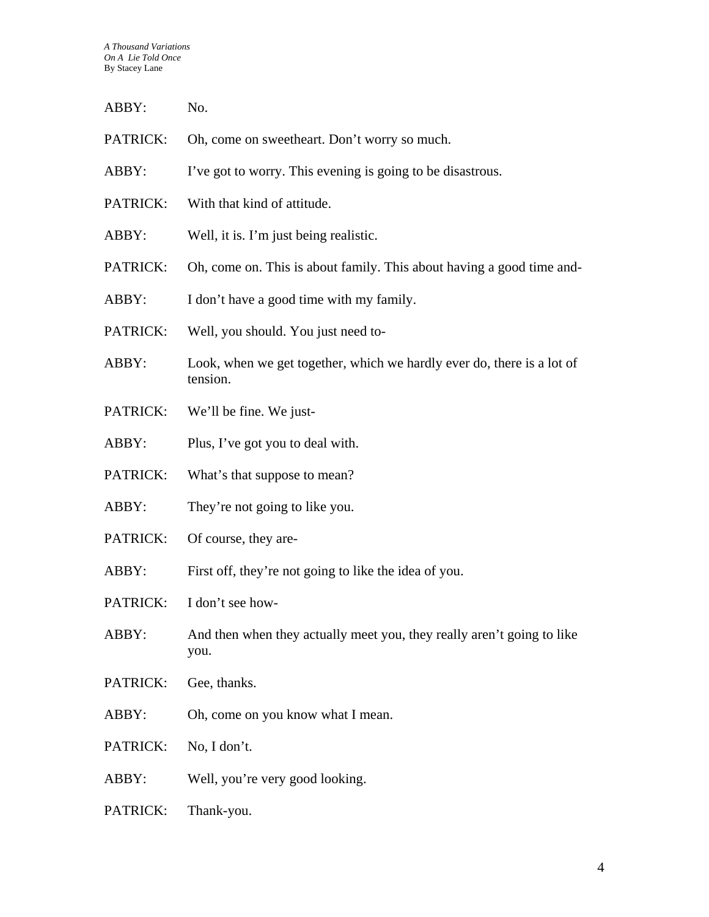ABBY: No.

PATRICK: Oh, come on sweetheart. Don't worry so much.

ABBY: I've got to worry. This evening is going to be disastrous.

PATRICK: With that kind of attitude.

ABBY: Well, it is. I'm just being realistic.

PATRICK: Oh, come on. This is about family. This about having a good time and-

ABBY: I don't have a good time with my family.

PATRICK: Well, you should. You just need to-

ABBY: Look, when we get together, which we hardly ever do, there is a lot of tension.

PATRICK: We'll be fine. We just-

ABBY: Plus, I've got you to deal with.

PATRICK: What's that suppose to mean?

ABBY: They're not going to like you.

PATRICK: Of course, they are-

ABBY: First off, they're not going to like the idea of you.

PATRICK: I don't see how-

ABBY: And then when they actually meet you, they really aren't going to like you.

PATRICK: Gee, thanks.

ABBY: Oh, come on you know what I mean.

PATRICK: No, I don't.

ABBY: Well, you're very good looking.

PATRICK: Thank-you.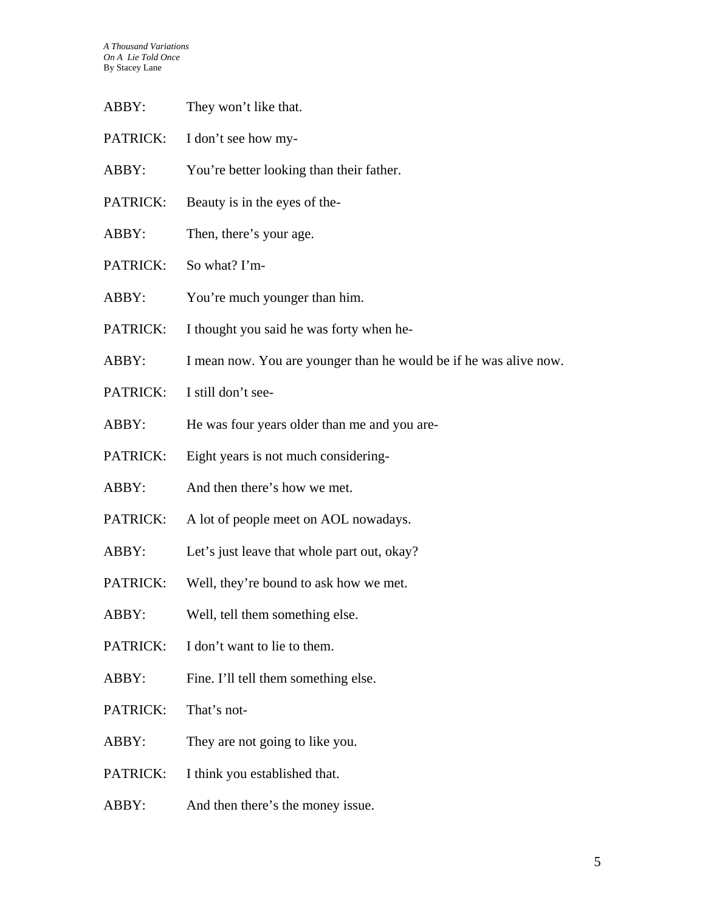ABBY: They won't like that.

PATRICK: I don't see how my-

ABBY: You're better looking than their father.

PATRICK: Beauty is in the eyes of the-

ABBY: Then, there's your age.

PATRICK: So what? I'm-

ABBY: You're much younger than him.

PATRICK: I thought you said he was forty when he-

ABBY: I mean now. You are younger than he would be if he was alive now.

PATRICK: I still don't see-

ABBY: He was four years older than me and you are-

PATRICK: Eight years is not much considering-

ABBY: And then there's how we met.

PATRICK: A lot of people meet on AOL nowadays.

ABBY: Let's just leave that whole part out, okay?

PATRICK: Well, they're bound to ask how we met.

ABBY: Well, tell them something else.

PATRICK: I don't want to lie to them.

ABBY: Fine. I'll tell them something else.

PATRICK: That's not-

ABBY: They are not going to like you.

PATRICK: I think you established that.

ABBY: And then there's the money issue.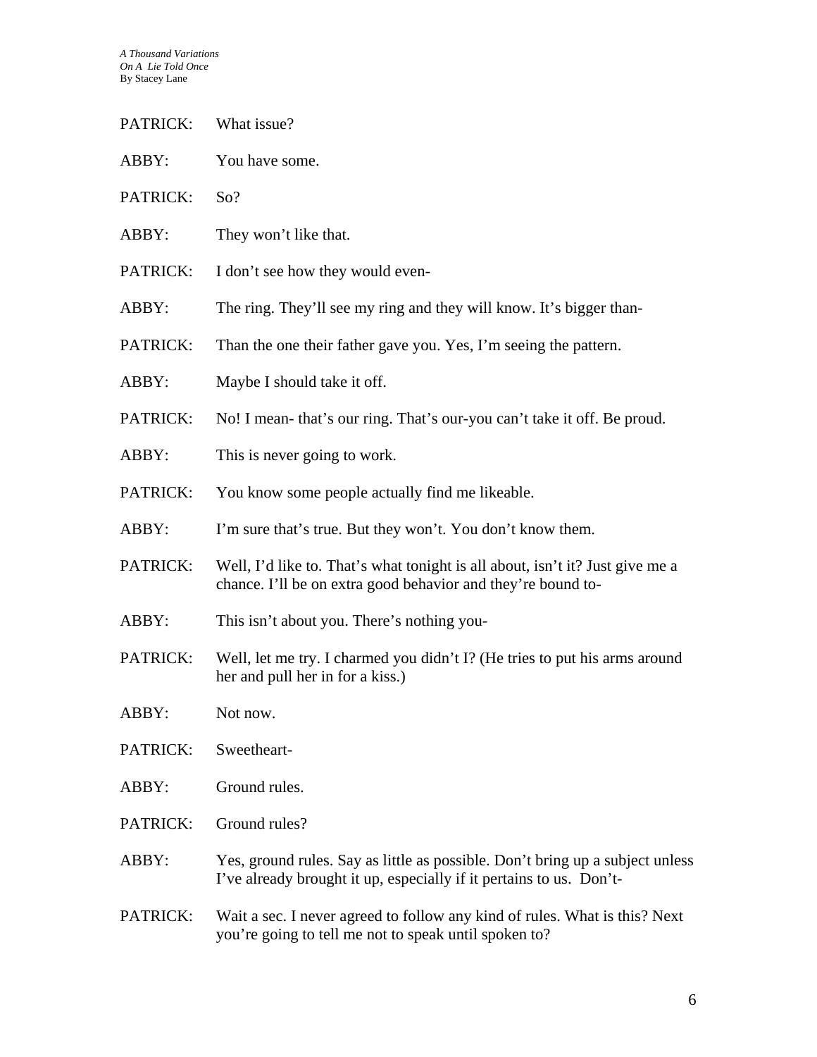PATRICK: What issue?

ABBY: You have some.

PATRICK: So?

ABBY: They won't like that.

PATRICK: I don't see how they would even-

ABBY: The ring. They'll see my ring and they will know. It's bigger than-

PATRICK: Than the one their father gave you. Yes, I'm seeing the pattern.

ABBY: Maybe I should take it off.

PATRICK: No! I mean- that's our ring. That's our-you can't take it off. Be proud.

ABBY: This is never going to work.

PATRICK: You know some people actually find me likeable.

ABBY: I'm sure that's true. But they won't. You don't know them.

PATRICK: Well, I'd like to. That's what tonight is all about, isn't it? Just give me a chance. I'll be on extra good behavior and they're bound to-

ABBY: This isn't about you. There's nothing you-

PATRICK: Well, let me try. I charmed you didn't I? (He tries to put his arms around her and pull her in for a kiss.)

ABBY: Not now.

PATRICK: Sweetheart-

ABBY: Ground rules.

PATRICK: Ground rules?

ABBY: Yes, ground rules. Say as little as possible. Don't bring up a subject unless I've already brought it up, especially if it pertains to us. Don't-

PATRICK: Wait a sec. I never agreed to follow any kind of rules. What is this? Next you're going to tell me not to speak until spoken to?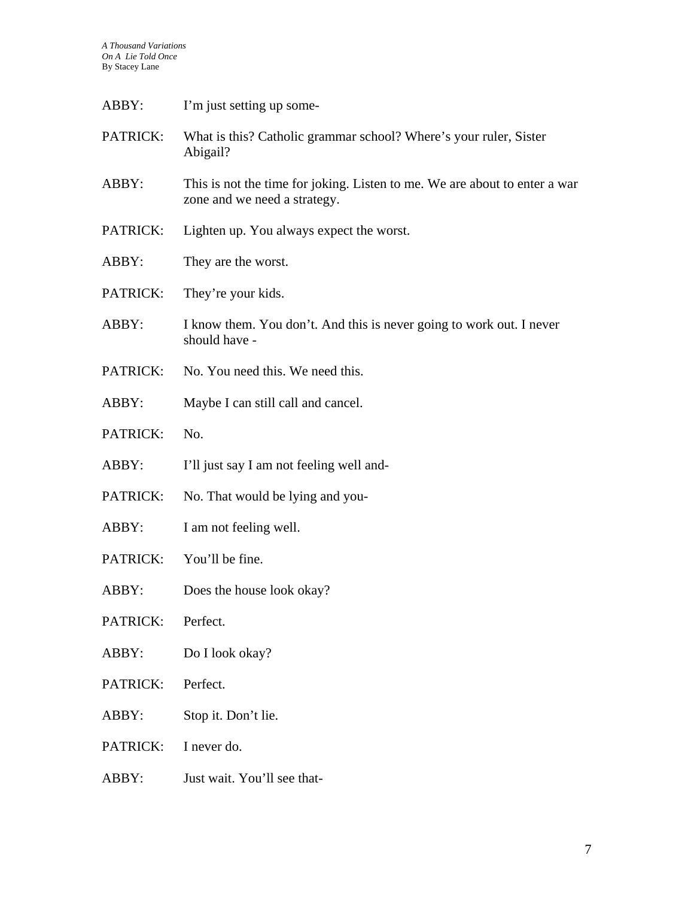ABBY: I'm just setting up some-

PATRICK: What is this? Catholic grammar school? Where's your ruler, Sister Abigail?

ABBY: This is not the time for joking. Listen to me. We are about to enter a war zone and we need a strategy.

PATRICK: Lighten up. You always expect the worst.

ABBY: They are the worst.

PATRICK: They're your kids.

ABBY: I know them. You don't. And this is never going to work out. I never should have -

PATRICK: No. You need this. We need this.

ABBY: Maybe I can still call and cancel.

PATRICK: No.

ABBY: I'll just say I am not feeling well and-

PATRICK: No. That would be lying and you-

ABBY: I am not feeling well.

PATRICK: You'll be fine.

ABBY: Does the house look okay?

PATRICK: Perfect.

ABBY: Do I look okay?

PATRICK: Perfect.

ABBY: Stop it. Don't lie.

PATRICK: I never do.

ABBY: Just wait. You'll see that-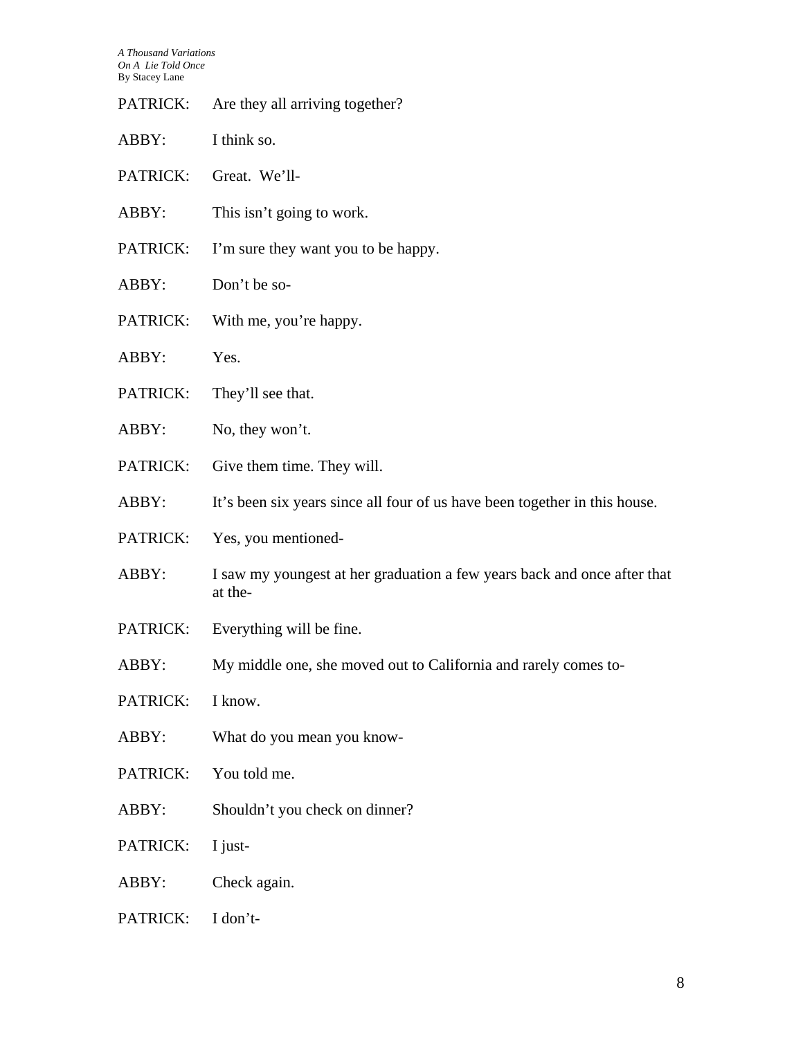PATRICK: Are they all arriving together?

ABBY: I think so.

PATRICK: Great. We'll-

ABBY: This isn't going to work.

PATRICK: I'm sure they want you to be happy.

ABBY: Don't be so-

PATRICK: With me, you're happy.

ABBY: Yes.

PATRICK: They'll see that.

ABBY: No, they won't.

PATRICK: Give them time. They will.

ABBY: It's been six years since all four of us have been together in this house.

PATRICK: Yes, you mentioned-

ABBY: I saw my youngest at her graduation a few years back and once after that at the-

PATRICK: Everything will be fine.

ABBY: My middle one, she moved out to California and rarely comes to-

PATRICK: I know.

ABBY: What do you mean you know-

PATRICK: You told me.

ABBY: Shouldn't you check on dinner?

PATRICK: I just-

ABBY: Check again.

PATRICK: I don't-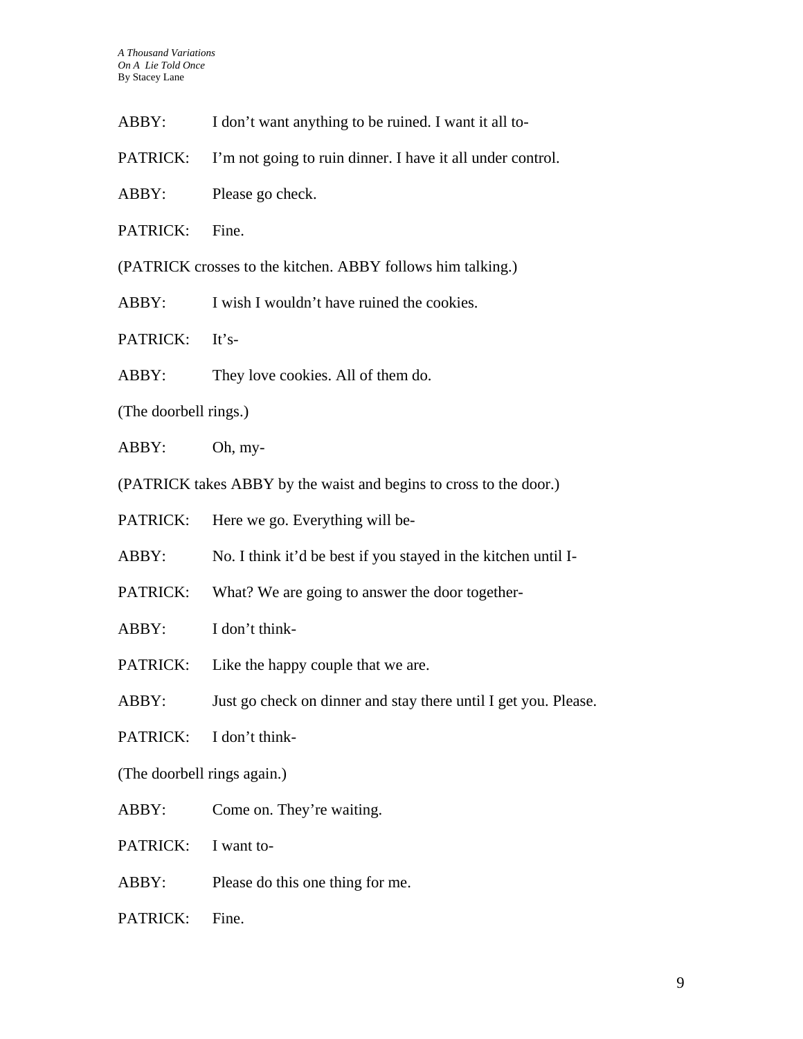ABBY: I don't want anything to be ruined. I want it all to-

PATRICK: I'm not going to ruin dinner. I have it all under control.

ABBY: Please go check.

PATRICK: Fine.

(PATRICK crosses to the kitchen. ABBY follows him talking.)

ABBY: I wish I wouldn't have ruined the cookies.

PATRICK: It's-

ABBY: They love cookies. All of them do.

(The doorbell rings.)

ABBY: Oh, my-

(PATRICK takes ABBY by the waist and begins to cross to the door.)

PATRICK: Here we go. Everything will be-

ABBY: No. I think it'd be best if you stayed in the kitchen until I-

PATRICK: What? We are going to answer the door together-

ABBY: I don't think-

PATRICK: Like the happy couple that we are.

ABBY: Just go check on dinner and stay there until I get you. Please.

PATRICK: I don't think-

(The doorbell rings again.)

ABBY: Come on. They're waiting.

PATRICK: I want to-

ABBY: Please do this one thing for me.

PATRICK: Fine.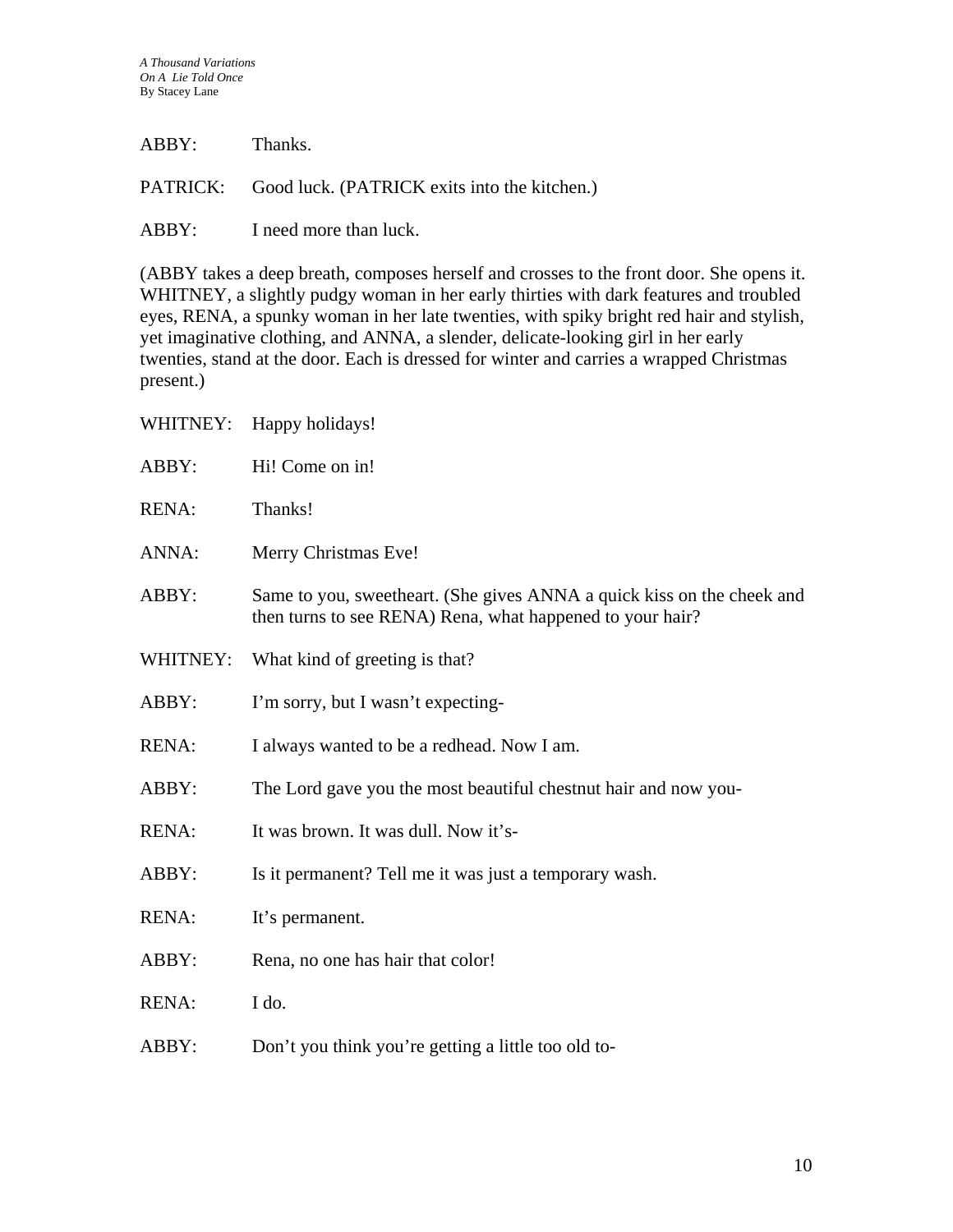ABBY: Thanks.

PATRICK: Good luck. (PATRICK exits into the kitchen.)

ABBY: I need more than luck.

(ABBY takes a deep breath, composes herself and crosses to the front door. She opens it. WHITNEY, a slightly pudgy woman in her early thirties with dark features and troubled eyes, RENA, a spunky woman in her late twenties, with spiky bright red hair and stylish, yet imaginative clothing, and ANNA, a slender, delicate-looking girl in her early twenties, stand at the door. Each is dressed for winter and carries a wrapped Christmas present.)

WHITNEY: Happy holidays!

ABBY: Hi! Come on in!

RENA: Thanks!

ANNA: Merry Christmas Eve!

ABBY: Same to you, sweetheart. (She gives ANNA a quick kiss on the cheek and then turns to see RENA) Rena, what happened to your hair?

WHITNEY: What kind of greeting is that?

ABBY: I'm sorry, but I wasn't expecting-

RENA: I always wanted to be a redhead. Now I am.

ABBY: The Lord gave you the most beautiful chestnut hair and now you-

RENA: It was brown. It was dull. Now it's-

ABBY: Is it permanent? Tell me it was just a temporary wash.

RENA: It's permanent.

ABBY: Rena, no one has hair that color!

RENA: I do.

ABBY: Don't you think you're getting a little too old to-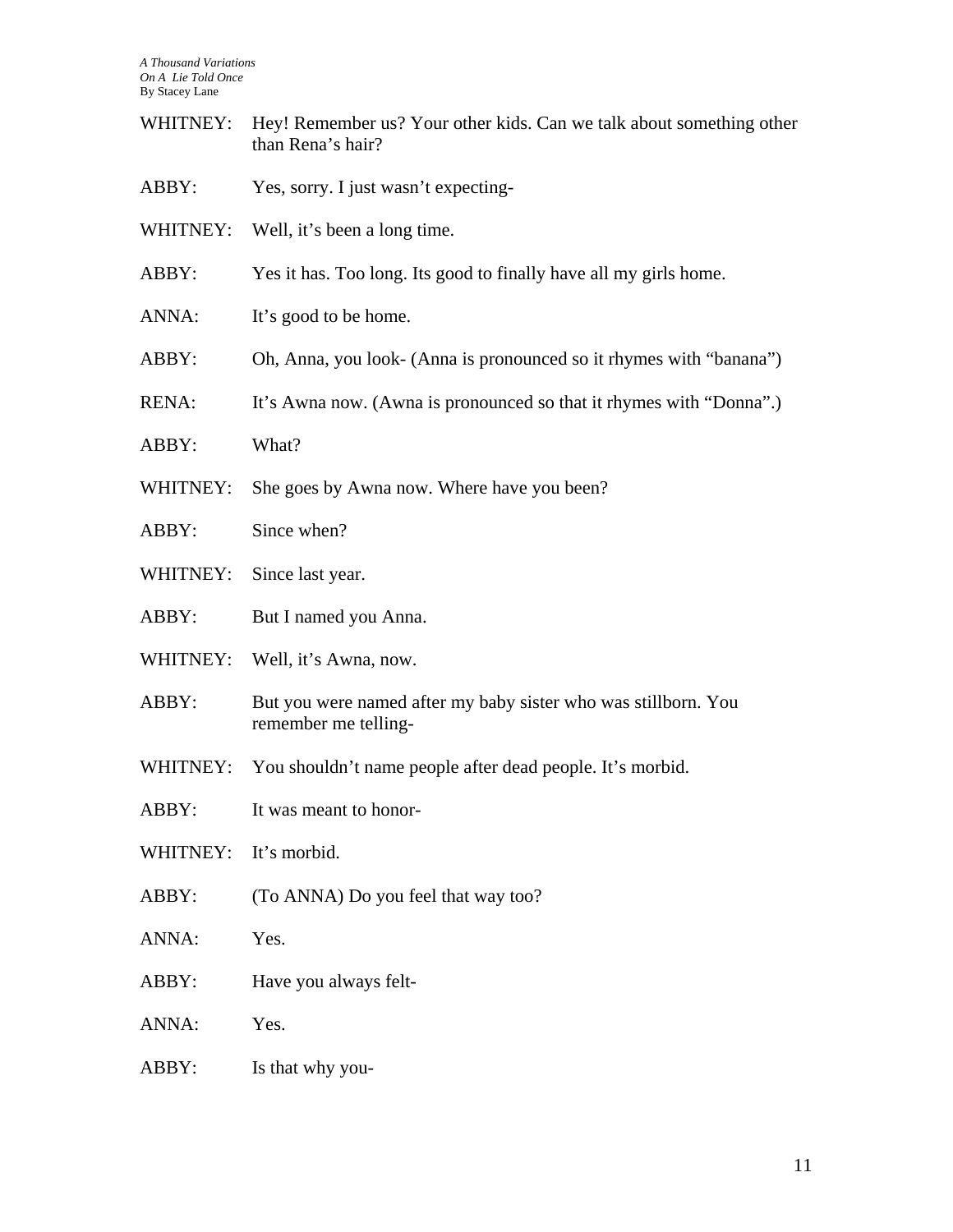WHITNEY: Hey! Remember us? Your other kids. Can we talk about something other than Rena's hair?

ABBY: Yes, sorry. I just wasn't expecting-

WHITNEY: Well, it's been a long time.

ABBY: Yes it has. Too long. Its good to finally have all my girls home.

ANNA: It's good to be home.

ABBY: Oh, Anna, you look- (Anna is pronounced so it rhymes with "banana")

RENA: It's Awna now. (Awna is pronounced so that it rhymes with "Donna".)

ABBY: What?

WHITNEY: She goes by Awna now. Where have you been?

ABBY: Since when?

WHITNEY: Since last year.

ABBY: But I named you Anna.

WHITNEY: Well, it's Awna, now.

ABBY: But you were named after my baby sister who was stillborn. You remember me telling-

WHITNEY: You shouldn't name people after dead people. It's morbid.

ABBY: It was meant to honor-

WHITNEY: It's morbid.

ABBY: (To ANNA) Do you feel that way too?

ANNA: Yes.

ABBY: Have you always felt-

ANNA: Yes.

ABBY: Is that why you-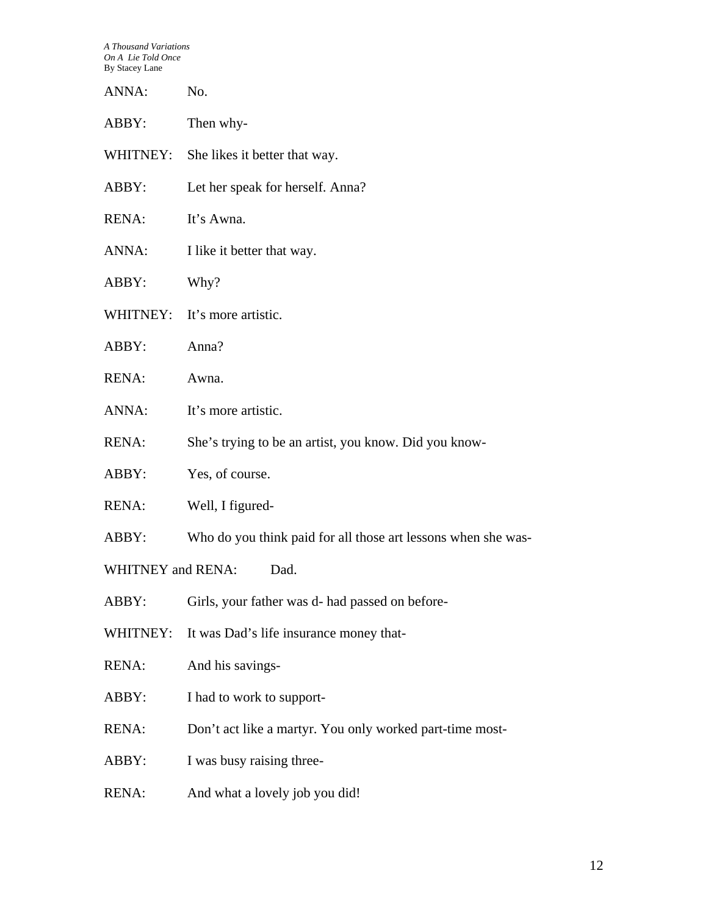ANNA: No.

ABBY: Then why-

WHITNEY: She likes it better that way.

ABBY: Let her speak for herself. Anna?

RENA: It's Awna.

ANNA: I like it better that way.

ABBY: Why?

WHITNEY: It's more artistic.

ABBY: Anna?

RENA: Awna.

ANNA: It's more artistic.

RENA: She's trying to be an artist, you know. Did you know-

ABBY: Yes, of course.

RENA: Well, I figured-

ABBY: Who do you think paid for all those art lessons when she was-

WHITNEY and RENA: Dad.

ABBY: Girls, your father was d- had passed on before-

WHITNEY: It was Dad's life insurance money that-

RENA: And his savings-

ABBY: I had to work to support-

RENA: Don't act like a martyr. You only worked part-time most-

ABBY: I was busy raising three-

RENA: And what a lovely job you did!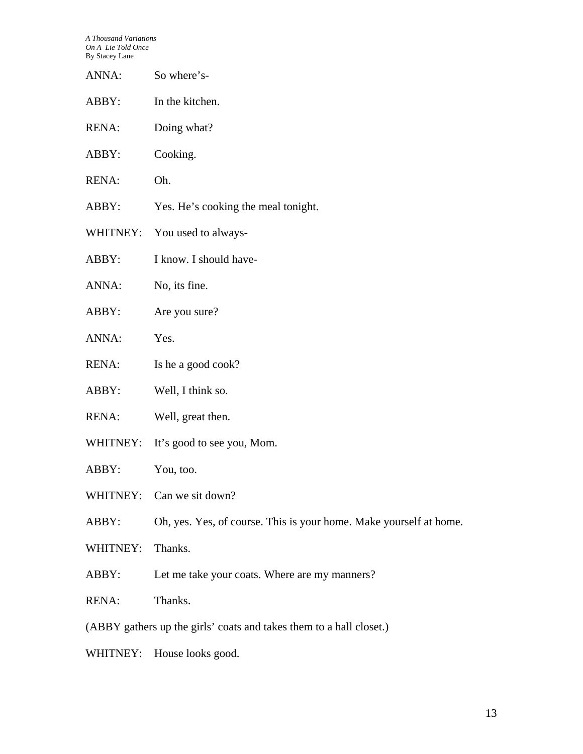ANNA: So where's-

ABBY: In the kitchen.

RENA: Doing what?

ABBY: Cooking.

RENA: Oh.

ABBY: Yes. He's cooking the meal tonight.

WHITNEY: You used to always-

ABBY: I know. I should have-

ANNA: No, its fine.

ABBY: Are you sure?

ANNA: Yes.

RENA: Is he a good cook?

ABBY: Well, I think so.

RENA: Well, great then.

WHITNEY: It's good to see you, Mom.

ABBY: You, too.

WHITNEY: Can we sit down?

ABBY: Oh, yes. Yes, of course. This is your home. Make yourself at home.

WHITNEY: Thanks.

ABBY: Let me take your coats. Where are my manners?

RENA: Thanks.

(ABBY gathers up the girls' coats and takes them to a hall closet.)

WHITNEY: House looks good.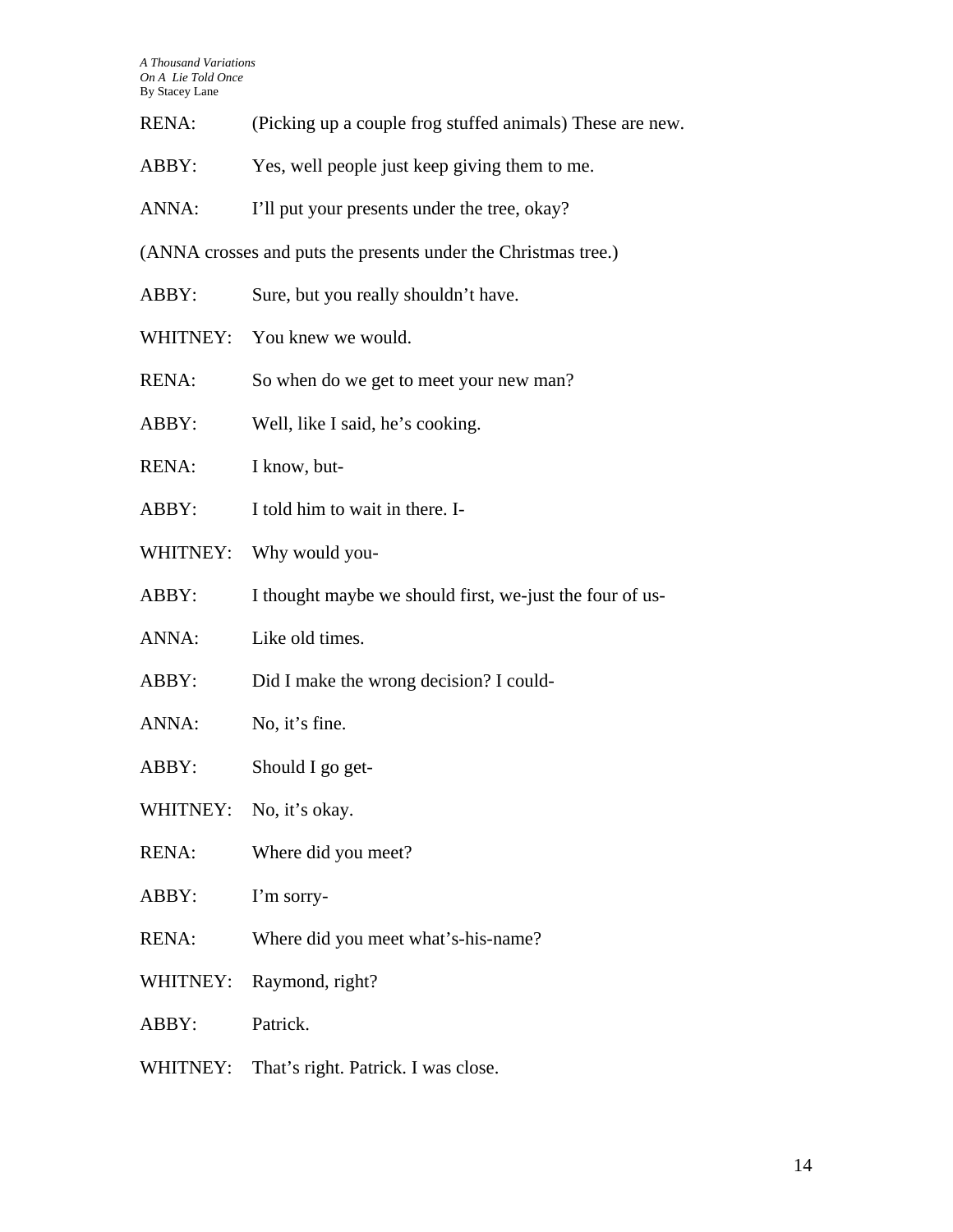RENA: (Picking up a couple frog stuffed animals) These are new.

ABBY: Yes, well people just keep giving them to me.

ANNA: I'll put your presents under the tree, okay?

(ANNA crosses and puts the presents under the Christmas tree.)

ABBY: Sure, but you really shouldn't have.

WHITNEY: You knew we would.

RENA: So when do we get to meet your new man?

ABBY: Well, like I said, he's cooking.

RENA: I know, but-

ABBY: I told him to wait in there. I-

WHITNEY: Why would you-

ABBY: I thought maybe we should first, we-just the four of us-

ANNA: Like old times.

ABBY: Did I make the wrong decision? I could-

ANNA: No, it's fine.

ABBY: Should I go get-

WHITNEY: No, it's okay.

RENA: Where did you meet?

ABBY: I'm sorry-

RENA: Where did you meet what's-his-name?

WHITNEY: Raymond, right?

ABBY: Patrick.

WHITNEY: That's right. Patrick. I was close.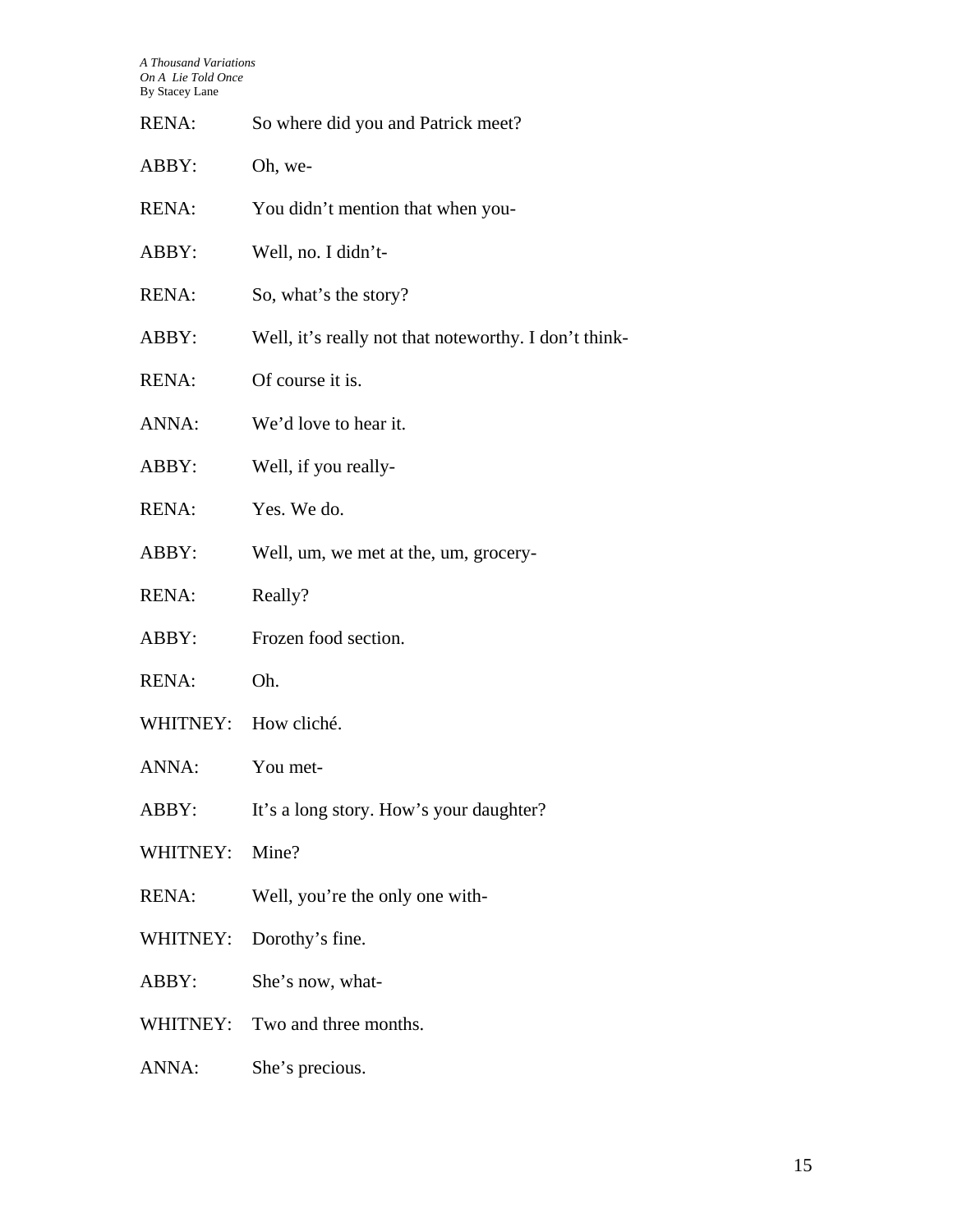RENA: So where did you and Patrick meet?

ABBY: Oh, we-

RENA: You didn't mention that when you-

ABBY: Well, no. I didn't-

RENA: So, what's the story?

ABBY: Well, it's really not that noteworthy. I don't think-

RENA: Of course it is.

ANNA: We'd love to hear it.

ABBY: Well, if you really-

RENA: Yes. We do.

ABBY: Well, um, we met at the, um, grocery-

RENA: Really?

ABBY: Frozen food section.

RENA: Oh.

WHITNEY: How cliché.

ANNA: You met-

ABBY: It's a long story. How's your daughter?

WHITNEY: Mine?

RENA: Well, you're the only one with-

WHITNEY: Dorothy's fine.

ABBY: She's now, what-

WHITNEY: Two and three months.

ANNA: She's precious.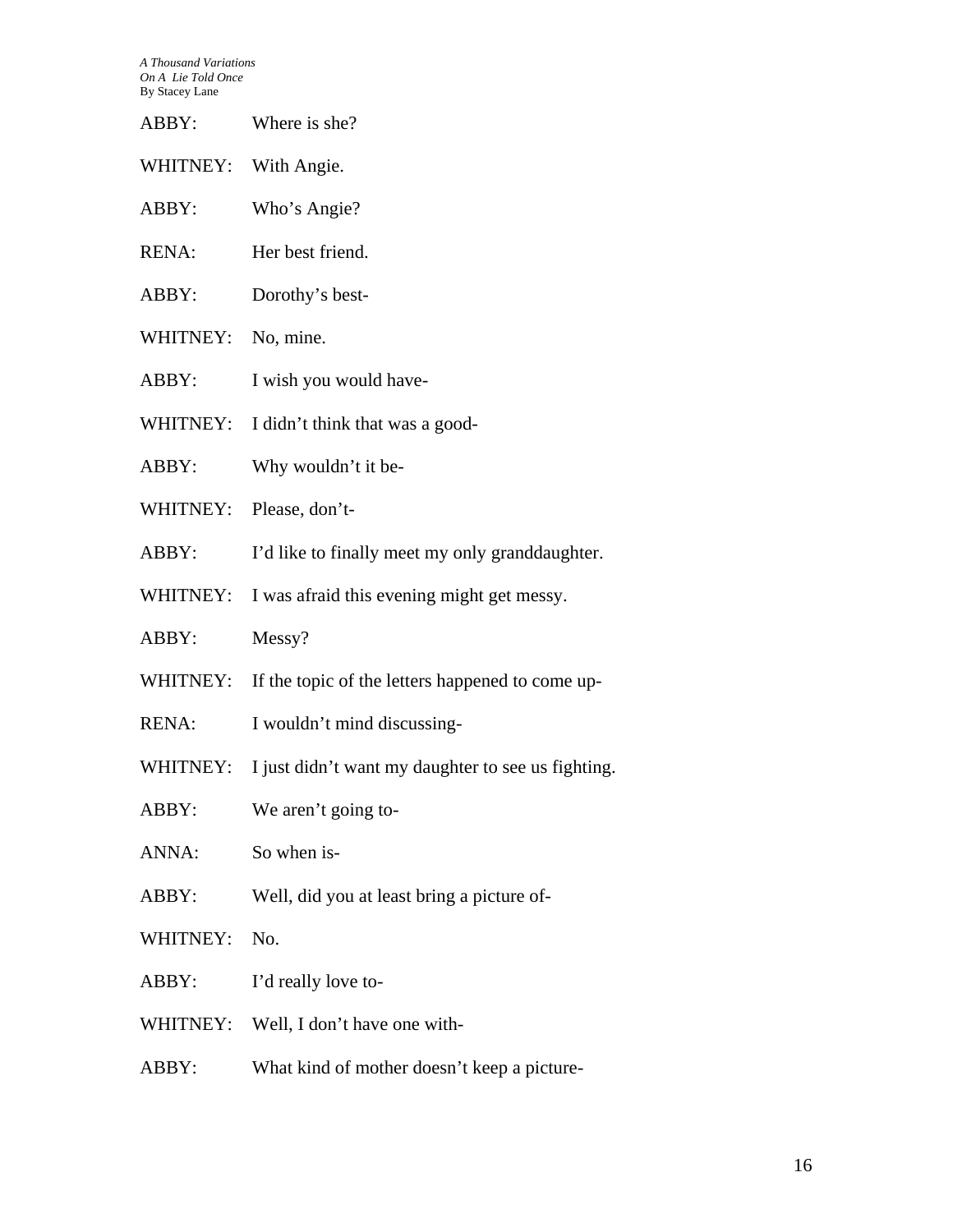ABBY: Where is she?

WHITNEY: With Angie.

ABBY: Who's Angie?

RENA: Her best friend.

ABBY: Dorothy's best-

WHITNEY: No, mine.

ABBY: I wish you would have-

WHITNEY: I didn't think that was a good-

ABBY: Why wouldn't it be-

WHITNEY: Please, don't-

ABBY: I'd like to finally meet my only granddaughter.

WHITNEY: I was afraid this evening might get messy.

ABBY: Messy?

WHITNEY: If the topic of the letters happened to come up-

RENA: I wouldn't mind discussing-

WHITNEY: I just didn't want my daughter to see us fighting.

ABBY: We aren't going to-

ANNA: So when is-

ABBY: Well, did you at least bring a picture of-

WHITNEY: No.

ABBY: I'd really love to-

WHITNEY: Well, I don't have one with-

ABBY: What kind of mother doesn't keep a picture-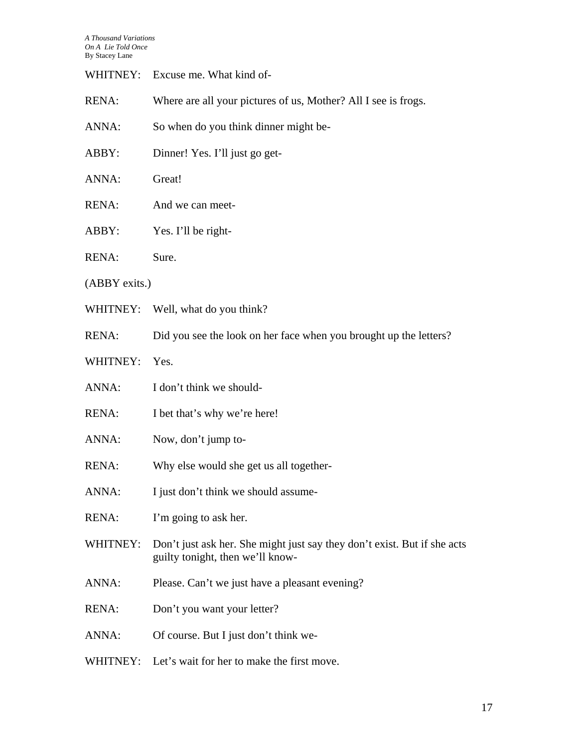WHITNEY: Excuse me. What kind of-

RENA: Where are all your pictures of us, Mother? All I see is frogs.

ANNA: So when do you think dinner might be-

ABBY: Dinner! Yes. I'll just go get-

ANNA: Great!

RENA: And we can meet-

ABBY: Yes. I'll be right-

RENA: Sure.

(ABBY exits.)

WHITNEY: Well, what do you think?

RENA: Did you see the look on her face when you brought up the letters?

WHITNEY: Yes.

ANNA: I don't think we should-

RENA: I bet that's why we're here!

ANNA: Now, don't jump to-

RENA: Why else would she get us all together-

ANNA: I just don't think we should assume-

RENA: I'm going to ask her.

WHITNEY: Don't just ask her. She might just say they don't exist. But if she acts guilty tonight, then we'll know-

ANNA: Please. Can't we just have a pleasant evening?

RENA: Don't you want your letter?

ANNA: Of course. But I just don't think we-

WHITNEY: Let's wait for her to make the first move.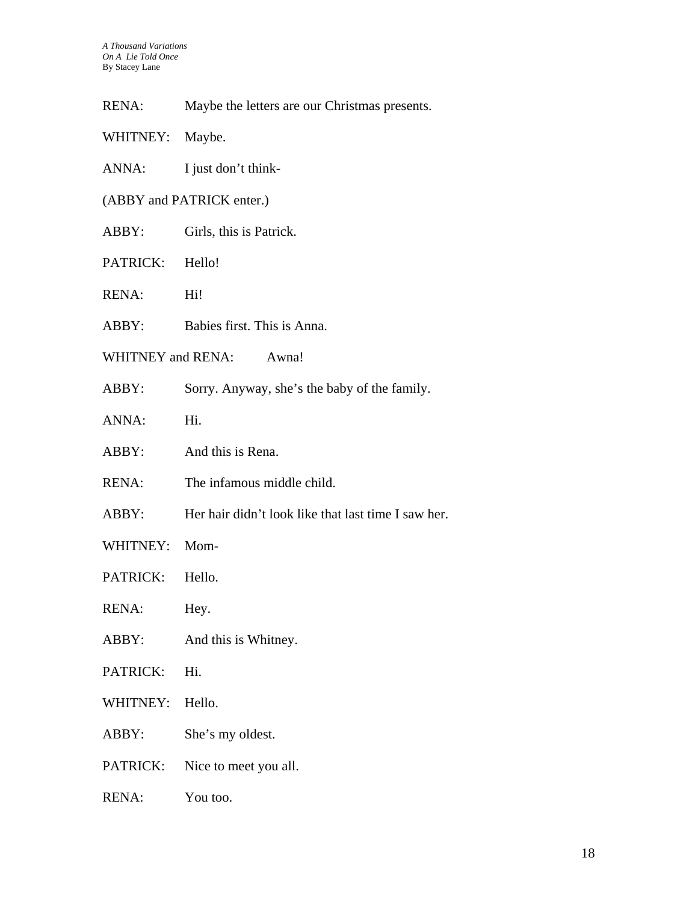RENA: Maybe the letters are our Christmas presents.

WHITNEY: Maybe.

ANNA: I just don't think-

(ABBY and PATRICK enter.)

ABBY: Girls, this is Patrick.

PATRICK: Hello!

RENA: Hi!

ABBY: Babies first. This is Anna.

WHITNEY and RENA: Awna!

ABBY: Sorry. Anyway, she's the baby of the family.

ANNA: Hi.

ABBY: And this is Rena.

RENA: The infamous middle child.

ABBY: Her hair didn't look like that last time I saw her.

WHITNEY: Mom-

PATRICK: Hello.

RENA: Hey.

ABBY: And this is Whitney.

PATRICK: Hi.

WHITNEY: Hello.

ABBY: She's my oldest.

PATRICK: Nice to meet you all.

RENA: You too.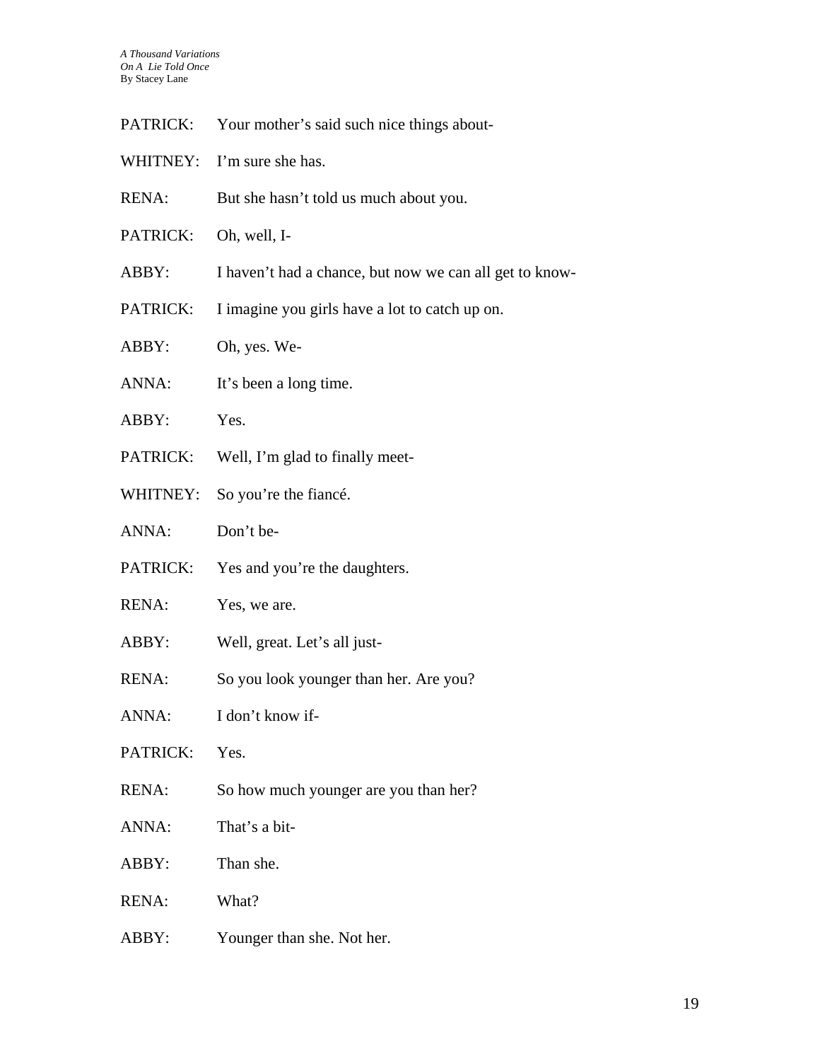PATRICK: Your mother's said such nice things about-

WHITNEY: I'm sure she has.

RENA: But she hasn't told us much about you.

PATRICK: Oh, well, I-

ABBY: I haven't had a chance, but now we can all get to know-

PATRICK: I imagine you girls have a lot to catch up on.

ABBY: Oh, yes. We-

ANNA: It's been a long time.

ABBY: Yes.

PATRICK: Well, I'm glad to finally meet-

WHITNEY: So you're the fiancé.

ANNA: Don't be-

PATRICK: Yes and you're the daughters.

RENA: Yes, we are.

ABBY: Well, great. Let's all just-

RENA: So you look younger than her. Are you?

ANNA: I don't know if-

PATRICK: Yes.

RENA: So how much younger are you than her?

ANNA: That's a bit-

ABBY: Than she.

RENA: What?

ABBY: Younger than she. Not her.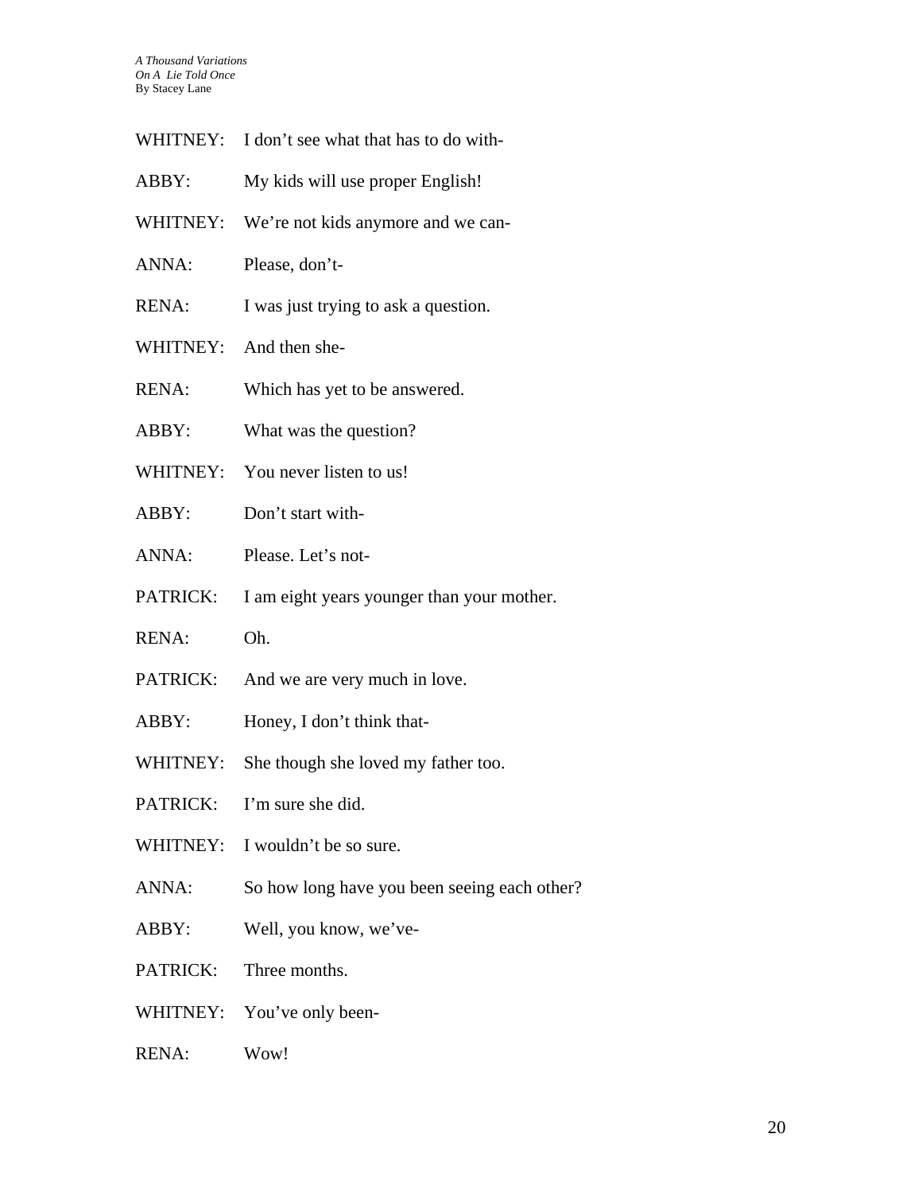WHITNEY: I don't see what that has to do with-

ABBY: My kids will use proper English!

WHITNEY: We're not kids anymore and we can-

ANNA: Please, don't-

RENA: I was just trying to ask a question.

WHITNEY: And then she-

RENA: Which has yet to be answered.

ABBY: What was the question?

WHITNEY: You never listen to us!

ABBY: Don't start with-

ANNA: Please. Let's not-

PATRICK: I am eight years younger than your mother.

RENA: Oh.

PATRICK: And we are very much in love.

ABBY: Honey, I don't think that-

WHITNEY: She though she loved my father too.

PATRICK: I'm sure she did.

WHITNEY: I wouldn't be so sure.

ANNA: So how long have you been seeing each other?

ABBY: Well, you know, we've-

PATRICK: Three months.

WHITNEY: You've only been-

RENA: Wow!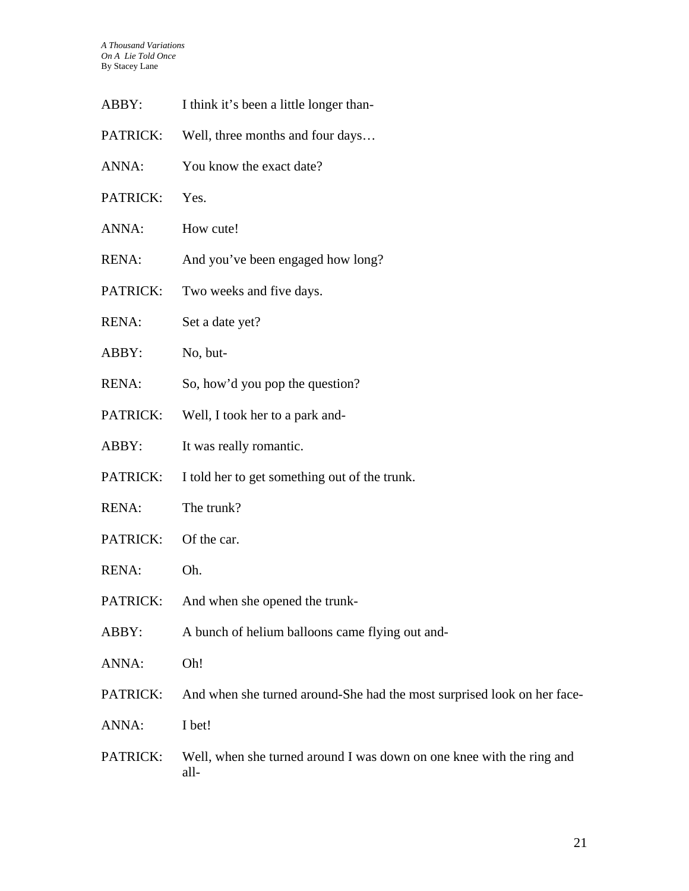ABBY: I think it's been a little longer than-

PATRICK: Well, three months and four days…

ANNA: You know the exact date?

PATRICK: Yes.

ANNA: How cute!

RENA: And you've been engaged how long?

PATRICK: Two weeks and five days.

RENA: Set a date yet?

ABBY: No, but-

RENA: So, how'd you pop the question?

PATRICK: Well, I took her to a park and-

ABBY: It was really romantic.

PATRICK: I told her to get something out of the trunk.

RENA: The trunk?

PATRICK: Of the car.

RENA: Oh.

PATRICK: And when she opened the trunk-

ABBY: A bunch of helium balloons came flying out and-

ANNA: Oh!

PATRICK: And when she turned around-She had the most surprised look on her face-

ANNA: I bet!

PATRICK: Well, when she turned around I was down on one knee with the ring and all-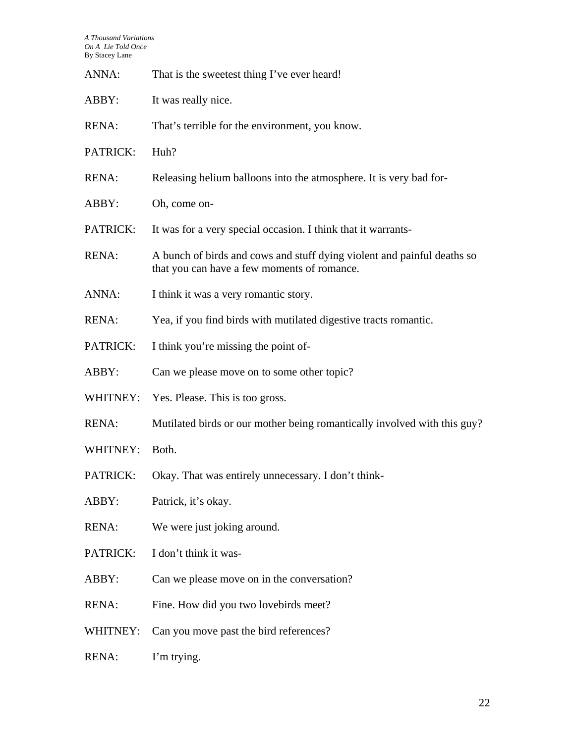ANNA: That is the sweetest thing I've ever heard!

ABBY: It was really nice.

RENA: That's terrible for the environment, you know.

PATRICK: Huh?

RENA: Releasing helium balloons into the atmosphere. It is very bad for-

ABBY: Oh, come on-

PATRICK: It was for a very special occasion. I think that it warrants-

RENA: A bunch of birds and cows and stuff dying violent and painful deaths so that you can have a few moments of romance.

ANNA: I think it was a very romantic story.

RENA: Yea, if you find birds with mutilated digestive tracts romantic.

PATRICK: I think you're missing the point of-

ABBY: Can we please move on to some other topic?

WHITNEY: Yes. Please. This is too gross.

RENA: Mutilated birds or our mother being romantically involved with this guy?

WHITNEY: Both.

PATRICK: Okay. That was entirely unnecessary. I don't think-

ABBY: Patrick, it's okay.

RENA: We were just joking around.

PATRICK: I don't think it was-

ABBY: Can we please move on in the conversation?

RENA: Fine. How did you two lovebirds meet?

WHITNEY: Can you move past the bird references?

RENA: I'm trying.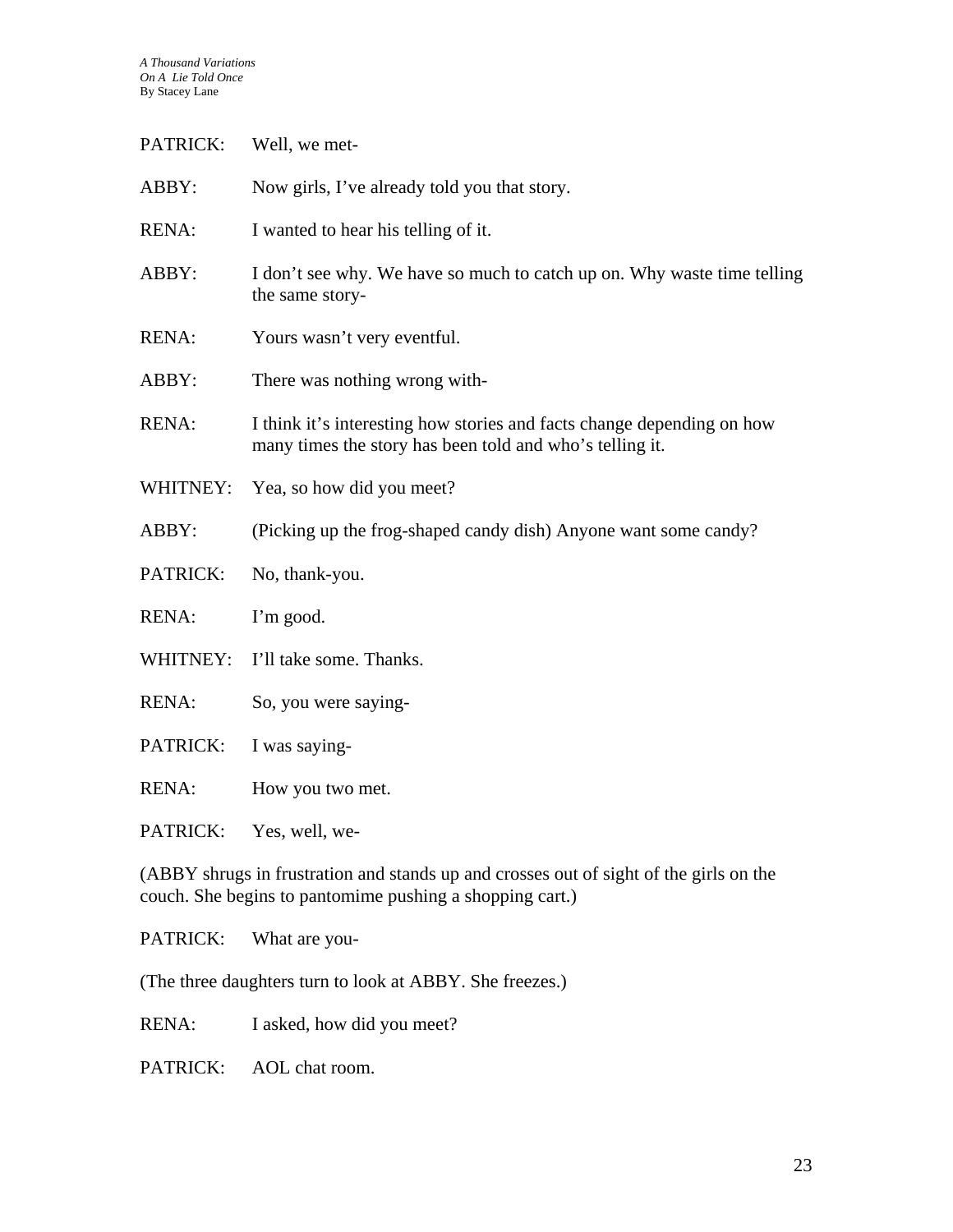PATRICK: Well, we met-

ABBY: Now girls, I've already told you that story.

RENA: I wanted to hear his telling of it.

ABBY: I don't see why. We have so much to catch up on. Why waste time telling the same story-

RENA: Yours wasn't very eventful.

ABBY: There was nothing wrong with-

RENA: I think it's interesting how stories and facts change depending on how many times the story has been told and who's telling it.

WHITNEY: Yea, so how did you meet?

ABBY: (Picking up the frog-shaped candy dish) Anyone want some candy?

PATRICK: No, thank-you.

RENA: I'm good.

WHITNEY: I'll take some. Thanks.

RENA: So, you were saying-

PATRICK: I was saying-

RENA: How you two met.

PATRICK: Yes, well, we-

(ABBY shrugs in frustration and stands up and crosses out of sight of the girls on the couch. She begins to pantomime pushing a shopping cart.)

PATRICK: What are you-

(The three daughters turn to look at ABBY. She freezes.)

RENA: I asked, how did you meet?

PATRICK: AOL chat room.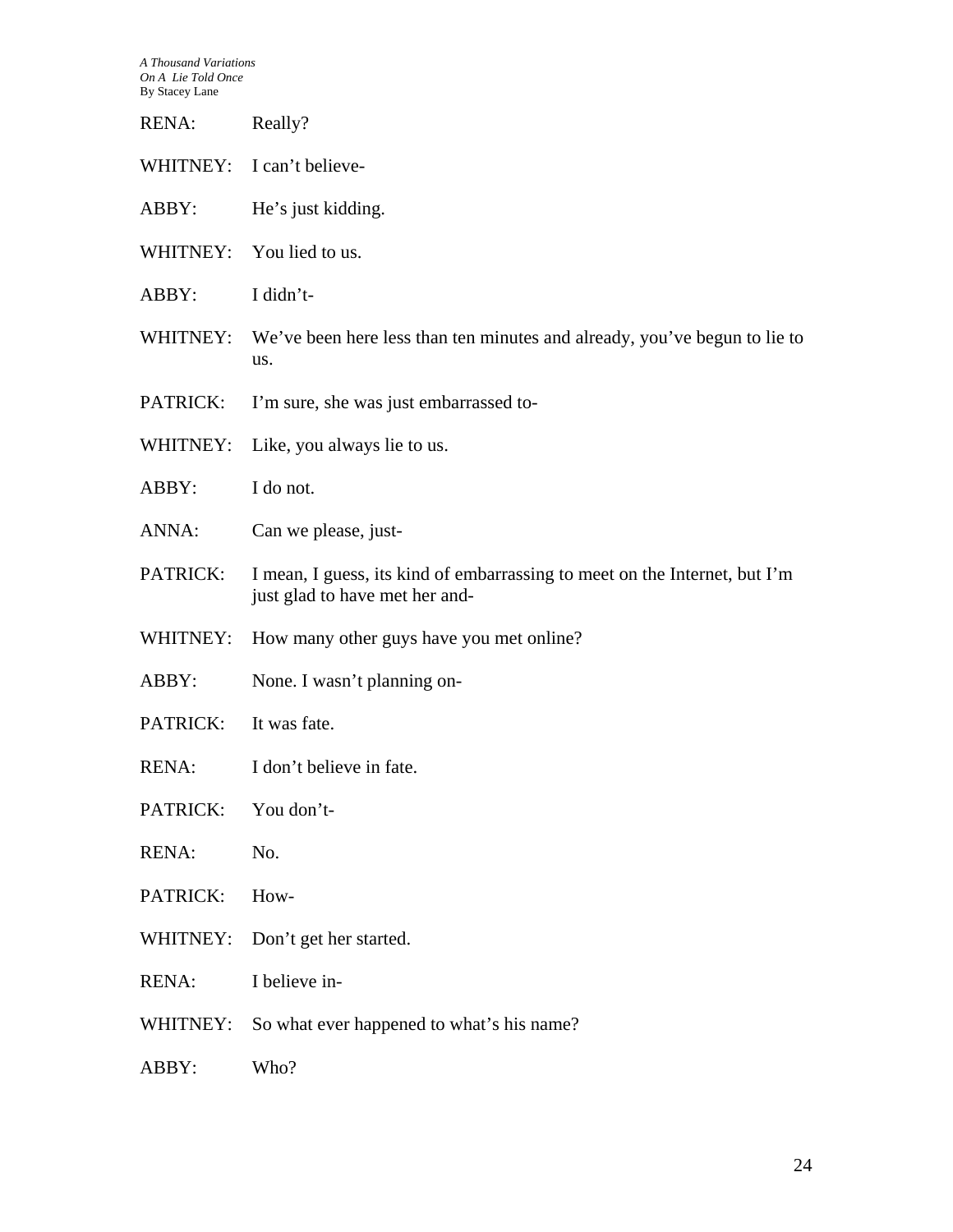RENA: Really?

WHITNEY: I can't believe-

ABBY: He's just kidding.

WHITNEY: You lied to us.

ABBY: I didn't-

WHITNEY: We've been here less than ten minutes and already, you've begun to lie to us.

PATRICK: I'm sure, she was just embarrassed to-

WHITNEY: Like, you always lie to us.

ABBY: I do not.

ANNA: Can we please, just-

PATRICK: I mean, I guess, its kind of embarrassing to meet on the Internet, but I'm just glad to have met her and-

WHITNEY: How many other guys have you met online?

ABBY: None. I wasn't planning on-

PATRICK: It was fate.

RENA: I don't believe in fate.

PATRICK: You don't-

RENA: No.

PATRICK: How-

WHITNEY: Don't get her started.

RENA: I believe in-

WHITNEY: So what ever happened to what's his name?

ABBY: Who?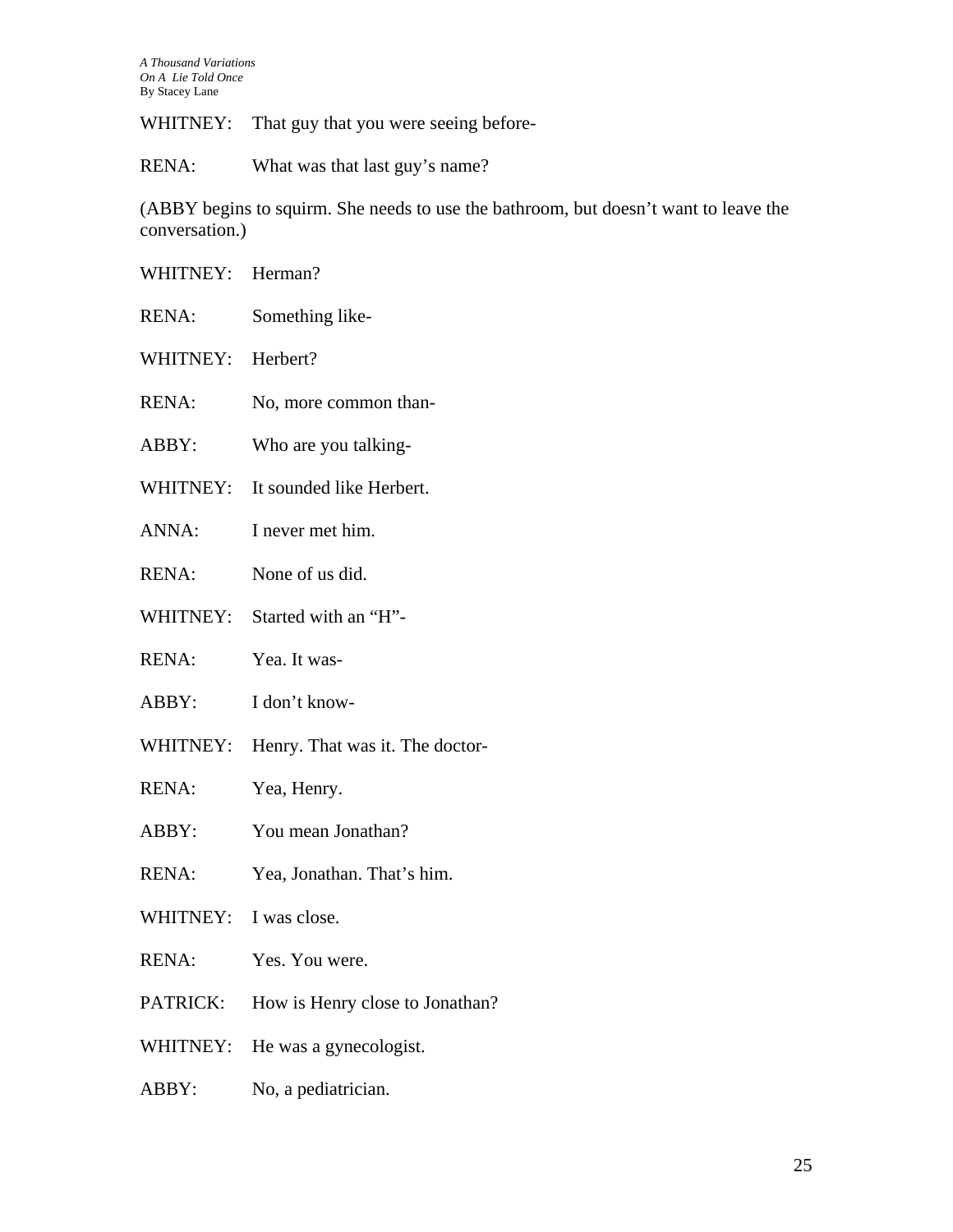WHITNEY: That guy that you were seeing before-

RENA: What was that last guy's name?

(ABBY begins to squirm. She needs to use the bathroom, but doesn't want to leave the conversation.)

WHITNEY: Herman?

RENA: Something like-

WHITNEY: Herbert?

RENA: No, more common than-

ABBY: Who are you talking-

WHITNEY: It sounded like Herbert.

ANNA: I never met him.

RENA: None of us did.

WHITNEY: Started with an "H"-

RENA: Yea. It was-

ABBY: I don't know-

WHITNEY: Henry. That was it. The doctor-

RENA: Yea, Henry.

ABBY: You mean Jonathan?

RENA: Yea, Jonathan. That's him.

WHITNEY: I was close.

RENA: Yes. You were.

PATRICK: How is Henry close to Jonathan?

WHITNEY: He was a gynecologist.

ABBY: No, a pediatrician.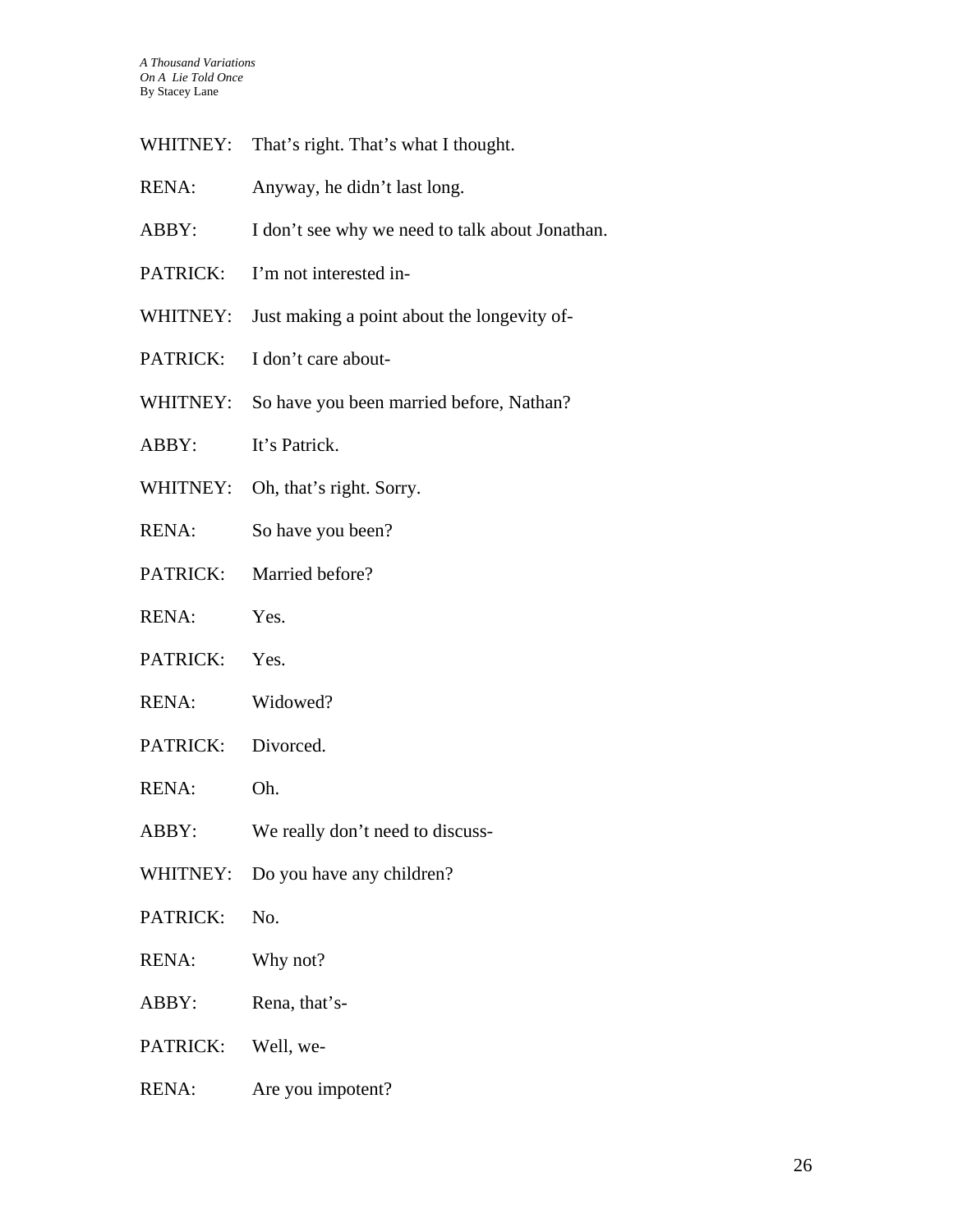WHITNEY: That's right. That's what I thought.

RENA: Anyway, he didn't last long.

ABBY: I don't see why we need to talk about Jonathan.

PATRICK: I'm not interested in-

WHITNEY: Just making a point about the longevity of-

PATRICK: I don't care about-

WHITNEY: So have you been married before, Nathan?

ABBY: It's Patrick.

WHITNEY: Oh, that's right. Sorry.

RENA: So have you been?

PATRICK: Married before?

RENA: Yes.

PATRICK: Yes.

RENA: Widowed?

PATRICK: Divorced.

RENA: Oh.

ABBY: We really don't need to discuss-

WHITNEY: Do you have any children?

PATRICK: No.

RENA: Why not?

ABBY: Rena, that's-

PATRICK: Well, we-

RENA: Are you impotent?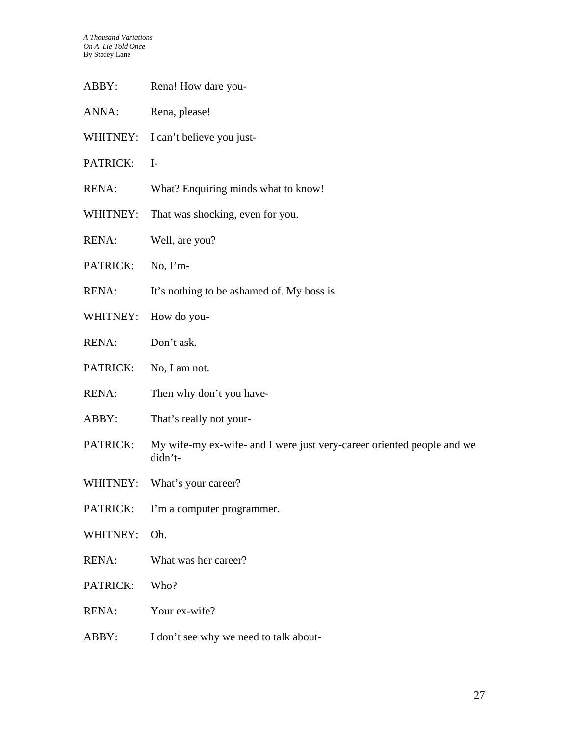ABBY: Rena! How dare you-

ANNA: Rena, please!

WHITNEY: I can't believe you just-

PATRICK: I-

RENA: What? Enquiring minds what to know!

WHITNEY: That was shocking, even for you.

RENA: Well, are you?

PATRICK: No, I'm-

RENA: It's nothing to be ashamed of. My boss is.

WHITNEY: How do you-

RENA: Don't ask.

PATRICK: No, I am not.

RENA: Then why don't you have-

ABBY: That's really not your-

PATRICK: My wife-my ex-wife- and I were just very-career oriented people and we didn't-

WHITNEY: What's your career?

PATRICK: I'm a computer programmer.

WHITNEY: Oh.

RENA: What was her career?

PATRICK: Who?

RENA: Your ex-wife?

ABBY: I don't see why we need to talk about-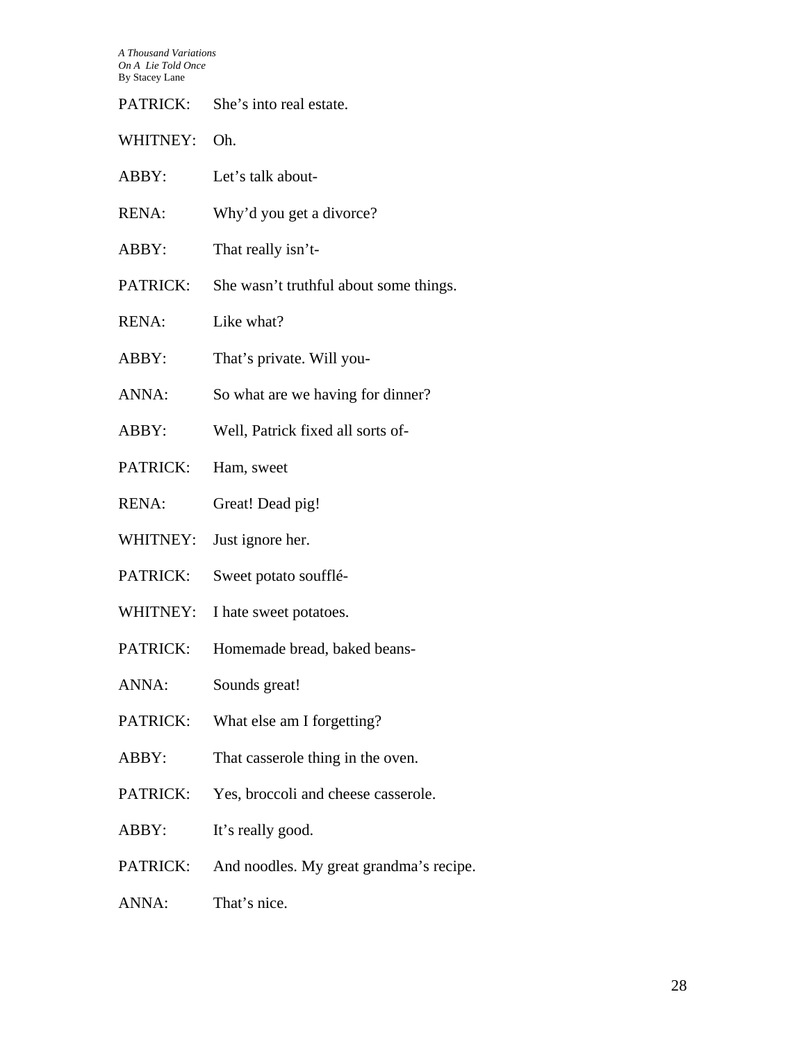PATRICK: She's into real estate.

WHITNEY: Oh.

ABBY: Let's talk about-

RENA: Why'd you get a divorce?

ABBY: That really isn't-

PATRICK: She wasn't truthful about some things.

RENA: Like what?

ABBY: That's private. Will you-

ANNA: So what are we having for dinner?

ABBY: Well, Patrick fixed all sorts of-

PATRICK: Ham, sweet

RENA: Great! Dead pig!

WHITNEY: Just ignore her.

PATRICK: Sweet potato soufflé-

WHITNEY: I hate sweet potatoes.

PATRICK: Homemade bread, baked beans-

ANNA: Sounds great!

PATRICK: What else am I forgetting?

ABBY: That casserole thing in the oven.

PATRICK: Yes, broccoli and cheese casserole.

ABBY: It's really good.

PATRICK: And noodles. My great grandma's recipe.

ANNA: That's nice.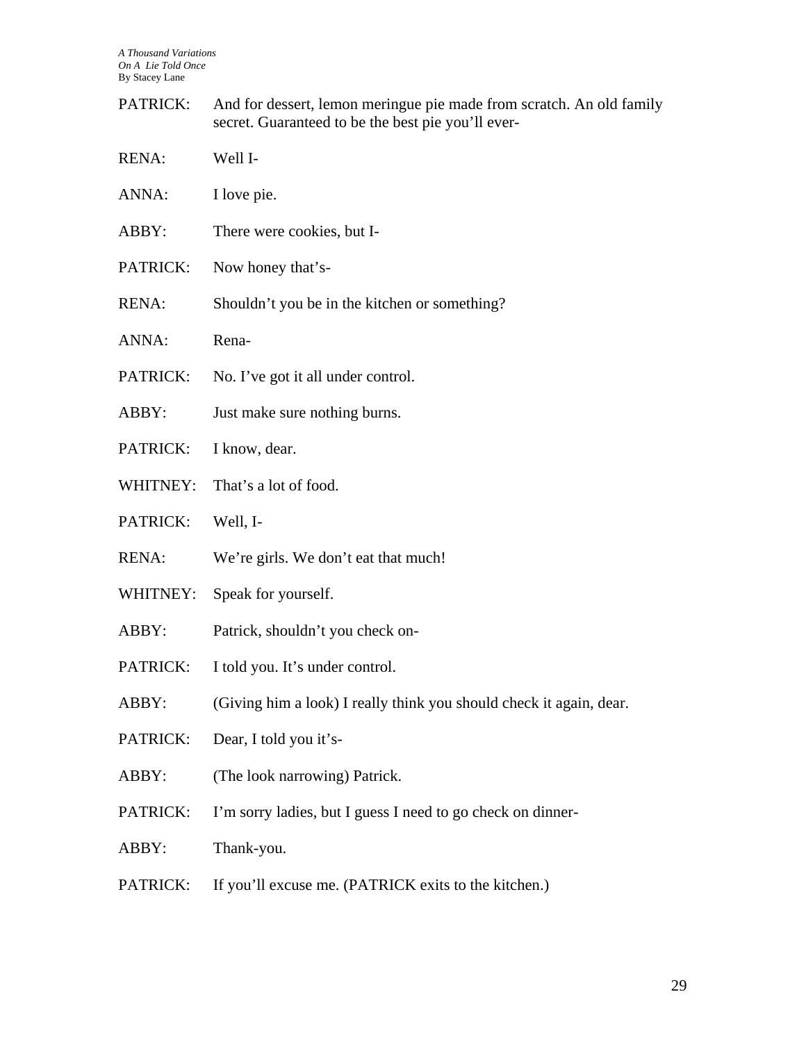PATRICK: And for dessert, lemon meringue pie made from scratch. An old family secret. Guaranteed to be the best pie you'll ever-

RENA: Well I-

ANNA: I love pie.

ABBY: There were cookies, but I-

PATRICK: Now honey that's-

RENA: Shouldn't you be in the kitchen or something?

ANNA: Rena-

PATRICK: No. I've got it all under control.

ABBY: Just make sure nothing burns.

PATRICK: I know, dear.

WHITNEY: That's a lot of food.

PATRICK: Well, I-

RENA: We're girls. We don't eat that much!

WHITNEY: Speak for yourself.

ABBY: Patrick, shouldn't you check on-

PATRICK: I told you. It's under control.

ABBY: (Giving him a look) I really think you should check it again, dear.

PATRICK: Dear, I told you it's-

ABBY: (The look narrowing) Patrick.

PATRICK: I'm sorry ladies, but I guess I need to go check on dinner-

ABBY: Thank-you.

PATRICK: If you'll excuse me. (PATRICK exits to the kitchen.)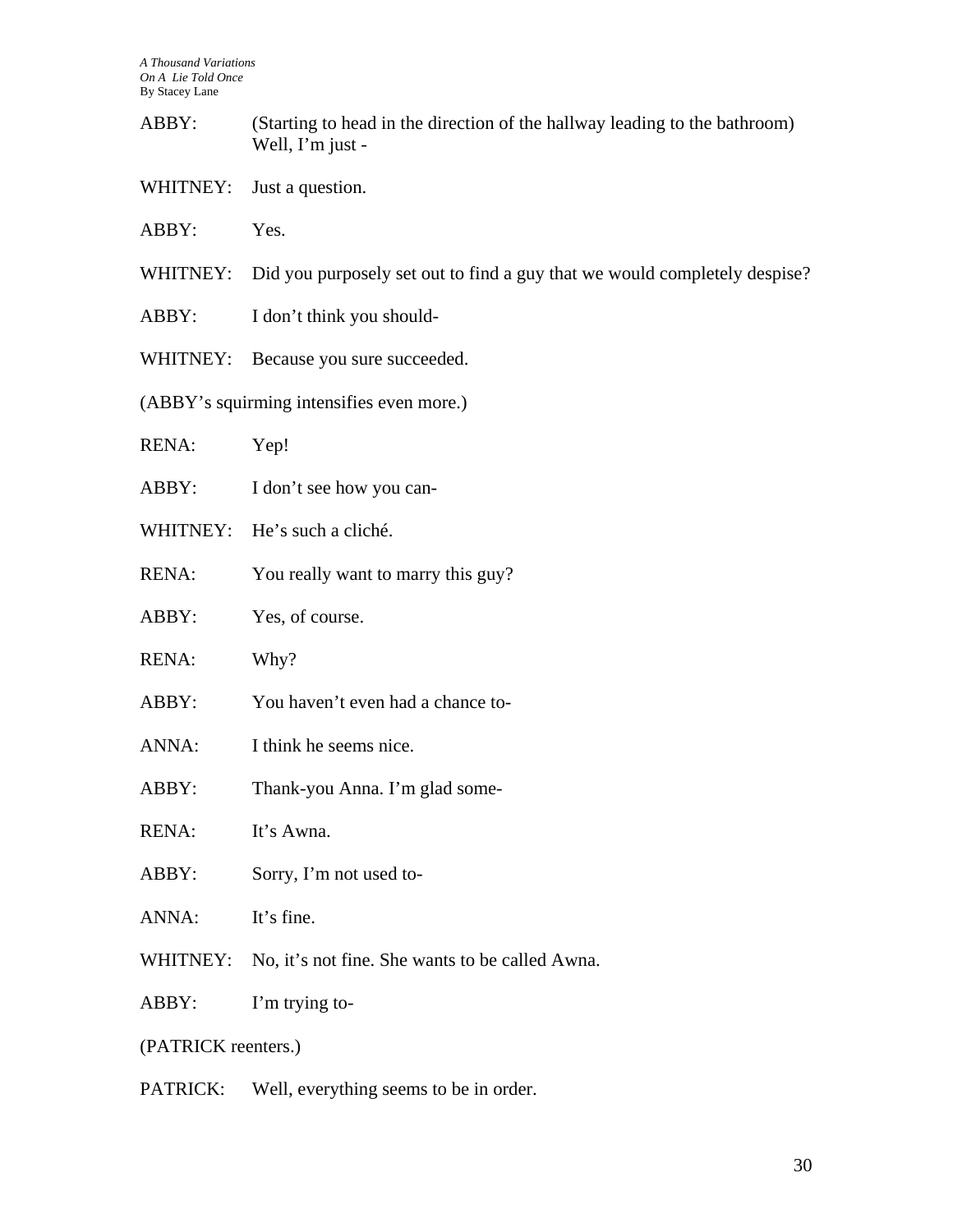ABBY: (Starting to head in the direction of the hallway leading to the bathroom) Well, I'm just -

WHITNEY: Just a question.

ABBY: Yes.

WHITNEY: Did you purposely set out to find a guy that we would completely despise?

ABBY: I don't think you should-

WHITNEY: Because you sure succeeded.

(ABBY's squirming intensifies even more.)

RENA: Yep!

ABBY: I don't see how you can-

WHITNEY: He's such a cliché.

RENA: You really want to marry this guy?

ABBY: Yes, of course.

RENA: Why?

ABBY: You haven't even had a chance to-

ANNA: I think he seems nice.

ABBY: Thank-you Anna. I'm glad some-

RENA: It's Awna.

ABBY: Sorry, I'm not used to-

ANNA: It's fine.

WHITNEY: No, it's not fine. She wants to be called Awna.

ABBY: I'm trying to-

(PATRICK reenters.)

PATRICK: Well, everything seems to be in order.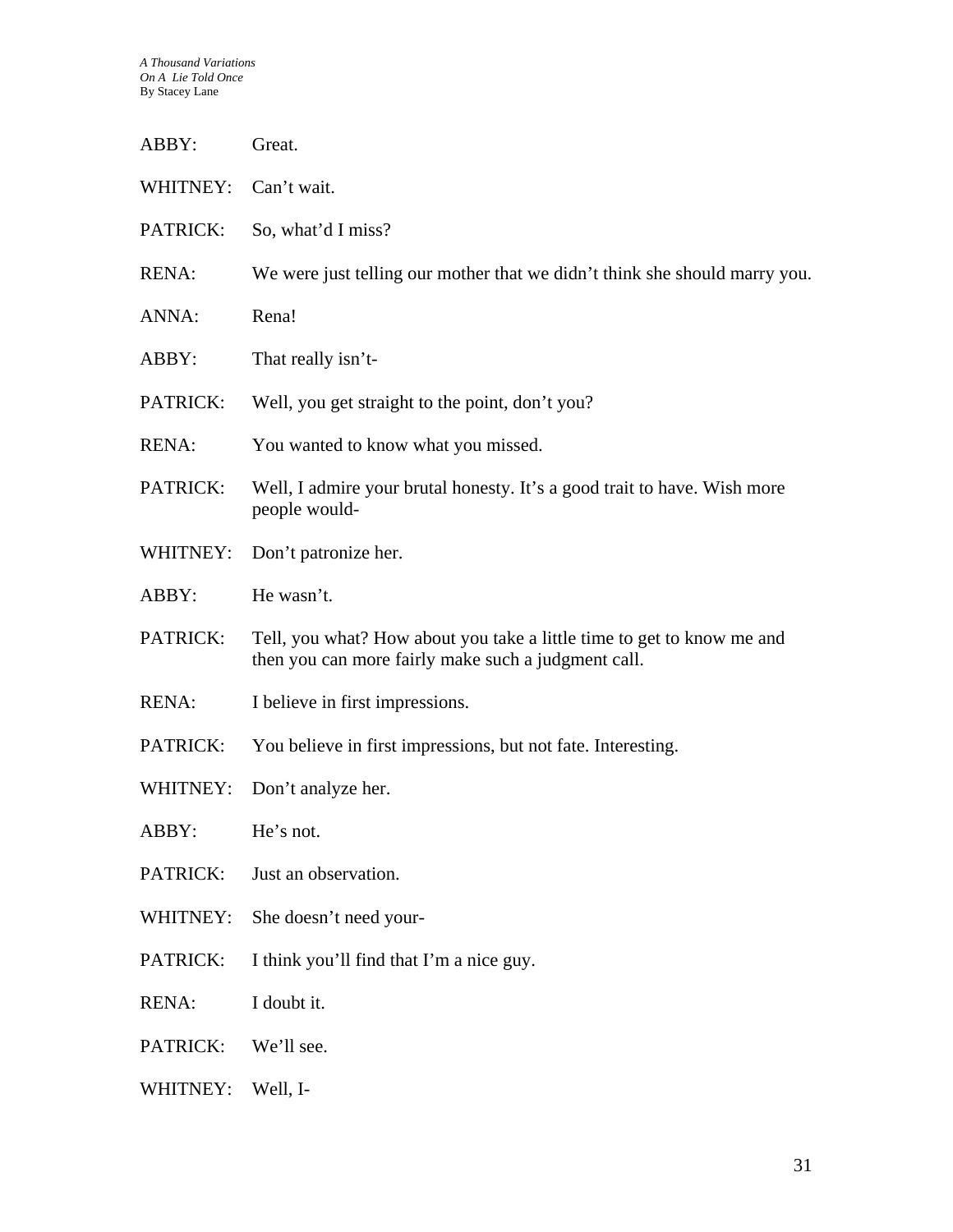ABBY: Great.

WHITNEY: Can't wait.

PATRICK: So, what'd I miss?

RENA: We were just telling our mother that we didn't think she should marry you.

ANNA: Rena!

ABBY: That really isn't-

PATRICK: Well, you get straight to the point, don't you?

RENA: You wanted to know what you missed.

PATRICK: Well, I admire your brutal honesty. It's a good trait to have. Wish more people would-

WHITNEY: Don't patronize her.

ABBY: He wasn't.

PATRICK: Tell, you what? How about you take a little time to get to know me and then you can more fairly make such a judgment call.

RENA: I believe in first impressions.

PATRICK: You believe in first impressions, but not fate. Interesting.

WHITNEY: Don't analyze her.

ABBY: He's not.

PATRICK: Just an observation.

WHITNEY: She doesn't need your-

PATRICK: I think you'll find that I'm a nice guy.

RENA: I doubt it.

PATRICK: We'll see.

WHITNEY: Well, I-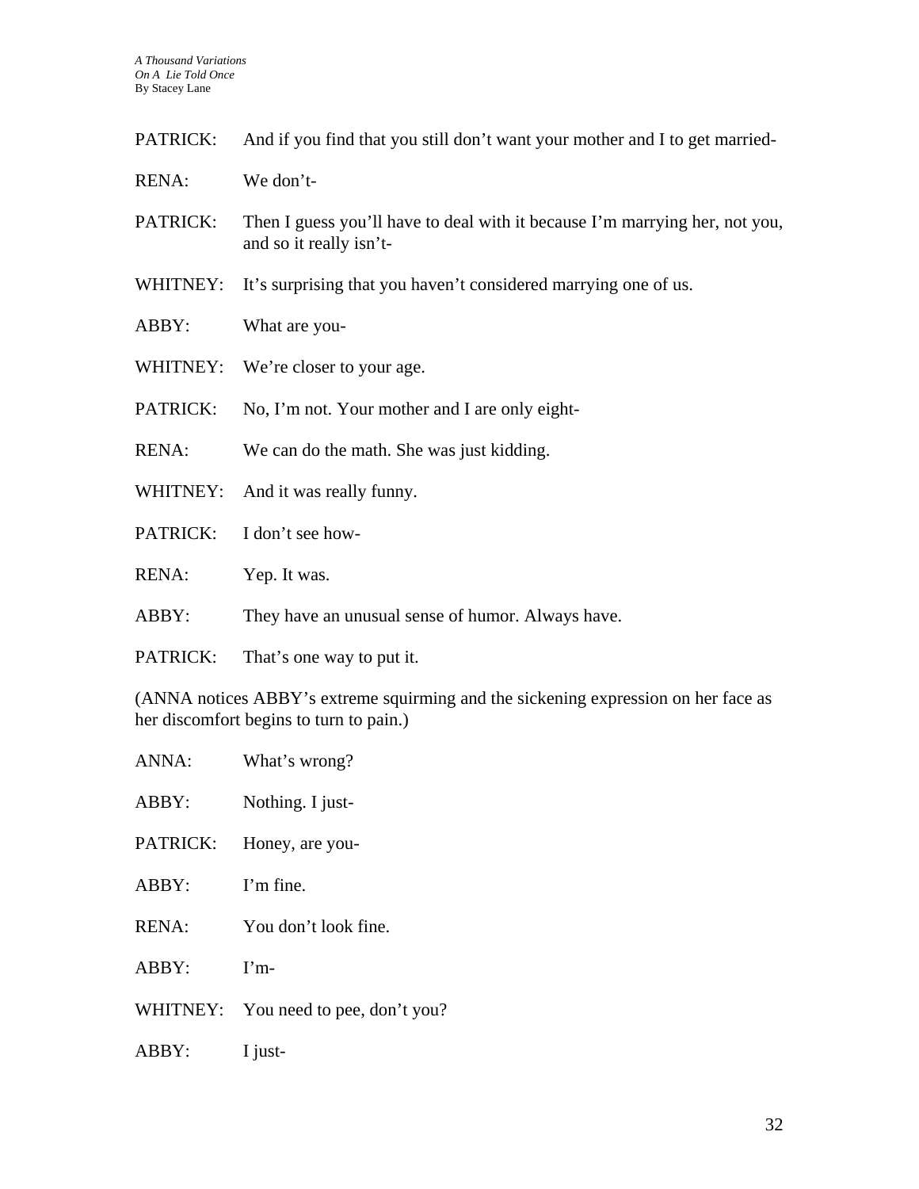PATRICK: And if you find that you still don't want your mother and I to get married-

RENA: We don't-

PATRICK: Then I guess you'll have to deal with it because I'm marrying her, not you, and so it really isn't-

WHITNEY: It's surprising that you haven't considered marrying one of us.

ABBY: What are you-

WHITNEY: We're closer to your age.

PATRICK: No, I'm not. Your mother and I are only eight-

RENA: We can do the math. She was just kidding.

WHITNEY: And it was really funny.

PATRICK: I don't see how-

RENA: Yep. It was.

ABBY: They have an unusual sense of humor. Always have.

PATRICK: That's one way to put it.

(ANNA notices ABBY's extreme squirming and the sickening expression on her face as her discomfort begins to turn to pain.)

ANNA: What's wrong?

ABBY: Nothing. I just-

PATRICK: Honey, are you-

ABBY: I'm fine.

RENA: You don't look fine.

ABBY: I'm-

WHITNEY: You need to pee, don't you?

ABBY: I just-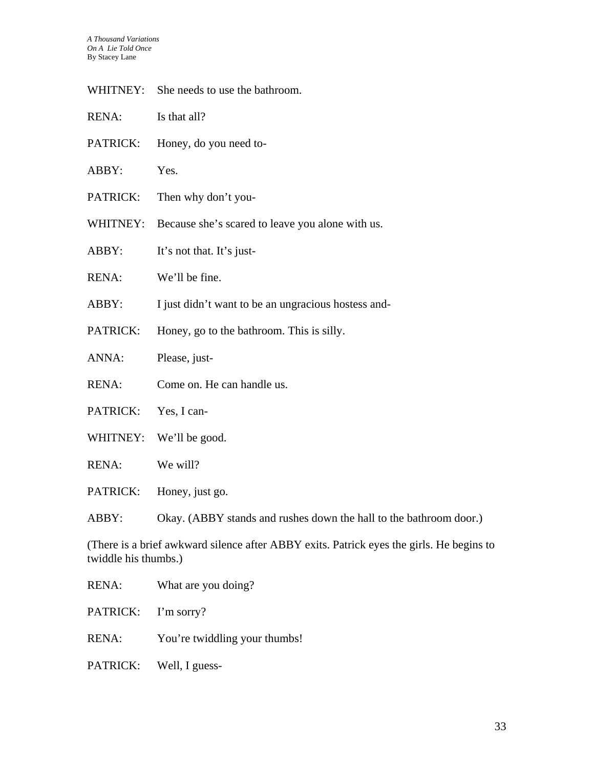WHITNEY: She needs to use the bathroom.

RENA: Is that all?

PATRICK: Honey, do you need to-

ABBY: Yes.

PATRICK: Then why don't you-

WHITNEY: Because she's scared to leave you alone with us.

ABBY: It's not that. It's just-

RENA: We'll be fine.

ABBY: I just didn't want to be an ungracious hostess and-

PATRICK: Honey, go to the bathroom. This is silly.

ANNA: Please, just-

RENA: Come on. He can handle us.

PATRICK: Yes, I can-

WHITNEY: We'll be good.

RENA: We will?

PATRICK: Honey, just go.

ABBY: Okay. (ABBY stands and rushes down the hall to the bathroom door.)

(There is a brief awkward silence after ABBY exits. Patrick eyes the girls. He begins to twiddle his thumbs.)

RENA: What are you doing?

PATRICK: I'm sorry?

RENA: You're twiddling your thumbs!

PATRICK: Well, I guess-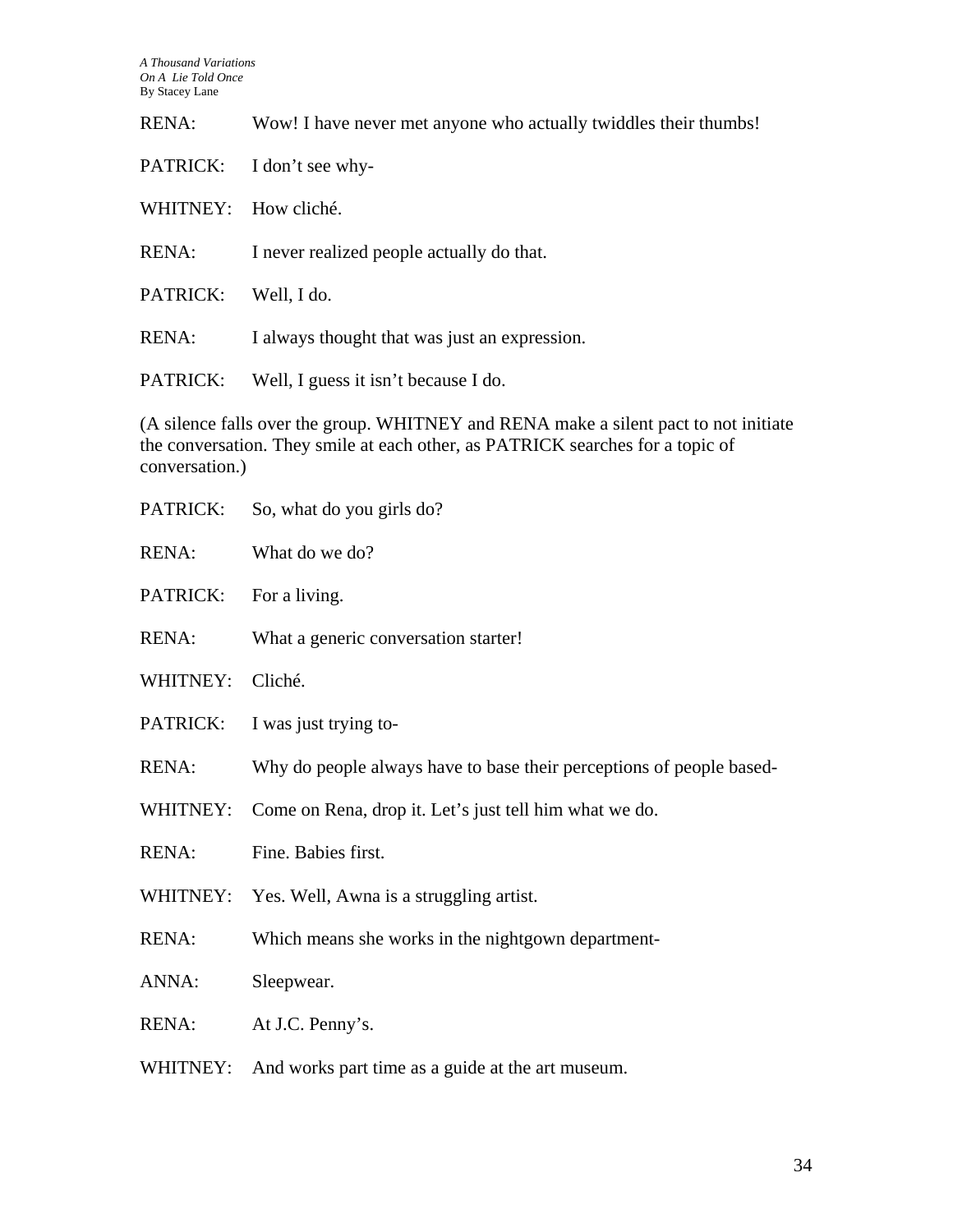RENA: Wow! I have never met anyone who actually twiddles their thumbs!

PATRICK: I don't see why-

WHITNEY: How cliché.

RENA: I never realized people actually do that.

PATRICK: Well, I do.

RENA: I always thought that was just an expression.

PATRICK: Well, I guess it isn't because I do.

(A silence falls over the group. WHITNEY and RENA make a silent pact to not initiate the conversation. They smile at each other, as PATRICK searches for a topic of conversation.)

PATRICK: So, what do you girls do?

RENA: What do we do?

PATRICK: For a living.

RENA: What a generic conversation starter!

WHITNEY: Cliché.

PATRICK: I was just trying to-

RENA: Why do people always have to base their perceptions of people based-

WHITNEY: Come on Rena, drop it. Let's just tell him what we do.

RENA: Fine. Babies first.

WHITNEY: Yes. Well, Awna is a struggling artist.

RENA: Which means she works in the nightgown department-

ANNA: Sleepwear.

RENA: At J.C. Penny's.

WHITNEY: And works part time as a guide at the art museum.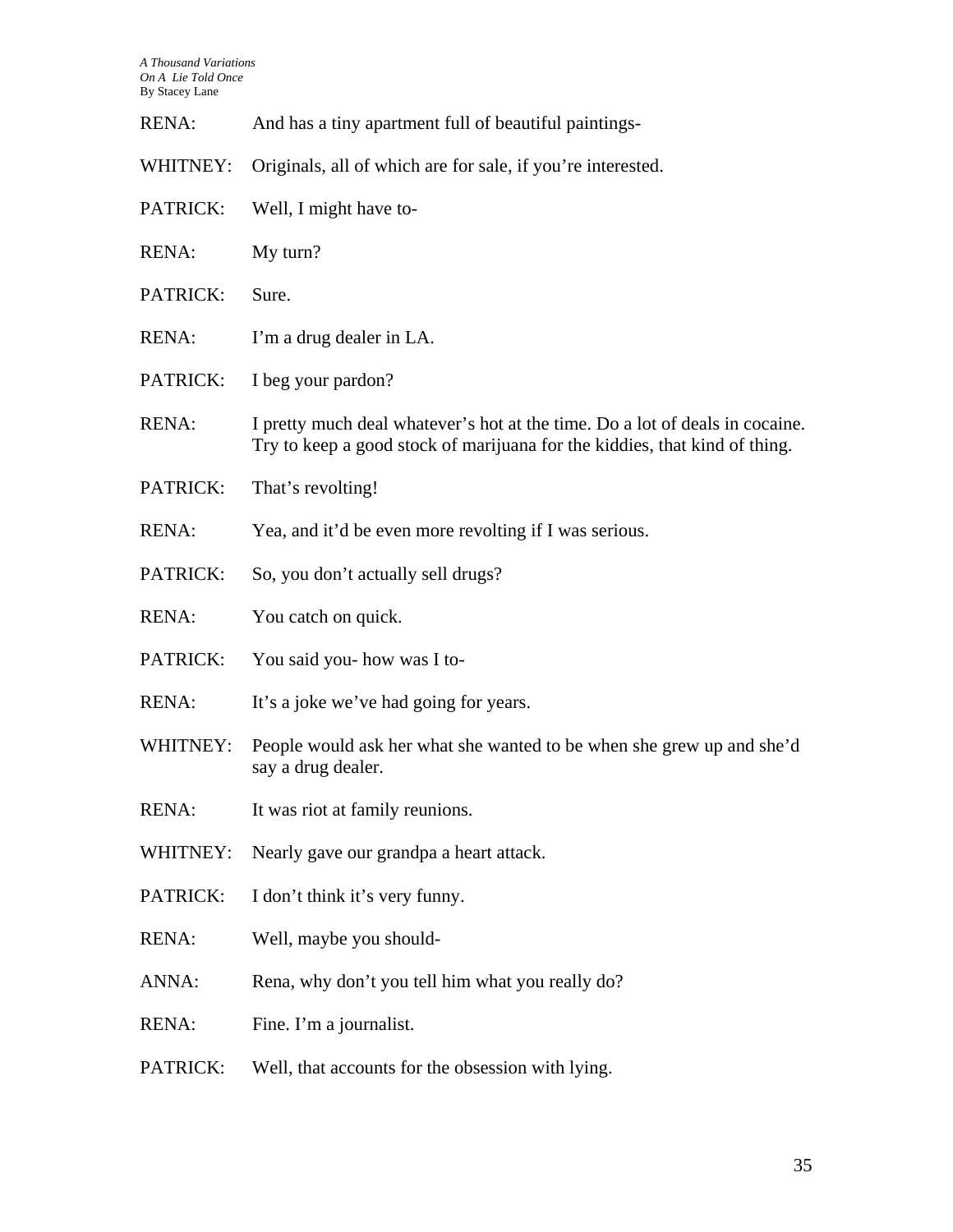RENA: And has a tiny apartment full of beautiful paintings-

WHITNEY: Originals, all of which are for sale, if you're interested.

PATRICK: Well, I might have to-

RENA: My turn?

PATRICK: Sure.

RENA: I'm a drug dealer in LA.

PATRICK: I beg your pardon?

RENA: I pretty much deal whatever's hot at the time. Do a lot of deals in cocaine. Try to keep a good stock of marijuana for the kiddies, that kind of thing.

PATRICK: That's revolting!

RENA: Yea, and it'd be even more revolting if I was serious.

PATRICK: So, you don't actually sell drugs?

RENA: You catch on quick.

PATRICK: You said you- how was I to-

RENA: It's a joke we've had going for years.

WHITNEY: People would ask her what she wanted to be when she grew up and she'd say a drug dealer.

RENA: It was riot at family reunions.

WHITNEY: Nearly gave our grandpa a heart attack.

PATRICK: I don't think it's very funny.

RENA: Well, maybe you should-

ANNA: Rena, why don't you tell him what you really do?

RENA: Fine. I'm a journalist.

PATRICK: Well, that accounts for the obsession with lying.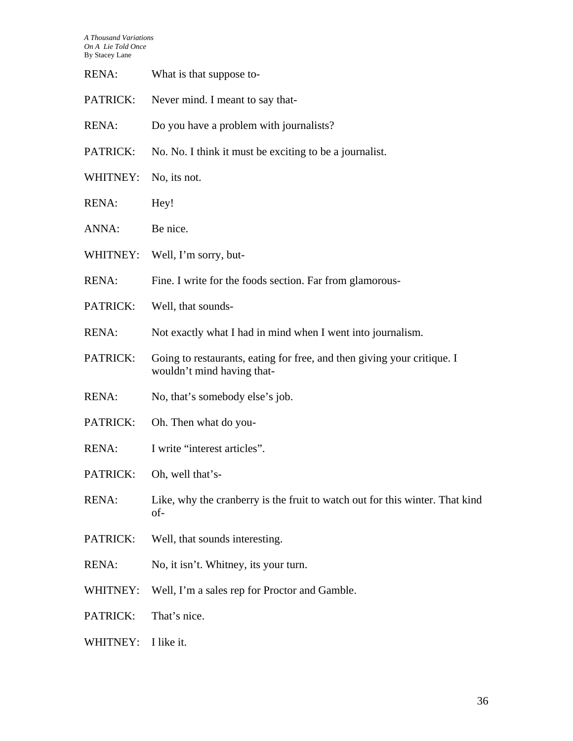RENA: What is that suppose to-

PATRICK: Never mind. I meant to say that-

RENA: Do you have a problem with journalists?

PATRICK: No. No. I think it must be exciting to be a journalist.

WHITNEY: No, its not.

RENA: Hey!

ANNA: Be nice.

WHITNEY: Well, I'm sorry, but-

RENA: Fine. I write for the foods section. Far from glamorous-

PATRICK: Well, that sounds-

RENA: Not exactly what I had in mind when I went into journalism.

PATRICK: Going to restaurants, eating for free, and then giving your critique. I wouldn't mind having that-

RENA: No, that's somebody else's job.

PATRICK: Oh. Then what do you-

RENA: I write "interest articles".

PATRICK: Oh, well that's-

RENA: Like, why the cranberry is the fruit to watch out for this winter. That kind of-

PATRICK: Well, that sounds interesting.

RENA: No, it isn't. Whitney, its your turn.

WHITNEY: Well, I'm a sales rep for Proctor and Gamble.

PATRICK: That's nice.

WHITNEY: I like it.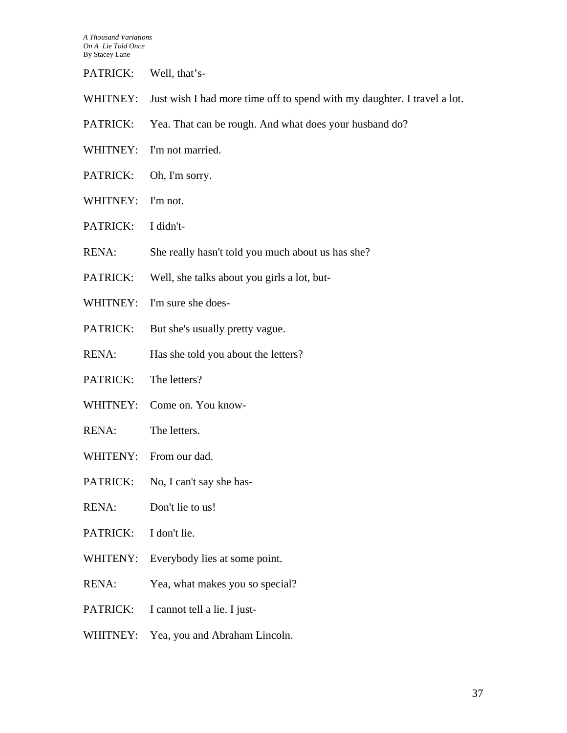PATRICK: Well, that's-

WHITNEY: Just wish I had more time off to spend with my daughter. I travel a lot.

PATRICK: Yea. That can be rough. And what does your husband do?

WHITNEY: I'm not married.

PATRICK: Oh, I'm sorry.

WHITNEY: I'm not.

PATRICK: I didn't-

RENA: She really hasn't told you much about us has she?

PATRICK: Well, she talks about you girls a lot, but-

WHITNEY: I'm sure she does-

PATRICK: But she's usually pretty vague.

RENA: Has she told you about the letters?

PATRICK: The letters?

WHITNEY: Come on. You know-

RENA: The letters.

WHITENY: From our dad.

PATRICK: No, I can't say she has-

RENA: Don't lie to us!

PATRICK: I don't lie.

WHITENY: Everybody lies at some point.

RENA: Yea, what makes you so special?

PATRICK: I cannot tell a lie. I just-

WHITNEY: Yea, you and Abraham Lincoln.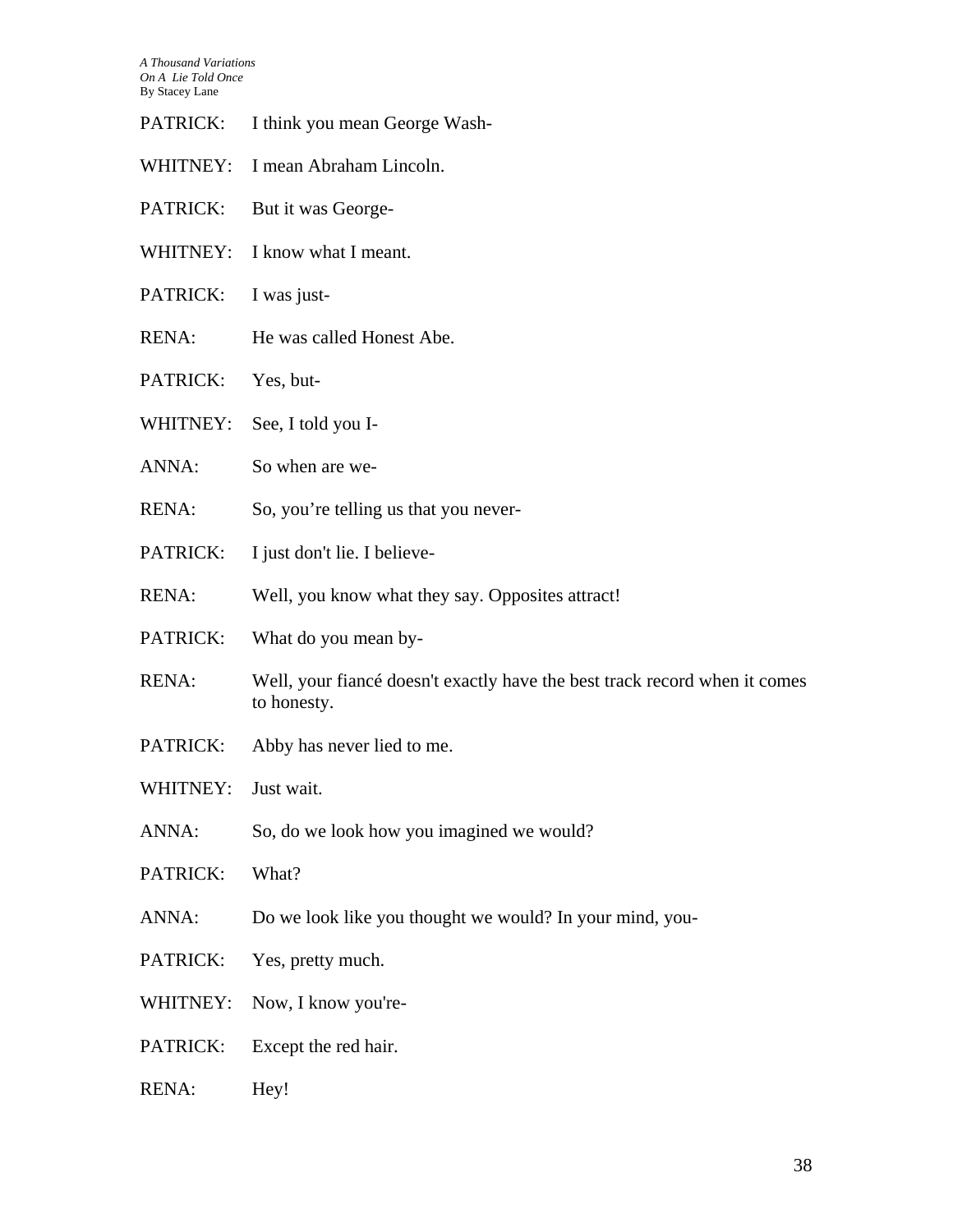PATRICK: I think you mean George Wash-

WHITNEY: I mean Abraham Lincoln.

PATRICK: But it was George-

WHITNEY: I know what I meant.

PATRICK: I was just-

RENA: He was called Honest Abe.

PATRICK: Yes, but-

WHITNEY: See, I told you I-

ANNA: So when are we-

RENA: So, you're telling us that you never-

PATRICK: I just don't lie. I believe-

RENA: Well, you know what they say. Opposites attract!

PATRICK: What do you mean by-

RENA: Well, your fiancé doesn't exactly have the best track record when it comes to honesty.

PATRICK: Abby has never lied to me.

WHITNEY: Just wait.

ANNA: So, do we look how you imagined we would?

PATRICK: What?

ANNA: Do we look like you thought we would? In your mind, you-

PATRICK: Yes, pretty much.

WHITNEY: Now, I know you're-

PATRICK: Except the red hair.

RENA: Hey!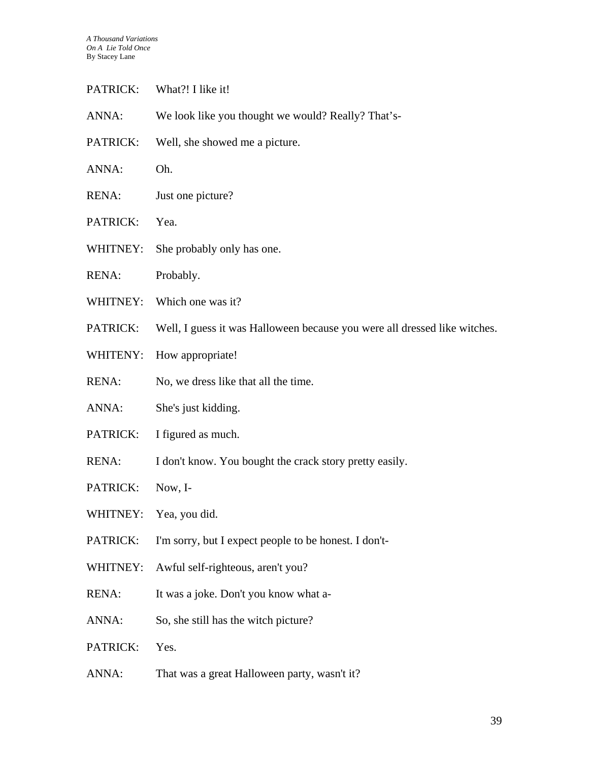PATRICK: What?! I like it!

ANNA: We look like you thought we would? Really? That's-

PATRICK: Well, she showed me a picture.

ANNA: Oh.

RENA: Just one picture?

PATRICK: Yea.

WHITNEY: She probably only has one.

RENA: Probably.

WHITNEY: Which one was it?

PATRICK: Well, I guess it was Halloween because you were all dressed like witches.

WHITENY: How appropriate!

RENA: No, we dress like that all the time.

ANNA: She's just kidding.

PATRICK: I figured as much.

RENA: I don't know. You bought the crack story pretty easily.

PATRICK: Now, I-

WHITNEY: Yea, you did.

PATRICK: I'm sorry, but I expect people to be honest. I don't-

WHITNEY: Awful self-righteous, aren't you?

RENA: It was a joke. Don't you know what a-

ANNA: So, she still has the witch picture?

PATRICK: Yes.

ANNA: That was a great Halloween party, wasn't it?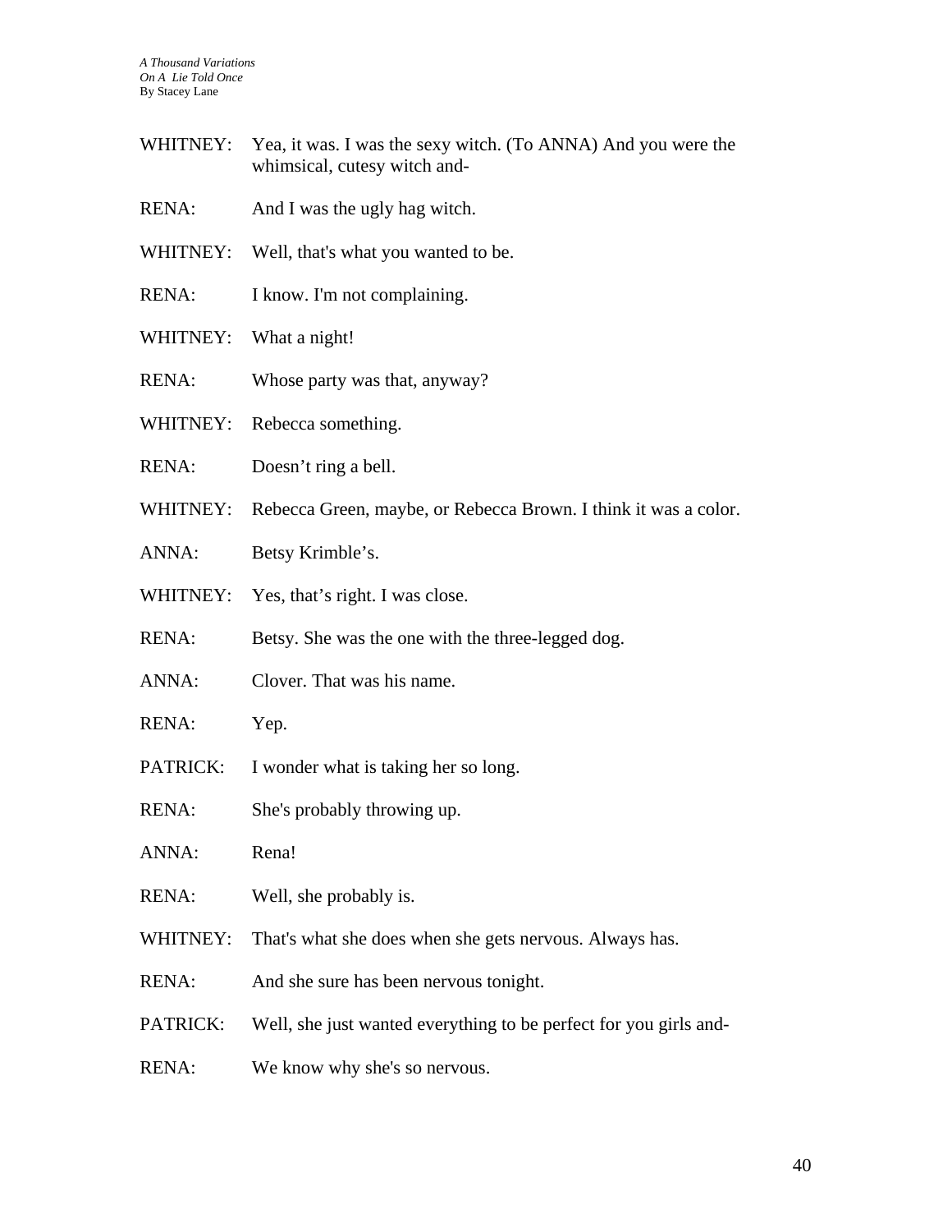WHITNEY: Yea, it was. I was the sexy witch. (To ANNA) And you were the whimsical, cutesy witch and-

RENA: And I was the ugly hag witch.

WHITNEY: Well, that's what you wanted to be.

RENA: I know. I'm not complaining.

WHITNEY: What a night!

RENA: Whose party was that, anyway?

WHITNEY: Rebecca something.

RENA: Doesn't ring a bell.

WHITNEY: Rebecca Green, maybe, or Rebecca Brown. I think it was a color.

ANNA: Betsy Krimble's.

WHITNEY: Yes, that's right. I was close.

RENA: Betsy. She was the one with the three-legged dog.

ANNA: Clover. That was his name.

RENA: Yep.

PATRICK: I wonder what is taking her so long.

RENA: She's probably throwing up.

ANNA: Rena!

RENA: Well, she probably is.

WHITNEY: That's what she does when she gets nervous. Always has.

RENA: And she sure has been nervous tonight.

PATRICK: Well, she just wanted everything to be perfect for you girls and-

RENA: We know why she's so nervous.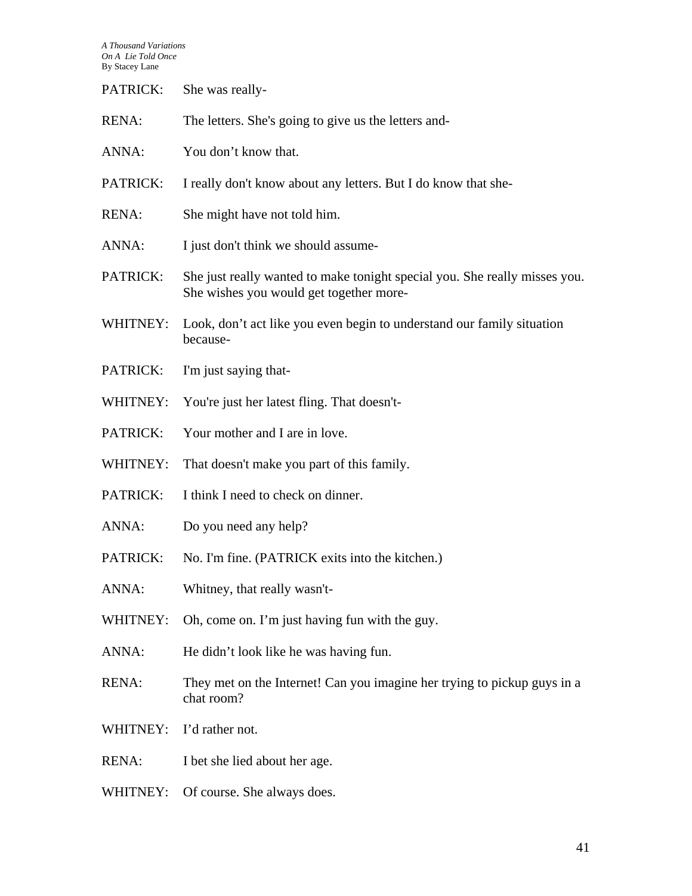PATRICK: She was really-

RENA: The letters. She's going to give us the letters and-

ANNA: You don't know that.

PATRICK: I really don't know about any letters. But I do know that she-

RENA: She might have not told him.

ANNA: I just don't think we should assume-

PATRICK: She just really wanted to make tonight special you. She really misses you. She wishes you would get together more-

WHITNEY: Look, don't act like you even begin to understand our family situation because-

PATRICK: I'm just saying that-

WHITNEY: You're just her latest fling. That doesn't-

PATRICK: Your mother and I are in love.

WHITNEY: That doesn't make you part of this family.

PATRICK: I think I need to check on dinner.

ANNA: Do you need any help?

PATRICK: No. I'm fine. (PATRICK exits into the kitchen.)

ANNA: Whitney, that really wasn't-

WHITNEY: Oh, come on. I'm just having fun with the guy.

ANNA: He didn't look like he was having fun.

RENA: They met on the Internet! Can you imagine her trying to pickup guys in a chat room?

WHITNEY: I'd rather not.

RENA: I bet she lied about her age.

WHITNEY: Of course. She always does.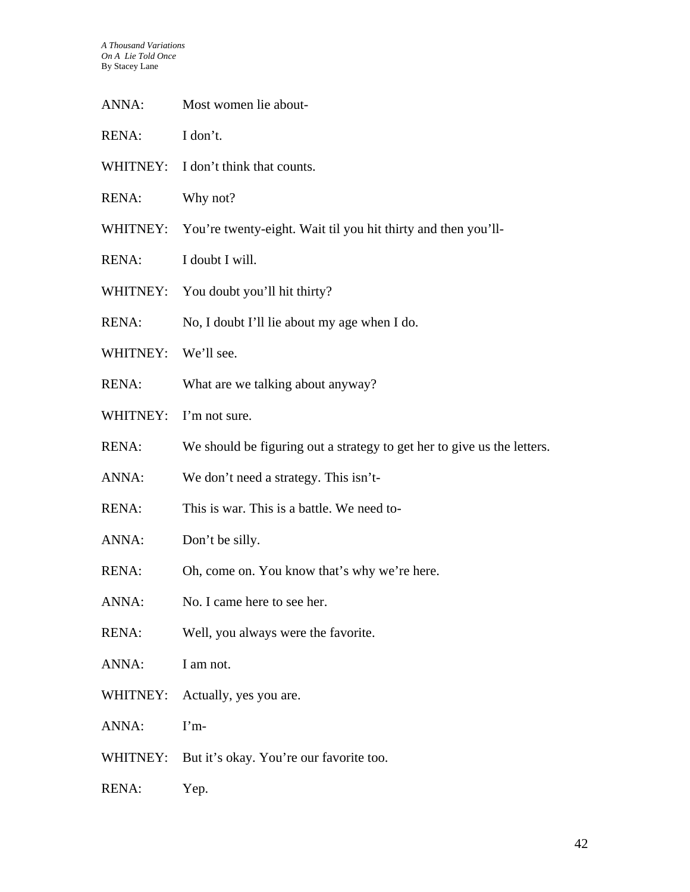ANNA: Most women lie about-

RENA: I don't.

WHITNEY: I don't think that counts.

RENA: Why not?

WHITNEY: You're twenty-eight. Wait til you hit thirty and then you'll-

RENA: I doubt I will.

WHITNEY: You doubt you'll hit thirty?

RENA: No, I doubt I'll lie about my age when I do.

WHITNEY: We'll see.

RENA: What are we talking about anyway?

WHITNEY: I'm not sure.

RENA: We should be figuring out a strategy to get her to give us the letters.

ANNA: We don't need a strategy. This isn't-

RENA: This is war. This is a battle. We need to-

ANNA: Don't be silly.

RENA: Oh, come on. You know that's why we're here.

ANNA: No. I came here to see her.

RENA: Well, you always were the favorite.

ANNA: I am not.

WHITNEY: Actually, yes you are.

ANNA: I'm-

WHITNEY: But it's okay. You're our favorite too.

RENA: Yep.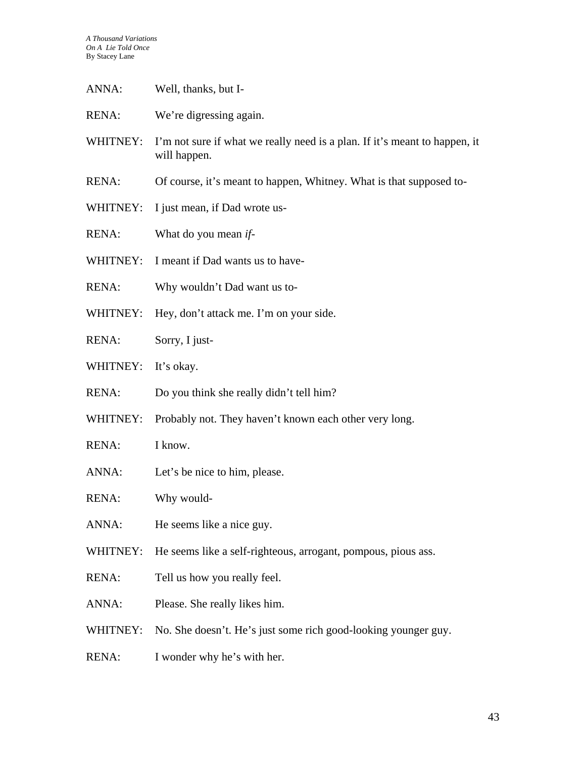ANNA: Well, thanks, but I-

RENA: We're digressing again.

WHITNEY: I'm not sure if what we really need is a plan. If it's meant to happen, it will happen.

RENA: Of course, it's meant to happen, Whitney. What is that supposed to-

WHITNEY: I just mean, if Dad wrote us-

RENA: What do you mean *if*-

WHITNEY: I meant if Dad wants us to have-

RENA: Why wouldn't Dad want us to-

WHITNEY: Hey, don't attack me. I'm on your side.

RENA: Sorry, I just-

WHITNEY: It's okay.

RENA: Do you think she really didn't tell him?

WHITNEY: Probably not. They haven't known each other very long.

RENA: I know.

ANNA: Let's be nice to him, please.

RENA: Why would-

ANNA: He seems like a nice guy.

WHITNEY: He seems like a self-righteous, arrogant, pompous, pious ass.

RENA: Tell us how you really feel.

ANNA: Please. She really likes him.

WHITNEY: No. She doesn't. He's just some rich good-looking younger guy.

RENA: I wonder why he's with her.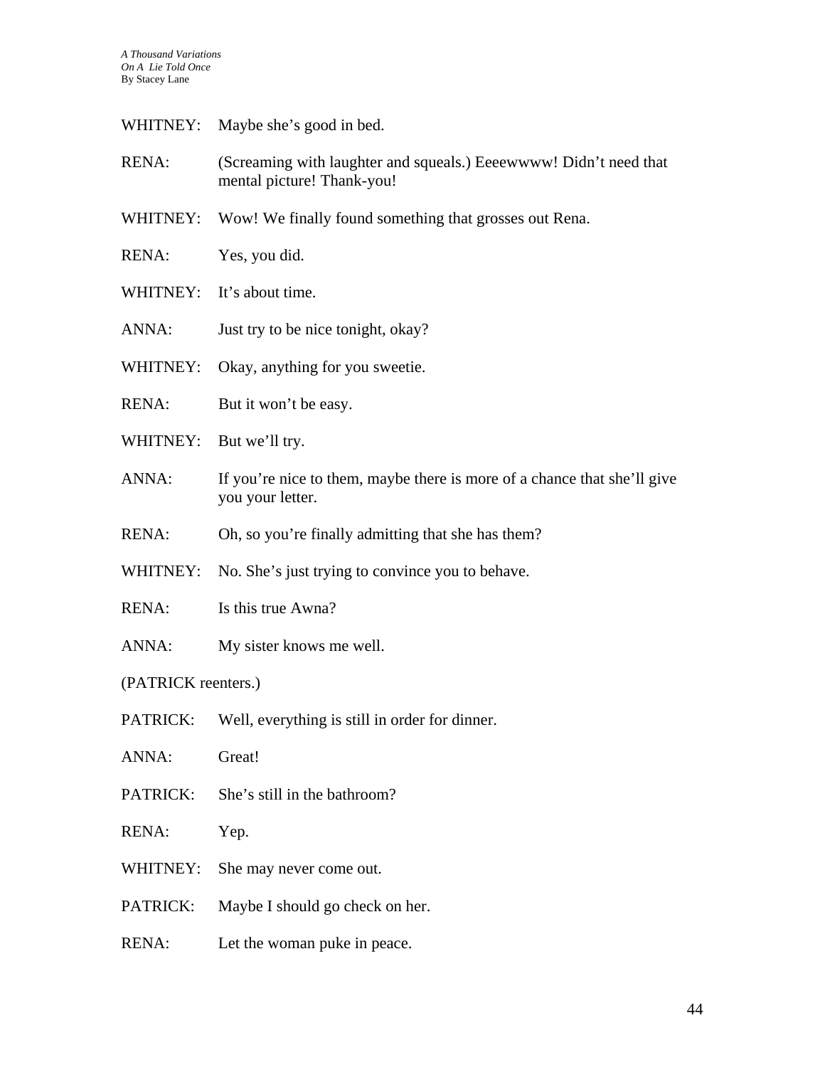WHITNEY: Maybe she's good in bed.

RENA: (Screaming with laughter and squeals.) Eeeewwww! Didn't need that mental picture! Thank-you!

WHITNEY: Wow! We finally found something that grosses out Rena.

RENA: Yes, you did.

WHITNEY: It's about time.

ANNA: Just try to be nice tonight, okay?

WHITNEY: Okay, anything for you sweetie.

RENA: But it won't be easy.

WHITNEY: But we'll try.

ANNA: If you're nice to them, maybe there is more of a chance that she'll give you your letter.

RENA: Oh, so you're finally admitting that she has them?

WHITNEY: No. She's just trying to convince you to behave.

RENA: Is this true Awna?

ANNA: My sister knows me well.

(PATRICK reenters.)

PATRICK: Well, everything is still in order for dinner.

ANNA: Great!

PATRICK: She's still in the bathroom?

RENA: Yep.

WHITNEY: She may never come out.

PATRICK: Maybe I should go check on her.

RENA: Let the woman puke in peace.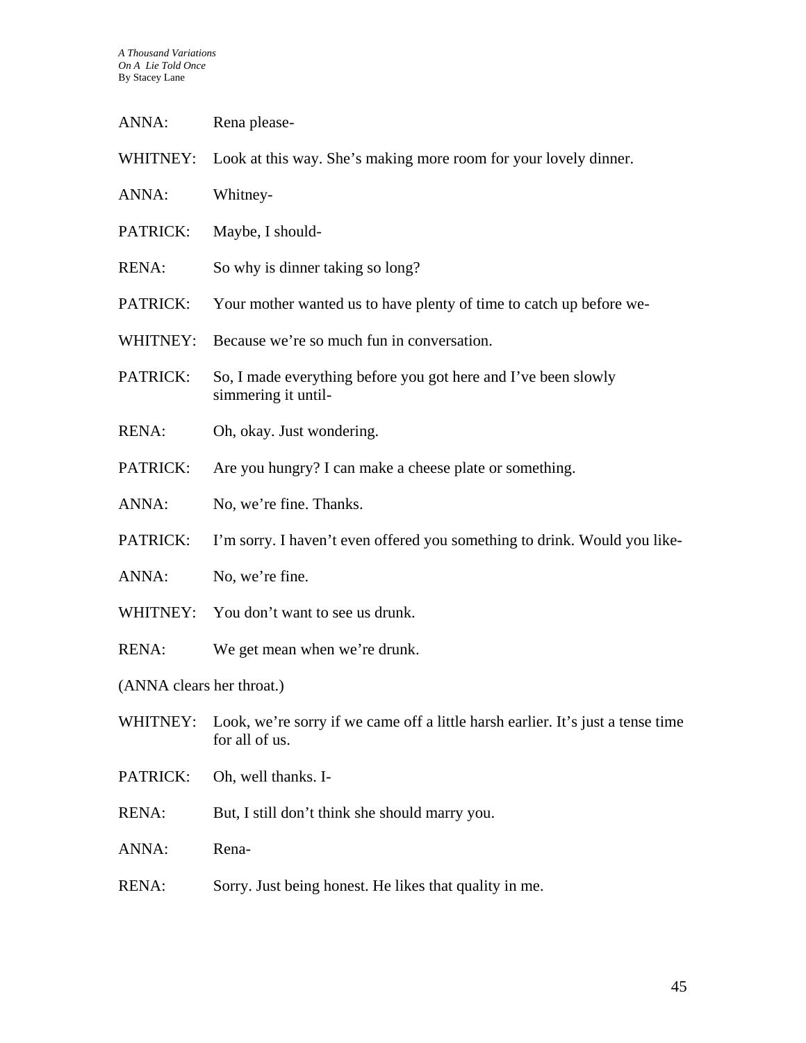ANNA: Rena please-

WHITNEY: Look at this way. She's making more room for your lovely dinner.

ANNA: Whitney-

PATRICK: Maybe, I should-

RENA: So why is dinner taking so long?

PATRICK: Your mother wanted us to have plenty of time to catch up before we-

WHITNEY: Because we're so much fun in conversation.

PATRICK: So, I made everything before you got here and I've been slowly simmering it until-

RENA: Oh, okay. Just wondering.

PATRICK: Are you hungry? I can make a cheese plate or something.

ANNA: No, we're fine. Thanks.

PATRICK: I'm sorry. I haven't even offered you something to drink. Would you like-

ANNA: No, we're fine.

WHITNEY: You don't want to see us drunk.

RENA: We get mean when we're drunk.

(ANNA clears her throat.)

WHITNEY: Look, we're sorry if we came off a little harsh earlier. It's just a tense time for all of us.

PATRICK: Oh, well thanks. I-

RENA: But, I still don't think she should marry you.

ANNA: Rena-

RENA: Sorry. Just being honest. He likes that quality in me.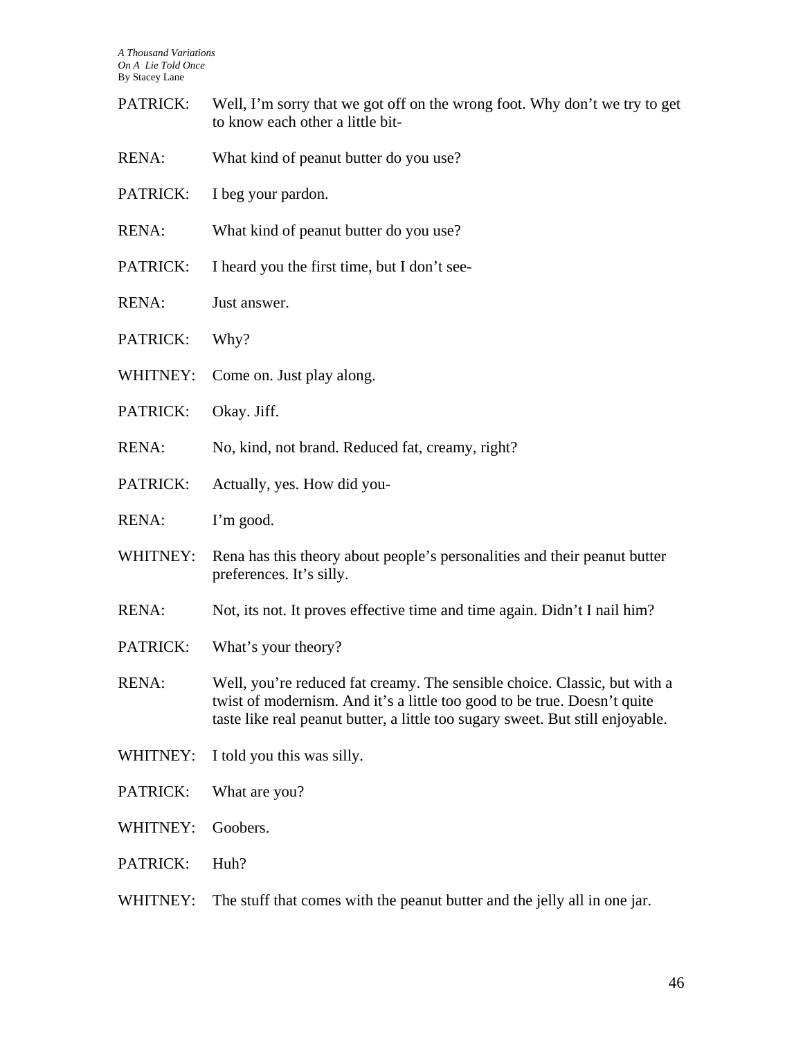PATRICK: Well, I'm sorry that we got off on the wrong foot. Why don't we try to get to know each other a little bit-

RENA: What kind of peanut butter do you use?

PATRICK: I beg your pardon.

RENA: What kind of peanut butter do you use?

PATRICK: I heard you the first time, but I don't see-

RENA: Just answer.

PATRICK: Why?

WHITNEY: Come on. Just play along.

PATRICK: Okay. Jiff.

RENA: No, kind, not brand. Reduced fat, creamy, right?

PATRICK: Actually, yes. How did you-

RENA: I'm good.

WHITNEY: Rena has this theory about people's personalities and their peanut butter preferences. It's silly.

RENA: Not, its not. It proves effective time and time again. Didn't I nail him?

PATRICK: What's your theory?

RENA: Well, you're reduced fat creamy. The sensible choice. Classic, but with a twist of modernism. And it's a little too good to be true. Doesn't quite taste like real peanut butter, a little too sugary sweet. But still enjoyable.

WHITNEY: I told you this was silly.

PATRICK: What are you?

WHITNEY: Goobers.

PATRICK: Huh?

WHITNEY: The stuff that comes with the peanut butter and the jelly all in one jar.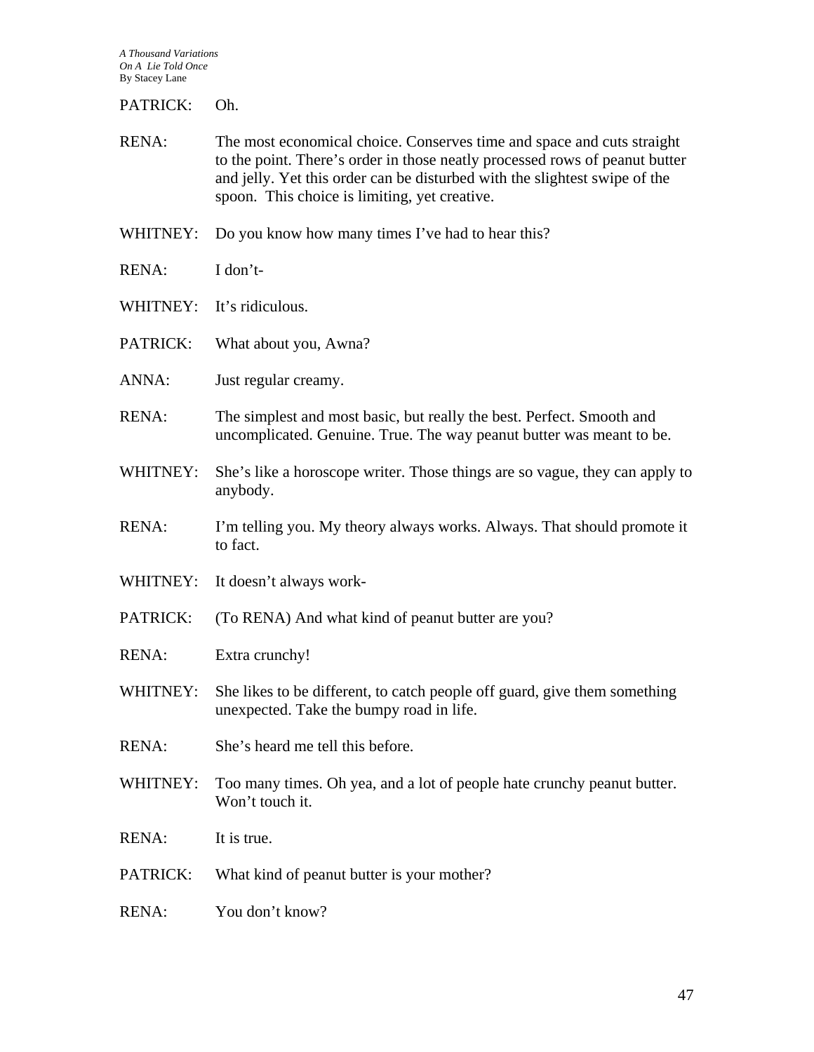PATRICK: Oh.

RENA: The most economical choice. Conserves time and space and cuts straight to the point. There's order in those neatly processed rows of peanut butter and jelly. Yet this order can be disturbed with the slightest swipe of the spoon. This choice is limiting, yet creative.

WHITNEY: Do you know how many times I've had to hear this?

RENA: I don't-

WHITNEY: It's ridiculous.

PATRICK: What about you, Awna?

ANNA: Just regular creamy.

RENA: The simplest and most basic, but really the best. Perfect. Smooth and uncomplicated. Genuine. True. The way peanut butter was meant to be.

WHITNEY: She's like a horoscope writer. Those things are so vague, they can apply to anybody.

RENA: I'm telling you. My theory always works. Always. That should promote it to fact.

WHITNEY: It doesn't always work-

PATRICK: (To RENA) And what kind of peanut butter are you?

RENA: Extra crunchy!

WHITNEY: She likes to be different, to catch people off guard, give them something unexpected. Take the bumpy road in life.

RENA: She's heard me tell this before.

WHITNEY: Too many times. Oh yea, and a lot of people hate crunchy peanut butter. Won't touch it.

RENA: It is true.

PATRICK: What kind of peanut butter is your mother?

RENA: You don't know?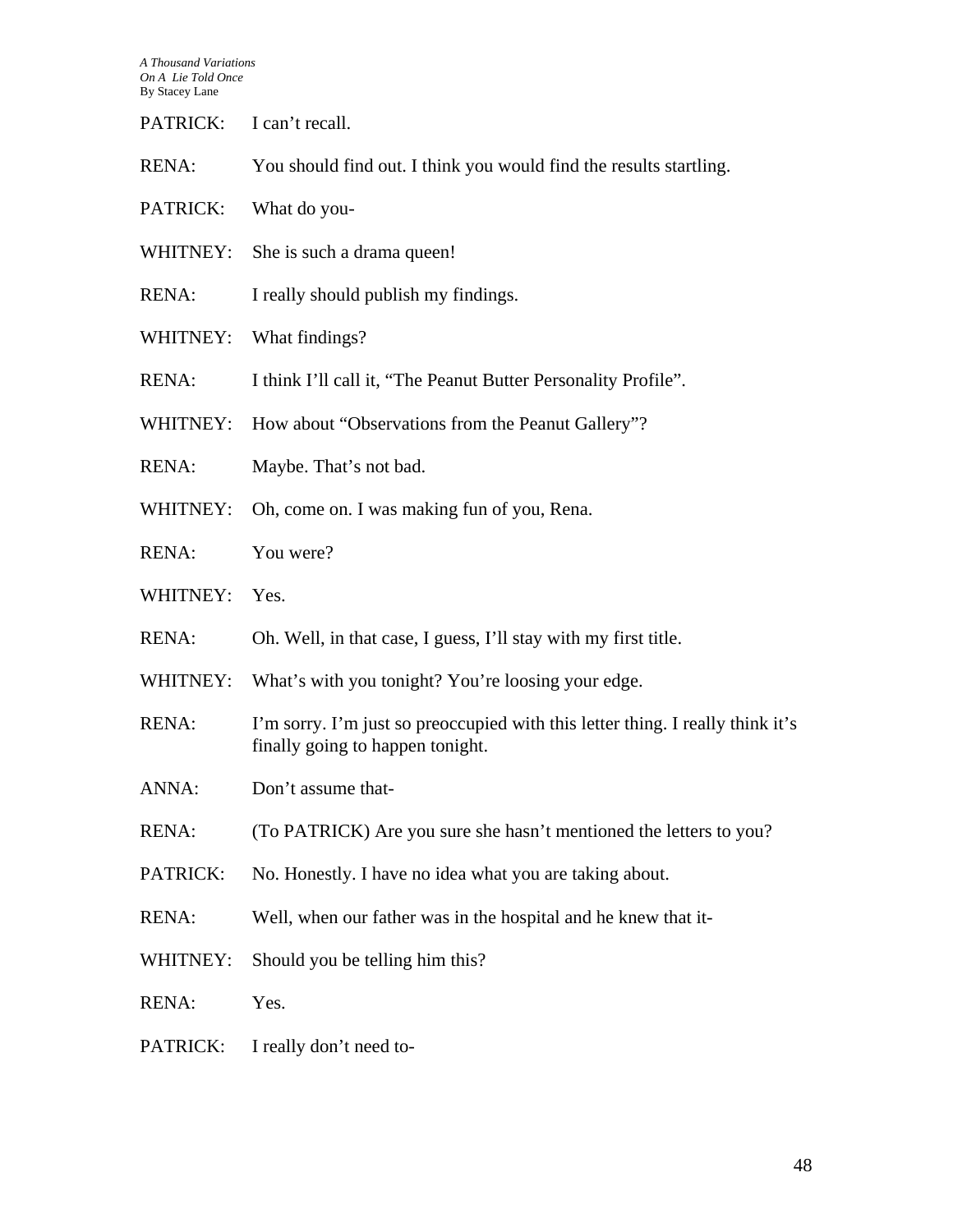PATRICK: I can't recall.

RENA: You should find out. I think you would find the results startling.

PATRICK: What do you-

WHITNEY: She is such a drama queen!

RENA: I really should publish my findings.

WHITNEY: What findings?

RENA: I think I'll call it, "The Peanut Butter Personality Profile".

WHITNEY: How about "Observations from the Peanut Gallery"?

RENA: Maybe. That's not bad.

WHITNEY: Oh, come on. I was making fun of you, Rena.

RENA: You were?

WHITNEY: Yes.

RENA: Oh. Well, in that case, I guess, I'll stay with my first title.

WHITNEY: What's with you tonight? You're loosing your edge.

RENA: I'm sorry. I'm just so preoccupied with this letter thing. I really think it's finally going to happen tonight.

ANNA: Don't assume that-

RENA: (To PATRICK) Are you sure she hasn't mentioned the letters to you?

PATRICK: No. Honestly. I have no idea what you are taking about.

RENA: Well, when our father was in the hospital and he knew that it-

WHITNEY: Should you be telling him this?

RENA: Yes.

PATRICK: I really don't need to-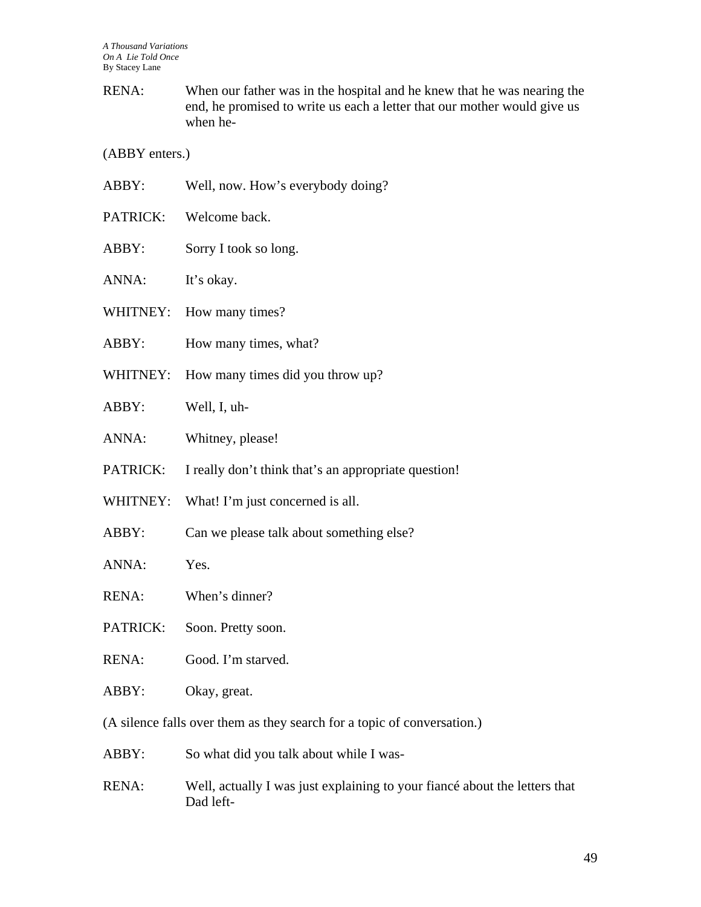RENA: When our father was in the hospital and he knew that he was nearing the end, he promised to write us each a letter that our mother would give us when he-

(ABBY enters.)

ABBY: Well, now. How's everybody doing?

PATRICK: Welcome back.

ABBY: Sorry I took so long.

ANNA: It's okay.

WHITNEY: How many times?

ABBY: How many times, what?

WHITNEY: How many times did you throw up?

ABBY: Well, I, uh-

ANNA: Whitney, please!

PATRICK: I really don't think that's an appropriate question!

WHITNEY: What! I'm just concerned is all.

ABBY: Can we please talk about something else?

ANNA: Yes.

RENA: When's dinner?

PATRICK: Soon. Pretty soon.

RENA: Good. I'm starved.

ABBY: Okay, great.

(A silence falls over them as they search for a topic of conversation.)

ABBY: So what did you talk about while I was-

RENA: Well, actually I was just explaining to your fiancé about the letters that Dad left-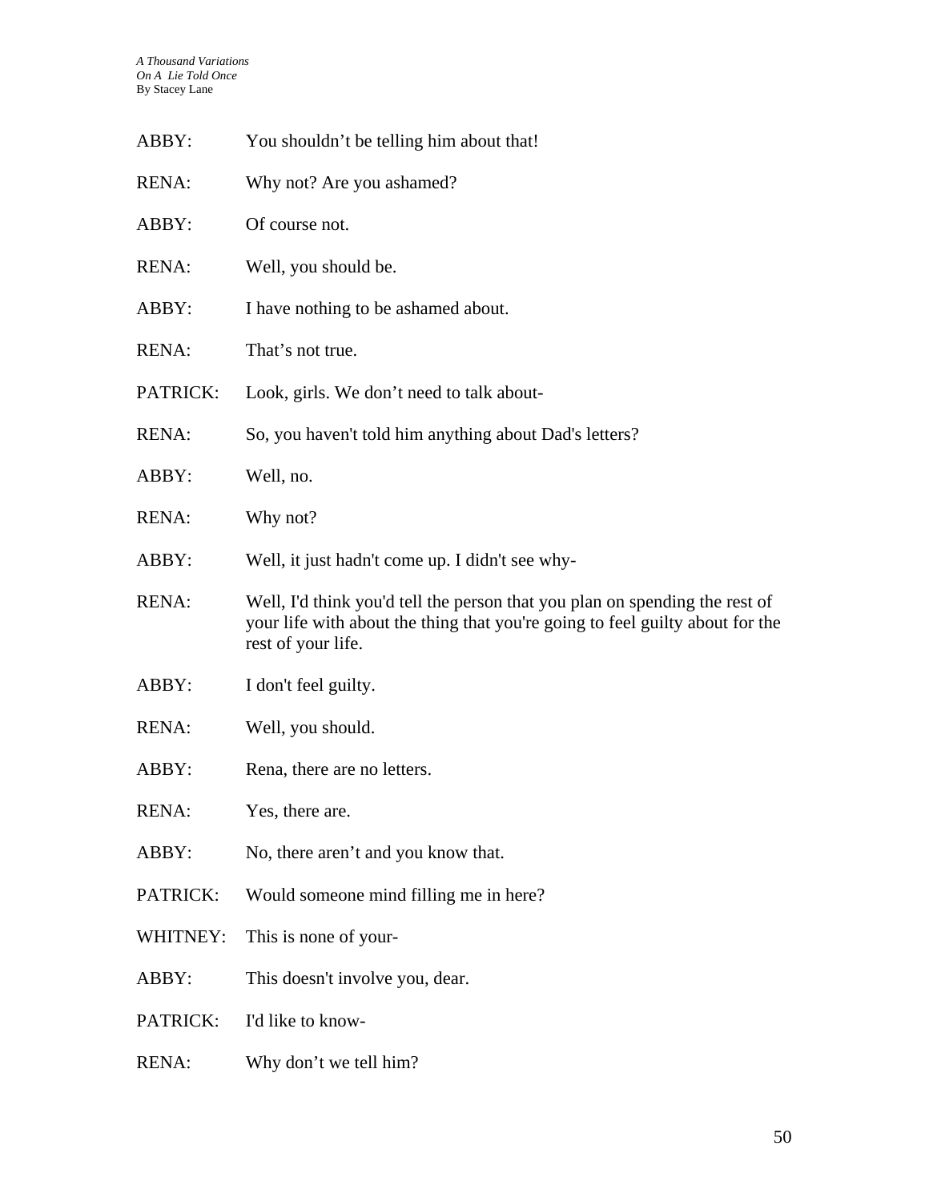ABBY: You shouldn’t be telling him about that!

RENA: Why not? Are you ashamed?

ABBY: Of course not.

RENA: Well, you should be.

ABBY: I have nothing to be ashamed about.

RENA: That’s not true.

PATRICK: Look, girls. We don’t need to talk about-

RENA: So, you haven't told him anything about Dad's letters?

ABBY: Well, no.

RENA: Why not?

ABBY: Well, it just hadn't come up. I didn't see why-

RENA: Well, I'd think you'd tell the person that you plan on spending the rest of your life with about the thing that you're going to feel guilty about for the rest of your life.

ABBY: I don't feel guilty.

RENA: Well, you should.

ABBY: Rena, there are no letters.

RENA: Yes, there are.

ABBY: No, there aren’t and you know that.

PATRICK: Would someone mind filling me in here?

WHITNEY: This is none of your-

ABBY: This doesn't involve you, dear.

PATRICK: I'd like to know-

RENA: Why don’t we tell him?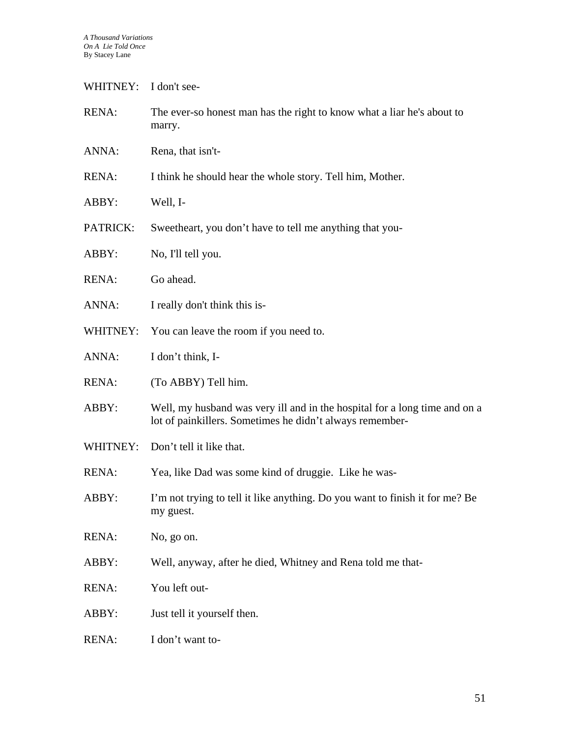WHITNEY: I don't see-

RENA: The ever-so honest man has the right to know what a liar he's about to marry.

ANNA: Rena, that isn't-

RENA: I think he should hear the whole story. Tell him, Mother.

ABBY: Well, I-

PATRICK: Sweetheart, you don't have to tell me anything that you-

ABBY: No, I'll tell you.

RENA: Go ahead.

ANNA: I really don't think this is-

WHITNEY: You can leave the room if you need to.

ANNA: I don't think, I-

RENA: (To ABBY) Tell him.

ABBY: Well, my husband was very ill and in the hospital for a long time and on a lot of painkillers. Sometimes he didn't always remember-

WHITNEY: Don't tell it like that.

RENA: Yea, like Dad was some kind of druggie. Like he was-

ABBY: I'm not trying to tell it like anything. Do you want to finish it for me? Be my guest.

RENA: No, go on.

ABBY: Well, anyway, after he died, Whitney and Rena told me that-

RENA: You left out-

ABBY: Just tell it yourself then.

RENA: I don't want to-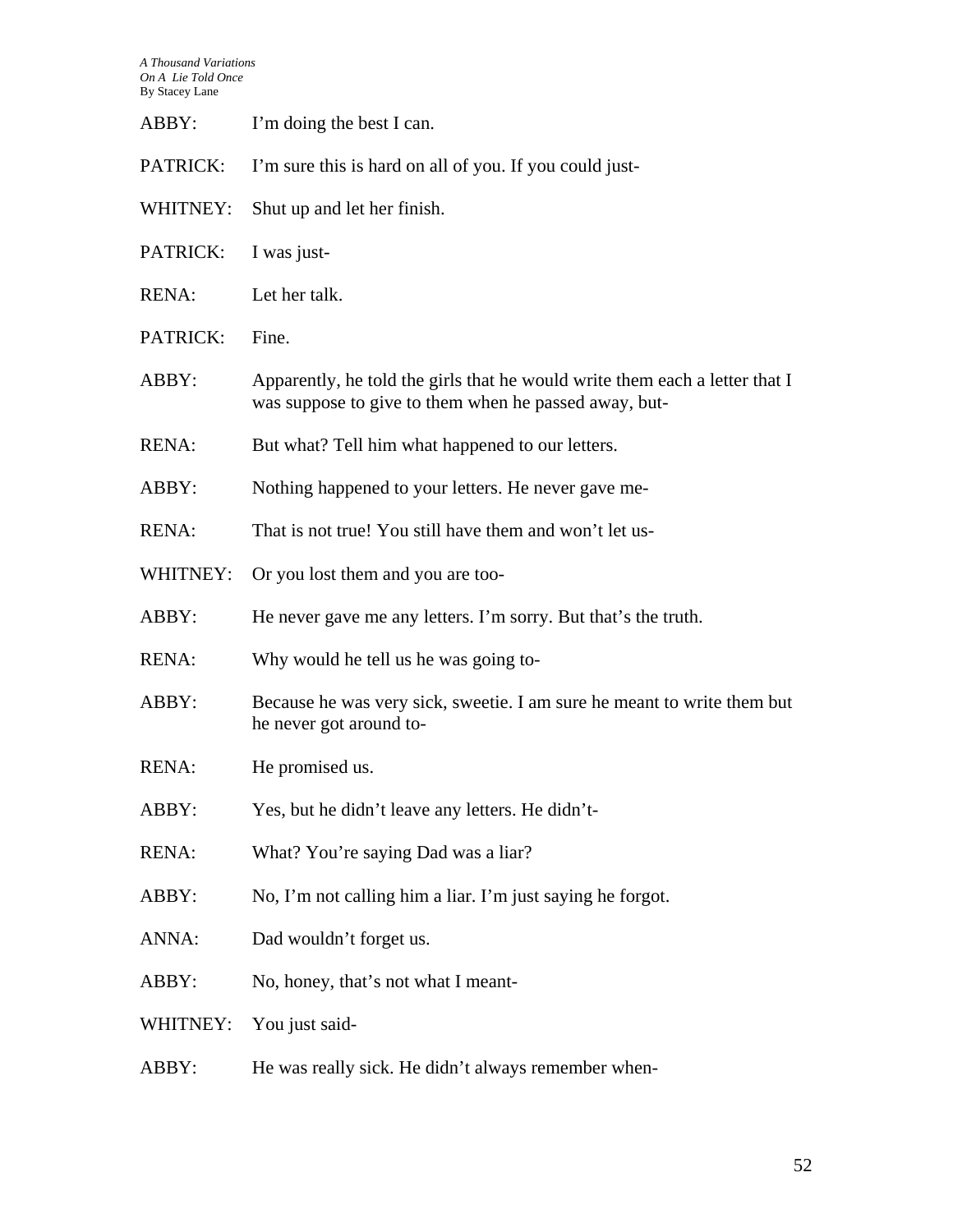ABBY: I'm doing the best I can.

PATRICK: I'm sure this is hard on all of you. If you could just-

WHITNEY: Shut up and let her finish.

PATRICK: I was just-

RENA: Let her talk.

PATRICK: Fine.

ABBY: Apparently, he told the girls that he would write them each a letter that I was suppose to give to them when he passed away, but-

RENA: But what? Tell him what happened to our letters.

ABBY: Nothing happened to your letters. He never gave me-

RENA: That is not true! You still have them and won't let us-

WHITNEY: Or you lost them and you are too-

ABBY: He never gave me any letters. I'm sorry. But that's the truth.

RENA: Why would he tell us he was going to-

ABBY: Because he was very sick, sweetie. I am sure he meant to write them but he never got around to-

RENA: He promised us.

ABBY: Yes, but he didn't leave any letters. He didn't-

RENA: What? You're saying Dad was a liar?

ABBY: No, I'm not calling him a liar. I'm just saying he forgot.

ANNA: Dad wouldn't forget us.

ABBY: No, honey, that's not what I meant-

WHITNEY: You just said-

ABBY: He was really sick. He didn't always remember when-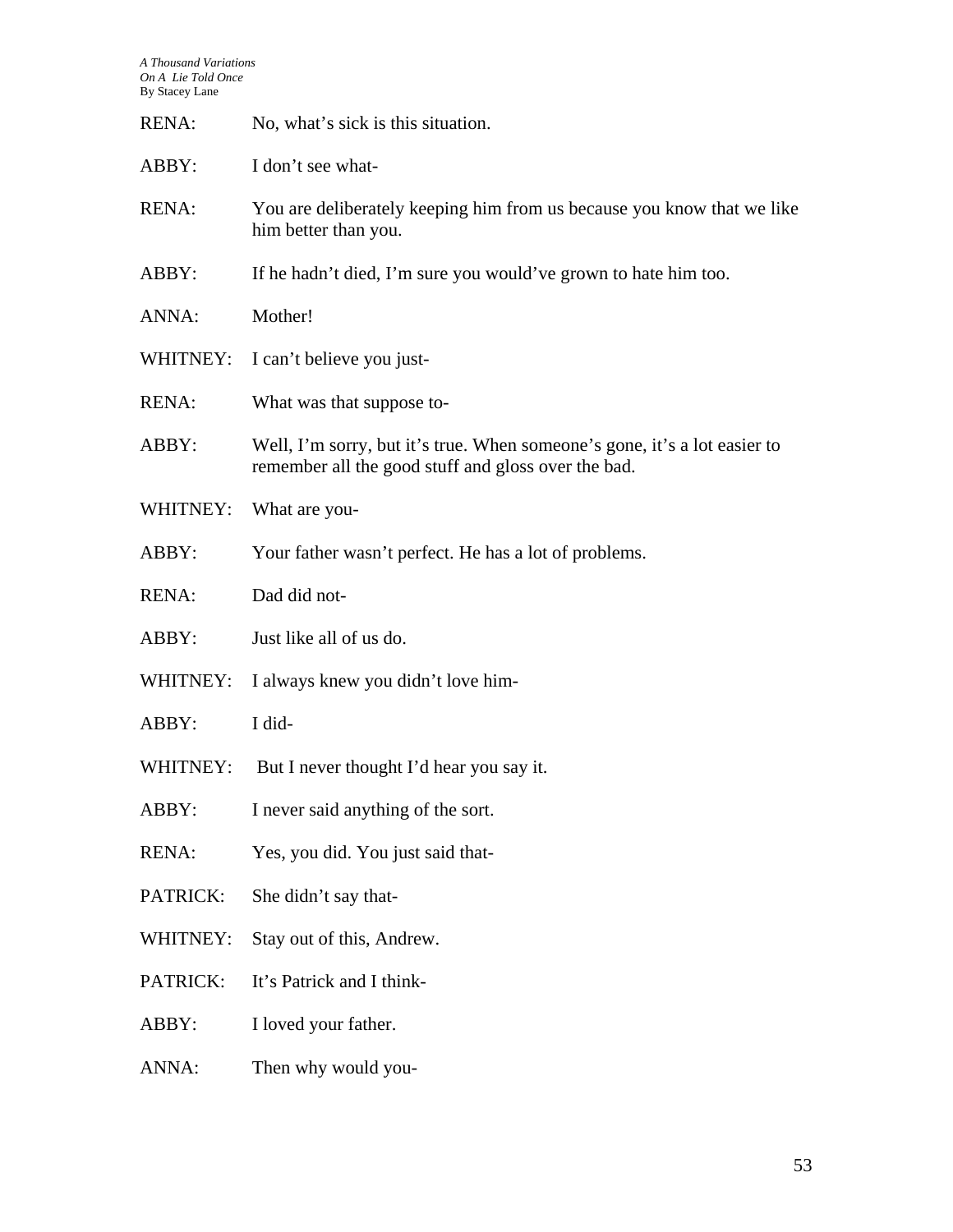RENA: No, what's sick is this situation.

ABBY: I don't see what-

RENA: You are deliberately keeping him from us because you know that we like him better than you.

ABBY: If he hadn't died, I'm sure you would've grown to hate him too.

ANNA: Mother!

WHITNEY: I can't believe you just-

RENA: What was that suppose to-

ABBY: Well, I'm sorry, but it's true. When someone's gone, it's a lot easier to remember all the good stuff and gloss over the bad.

WHITNEY: What are you-

ABBY: Your father wasn't perfect. He has a lot of problems.

RENA: Dad did not-

ABBY: Just like all of us do.

WHITNEY: I always knew you didn't love him-

ABBY: I did-

WHITNEY: But I never thought I'd hear you say it.

ABBY: I never said anything of the sort.

RENA: Yes, you did. You just said that-

PATRICK: She didn't say that-

WHITNEY: Stay out of this, Andrew.

PATRICK: It's Patrick and I think-

ABBY: I loved your father.

ANNA: Then why would you-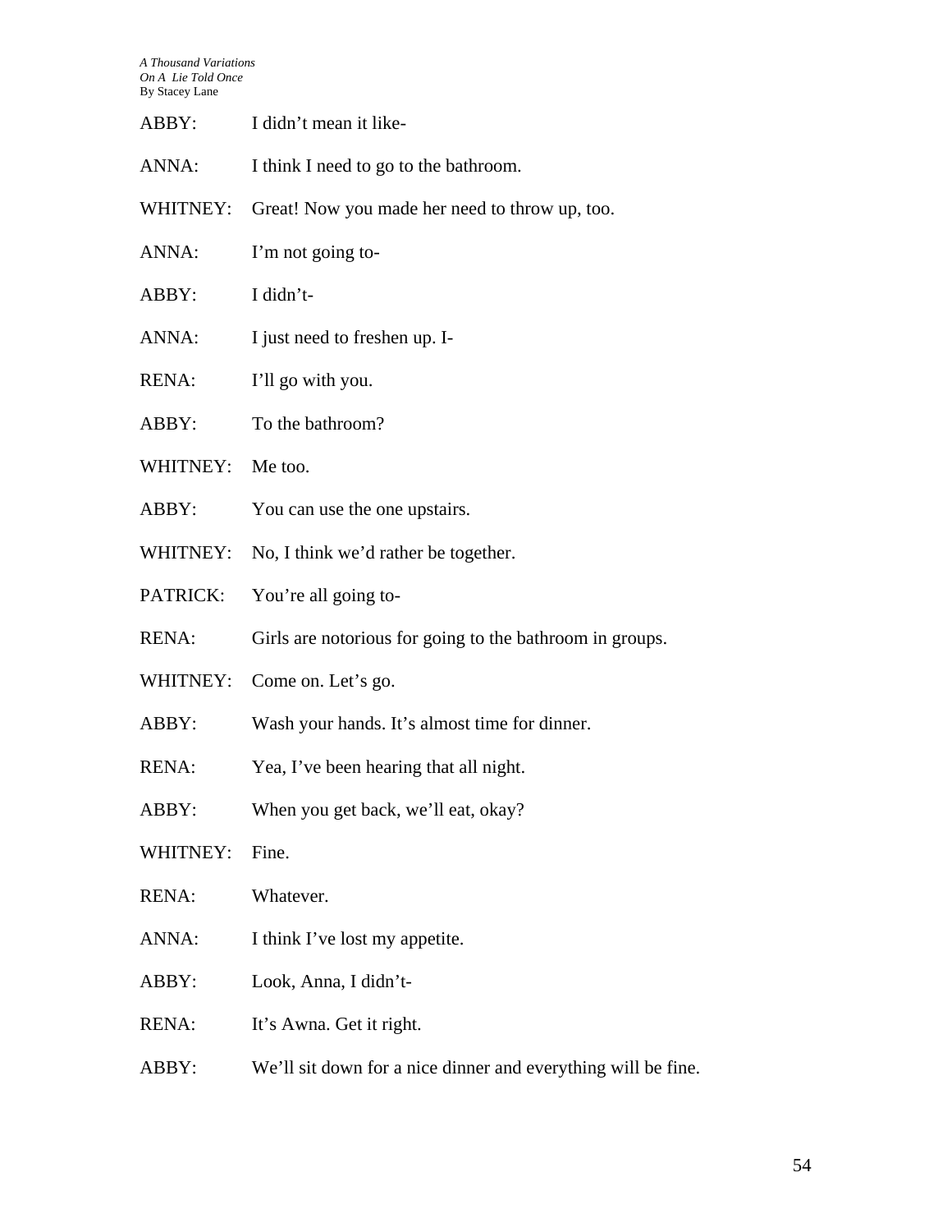ABBY: I didn't mean it like-

ANNA: I think I need to go to the bathroom.

WHITNEY: Great! Now you made her need to throw up, too.

ANNA: I'm not going to-

ABBY: I didn't-

ANNA: I just need to freshen up. I-

RENA: I'll go with you.

ABBY: To the bathroom?

WHITNEY: Me too.

ABBY: You can use the one upstairs.

WHITNEY: No, I think we'd rather be together.

PATRICK: You're all going to-

RENA: Girls are notorious for going to the bathroom in groups.

WHITNEY: Come on. Let's go.

ABBY: Wash your hands. It's almost time for dinner.

RENA: Yea, I've been hearing that all night.

ABBY: When you get back, we'll eat, okay?

WHITNEY: Fine.

RENA: Whatever.

ANNA: I think I've lost my appetite.

ABBY: Look, Anna, I didn't-

RENA: It's Awna. Get it right.

ABBY: We'll sit down for a nice dinner and everything will be fine.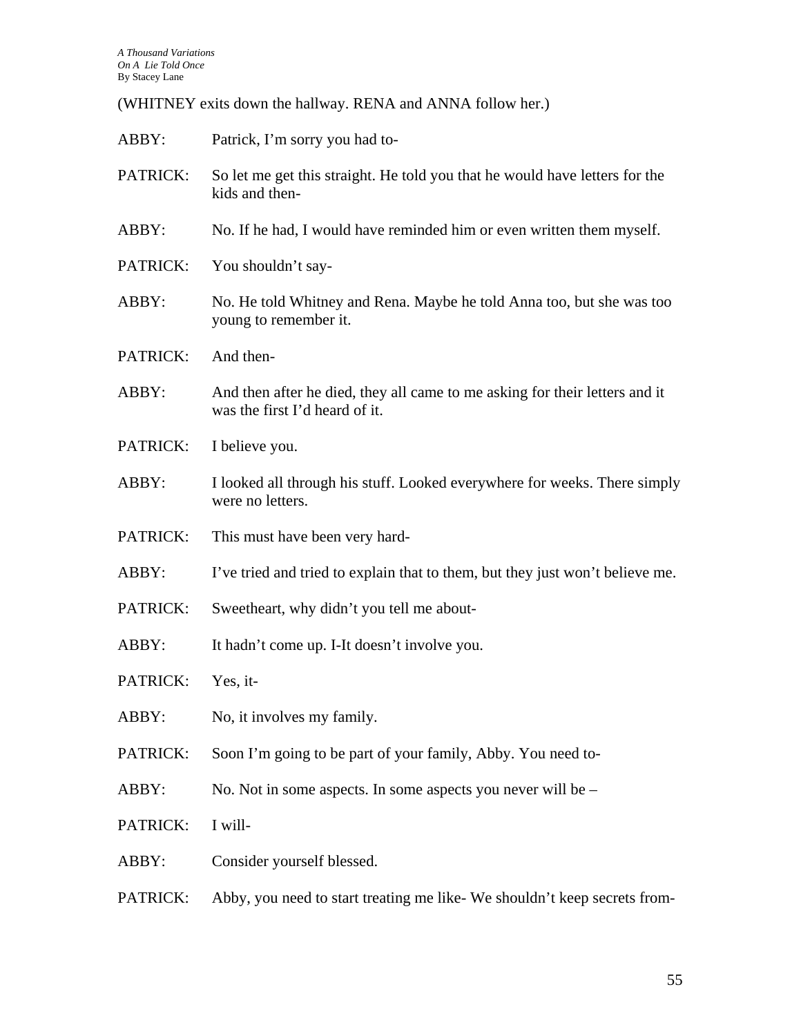(WHITNEY exits down the hallway. RENA and ANNA follow her.)

ABBY: Patrick, I'm sorry you had to-

PATRICK: So let me get this straight. He told you that he would have letters for the kids and then-

ABBY: No. If he had, I would have reminded him or even written them myself.

PATRICK: You shouldn't say-

ABBY: No. He told Whitney and Rena. Maybe he told Anna too, but she was too young to remember it.

PATRICK: And then-

ABBY: And then after he died, they all came to me asking for their letters and it was the first I'd heard of it.

PATRICK: I believe you.

ABBY: I looked all through his stuff. Looked everywhere for weeks. There simply were no letters.

PATRICK: This must have been very hard-

ABBY: I've tried and tried to explain that to them, but they just won't believe me.

PATRICK: Sweetheart, why didn't you tell me about-

ABBY: It hadn't come up. I-It doesn't involve you.

PATRICK: Yes, it-

ABBY: No, it involves my family.

PATRICK: Soon I'm going to be part of your family, Abby. You need to-

ABBY: No. Not in some aspects. In some aspects you never will be –

PATRICK: I will-

ABBY: Consider yourself blessed.

PATRICK: Abby, you need to start treating me like- We shouldn't keep secrets from-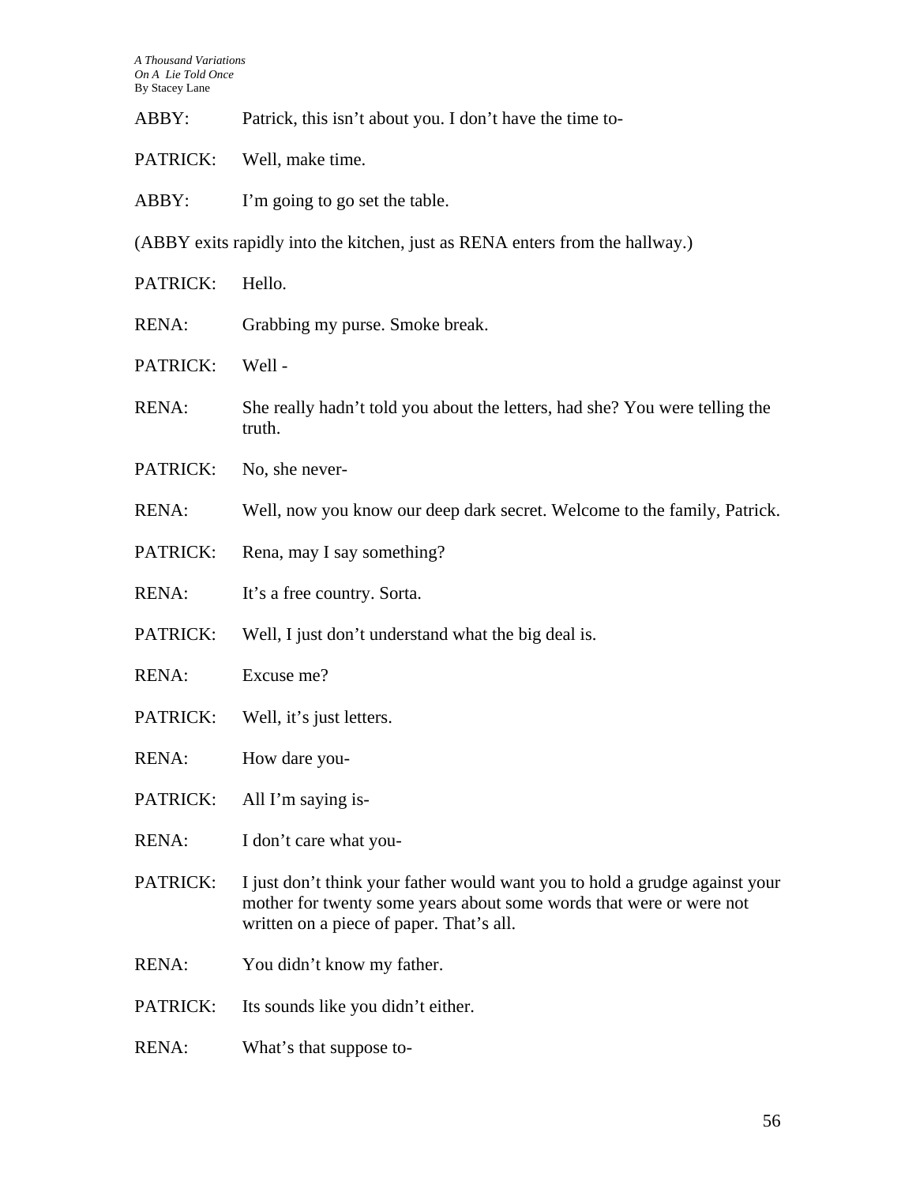ABBY: Patrick, this isn't about you. I don't have the time to-

PATRICK: Well, make time.

ABBY: I'm going to go set the table.

(ABBY exits rapidly into the kitchen, just as RENA enters from the hallway.)

PATRICK: Hello.

RENA: Grabbing my purse. Smoke break.

PATRICK: Well -

RENA: She really hadn't told you about the letters, had she? You were telling the truth.

PATRICK: No, she never-

RENA: Well, now you know our deep dark secret. Welcome to the family, Patrick.

PATRICK: Rena, may I say something?

RENA: It's a free country. Sorta.

PATRICK: Well, I just don't understand what the big deal is.

RENA: Excuse me?

PATRICK: Well, it's just letters.

RENA: How dare you-

PATRICK: All I'm saying is-

RENA: I don't care what you-

PATRICK: I just don't think your father would want you to hold a grudge against your mother for twenty some years about some words that were or were not written on a piece of paper. That's all.

RENA: You didn't know my father.

PATRICK: Its sounds like you didn't either.

RENA: What's that suppose to-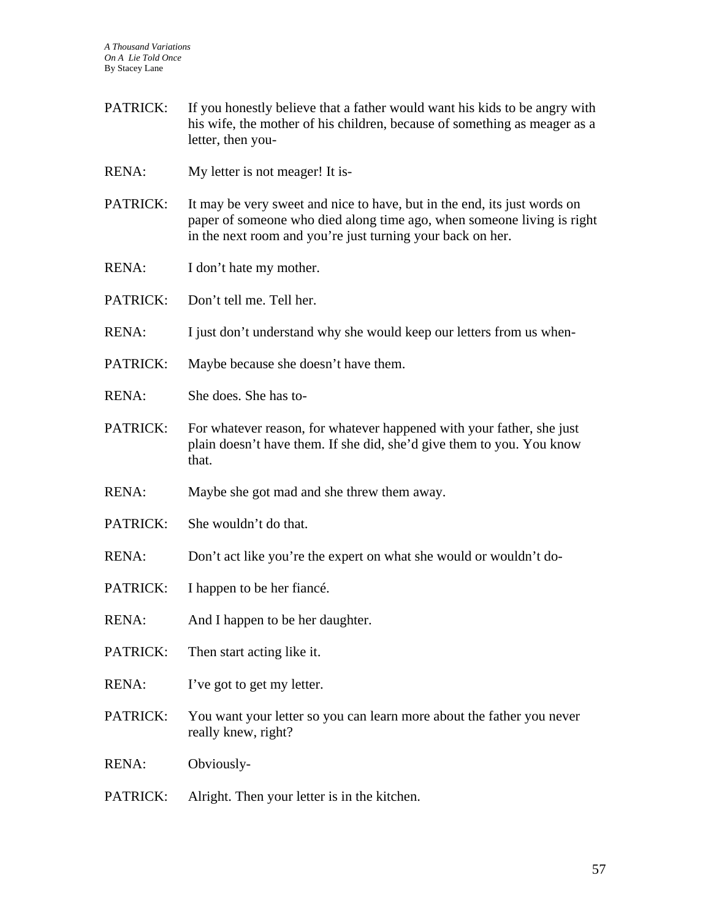PATRICK: If you honestly believe that a father would want his kids to be angry with his wife, the mother of his children, because of something as meager as a letter, then you-

RENA: My letter is not meager! It is-

PATRICK: It may be very sweet and nice to have, but in the end, its just words on paper of someone who died along time ago, when someone living is right in the next room and you're just turning your back on her.

RENA: I don't hate my mother.

PATRICK: Don't tell me. Tell her.

RENA: I just don't understand why she would keep our letters from us when-

PATRICK: Maybe because she doesn't have them.

RENA: She does. She has to-

PATRICK: For whatever reason, for whatever happened with your father, she just plain doesn't have them. If she did, she'd give them to you. You know that.

RENA: Maybe she got mad and she threw them away.

PATRICK: She wouldn't do that.

RENA: Don't act like you're the expert on what she would or wouldn't do-

PATRICK: I happen to be her fiancé.

RENA: And I happen to be her daughter.

PATRICK: Then start acting like it.

RENA: I've got to get my letter.

PATRICK: You want your letter so you can learn more about the father you never really knew, right?

RENA: Obviously-

PATRICK: Alright. Then your letter is in the kitchen.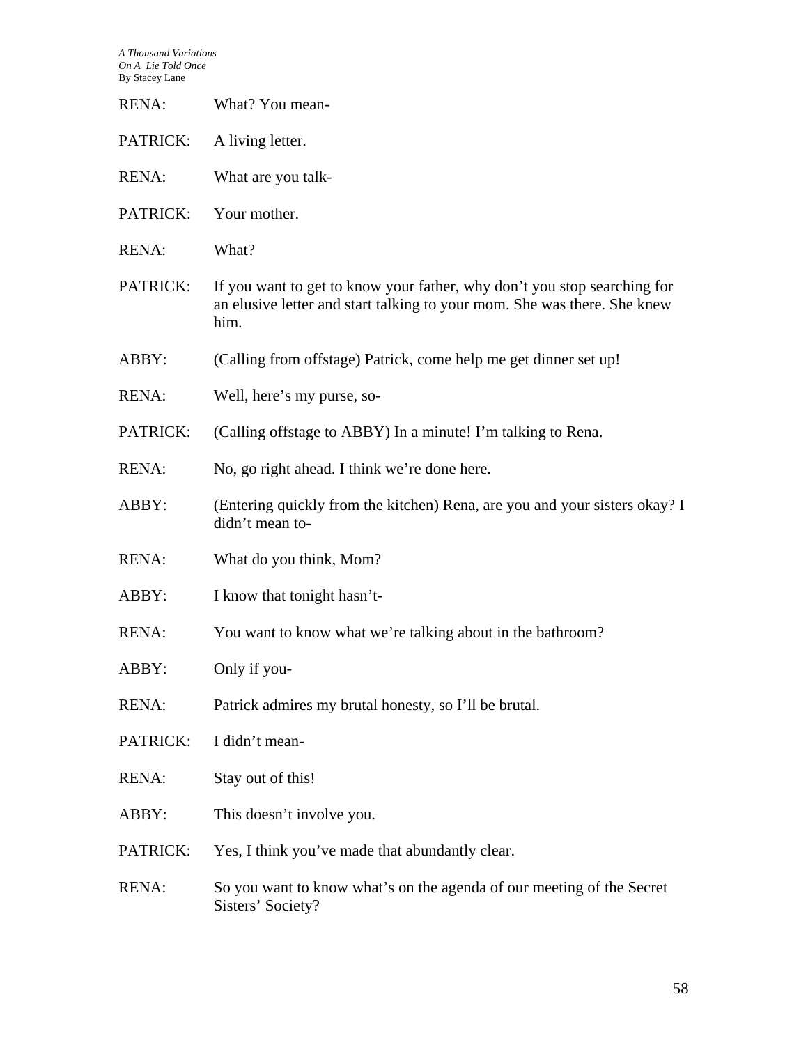RENA: What? You mean-

PATRICK: A living letter.

RENA: What are you talk-

PATRICK: Your mother.

RENA: What?

PATRICK: If you want to get to know your father, why don't you stop searching for an elusive letter and start talking to your mom. She was there. She knew him.

ABBY: (Calling from offstage) Patrick, come help me get dinner set up!

RENA: Well, here's my purse, so-

PATRICK: (Calling offstage to ABBY) In a minute! I'm talking to Rena.

RENA: No, go right ahead. I think we're done here.

ABBY: (Entering quickly from the kitchen) Rena, are you and your sisters okay? I didn't mean to-

RENA: What do you think, Mom?

ABBY: I know that tonight hasn't-

RENA: You want to know what we're talking about in the bathroom?

ABBY: Only if you-

RENA: Patrick admires my brutal honesty, so I'll be brutal.

PATRICK: I didn't mean-

RENA: Stay out of this!

ABBY: This doesn't involve you.

PATRICK: Yes, I think you've made that abundantly clear.

RENA: So you want to know what's on the agenda of our meeting of the Secret Sisters' Society?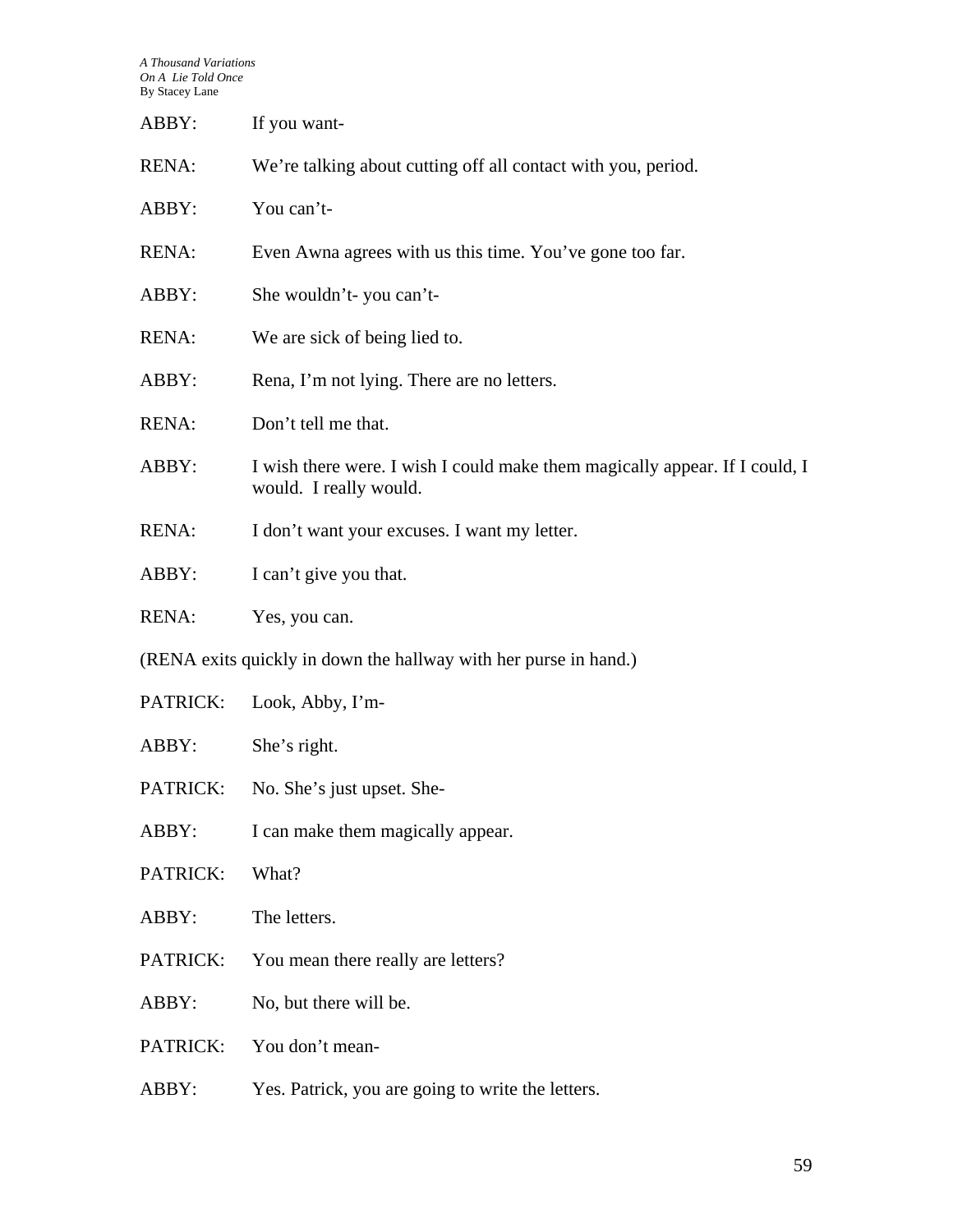ABBY: If you want-

RENA: We're talking about cutting off all contact with you, period.

ABBY: You can't-

RENA: Even Awna agrees with us this time. You've gone too far.

ABBY: She wouldn't- you can't-

RENA: We are sick of being lied to.

ABBY: Rena, I'm not lying. There are no letters.

RENA: Don't tell me that.

ABBY: I wish there were. I wish I could make them magically appear. If I could, I would. I really would.

RENA: I don't want your excuses. I want my letter.

ABBY: I can't give you that.

RENA: Yes, you can.

(RENA exits quickly in down the hallway with her purse in hand.)

PATRICK: Look, Abby, I'm-

ABBY: She's right.

PATRICK: No. She's just upset. She-

ABBY: I can make them magically appear.

PATRICK: What?

ABBY: The letters.

PATRICK: You mean there really are letters?

ABBY: No, but there will be.

PATRICK: You don't mean-

ABBY: Yes. Patrick, you are going to write the letters.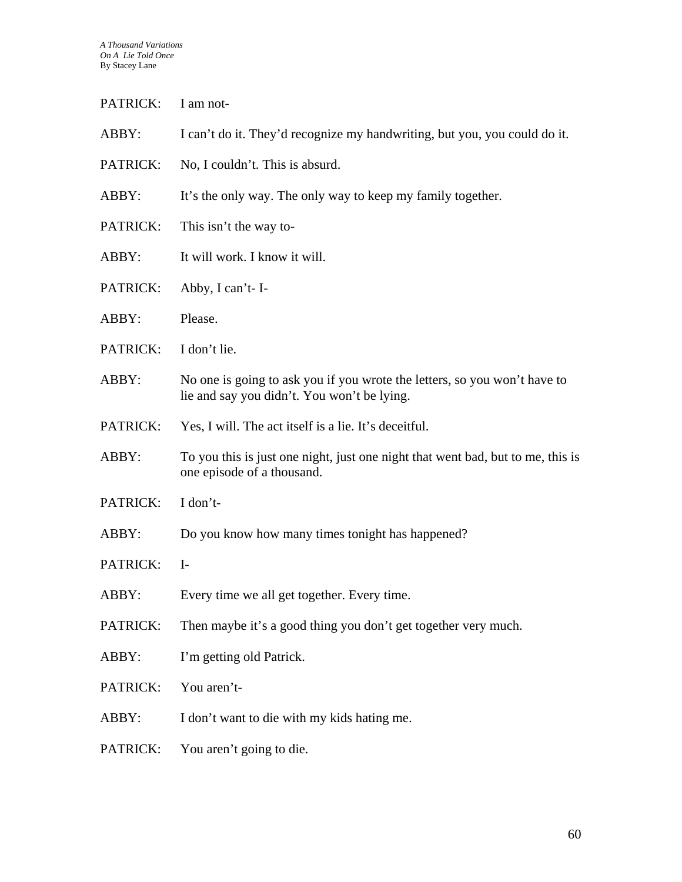PATRICK: I am not-

ABBY: I can't do it. They'd recognize my handwriting, but you, you could do it.

PATRICK: No, I couldn't. This is absurd.

ABBY: It's the only way. The only way to keep my family together.

PATRICK: This isn't the way to-

ABBY: It will work. I know it will.

PATRICK: Abby, I can't- I-

ABBY: Please.

PATRICK: I don't lie.

ABBY: No one is going to ask you if you wrote the letters, so you won't have to lie and say you didn't. You won't be lying.

PATRICK: Yes, I will. The act itself is a lie. It's deceitful.

ABBY: To you this is just one night, just one night that went bad, but to me, this is one episode of a thousand.

PATRICK: I don't-

ABBY: Do you know how many times tonight has happened?

PATRICK: I-

ABBY: Every time we all get together. Every time.

PATRICK: Then maybe it's a good thing you don't get together very much.

ABBY: I'm getting old Patrick.

PATRICK: You aren't-

ABBY: I don't want to die with my kids hating me.

PATRICK: You aren't going to die.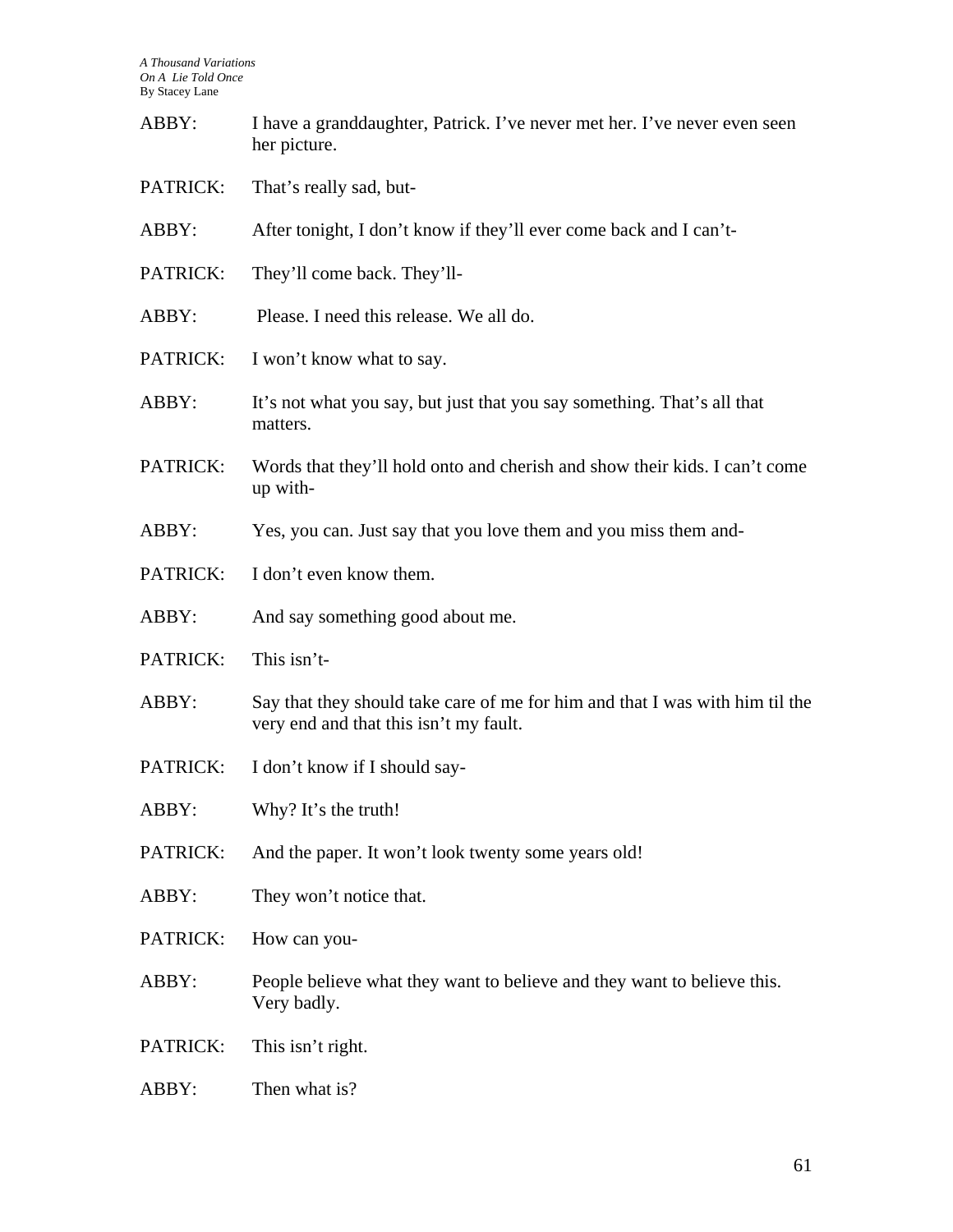ABBY: I have a granddaughter, Patrick. I've never met her. I've never even seen her picture.

PATRICK: That's really sad, but-

ABBY: After tonight, I don't know if they'll ever come back and I can't-

PATRICK: They'll come back. They'll-

ABBY: Please. I need this release. We all do.

PATRICK: I won't know what to say.

ABBY: It's not what you say, but just that you say something. That's all that matters.

PATRICK: Words that they'll hold onto and cherish and show their kids. I can't come up with-

ABBY: Yes, you can. Just say that you love them and you miss them and-

PATRICK: I don't even know them.

ABBY: And say something good about me.

PATRICK: This isn't-

ABBY: Say that they should take care of me for him and that I was with him til the very end and that this isn't my fault.

PATRICK: I don't know if I should say-

ABBY: Why? It's the truth!

PATRICK: And the paper. It won't look twenty some years old!

ABBY: They won't notice that.

PATRICK: How can you-

ABBY: People believe what they want to believe and they want to believe this. Very badly.

PATRICK: This isn't right.

ABBY: Then what is?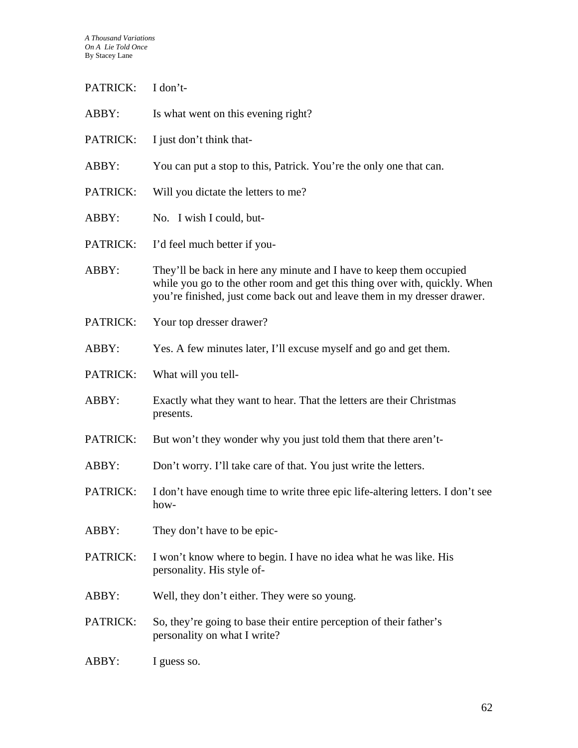PATRICK: I don't-

ABBY: Is what went on this evening right?

PATRICK: I just don't think that-

ABBY: You can put a stop to this, Patrick. You're the only one that can.

PATRICK: Will you dictate the letters to me?

ABBY: No. I wish I could, but-

PATRICK: I'd feel much better if you-

ABBY: They'll be back in here any minute and I have to keep them occupied while you go to the other room and get this thing over with, quickly. When you're finished, just come back out and leave them in my dresser drawer.

PATRICK: Your top dresser drawer?

ABBY: Yes. A few minutes later, I'll excuse myself and go and get them.

PATRICK: What will you tell-

ABBY: Exactly what they want to hear. That the letters are their Christmas presents.

PATRICK: But won't they wonder why you just told them that there aren't-

ABBY: Don't worry. I'll take care of that. You just write the letters.

PATRICK: I don't have enough time to write three epic life-altering letters. I don't see how-

ABBY: They don't have to be epic-

PATRICK: I won't know where to begin. I have no idea what he was like. His personality. His style of-

ABBY: Well, they don't either. They were so young.

PATRICK: So, they're going to base their entire perception of their father's personality on what I write?

ABBY: I guess so.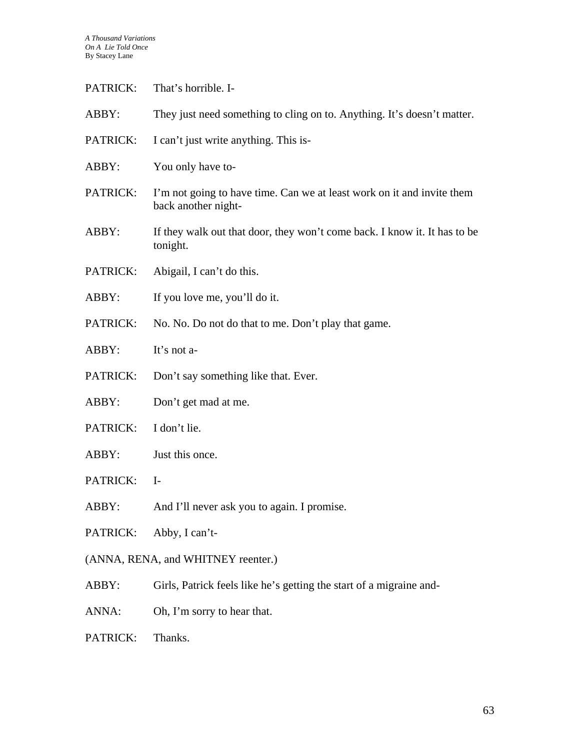PATRICK: That's horrible. I-

ABBY: They just need something to cling on to. Anything. It's doesn't matter.

PATRICK: I can't just write anything. This is-

ABBY: You only have to-

PATRICK: I'm not going to have time. Can we at least work on it and invite them back another night-

ABBY: If they walk out that door, they won't come back. I know it. It has to be tonight.

PATRICK: Abigail, I can't do this.

ABBY: If you love me, you'll do it.

PATRICK: No. No. Do not do that to me. Don't play that game.

ABBY: It's not a-

PATRICK: Don't say something like that. Ever.

ABBY: Don't get mad at me.

PATRICK: I don't lie.

ABBY: Just this once.

PATRICK: I-

ABBY: And I'll never ask you to again. I promise.

PATRICK: Abby, I can't-

(ANNA, RENA, and WHITNEY reenter.)

ABBY: Girls, Patrick feels like he's getting the start of a migraine and-

ANNA: Oh, I'm sorry to hear that.

PATRICK: Thanks.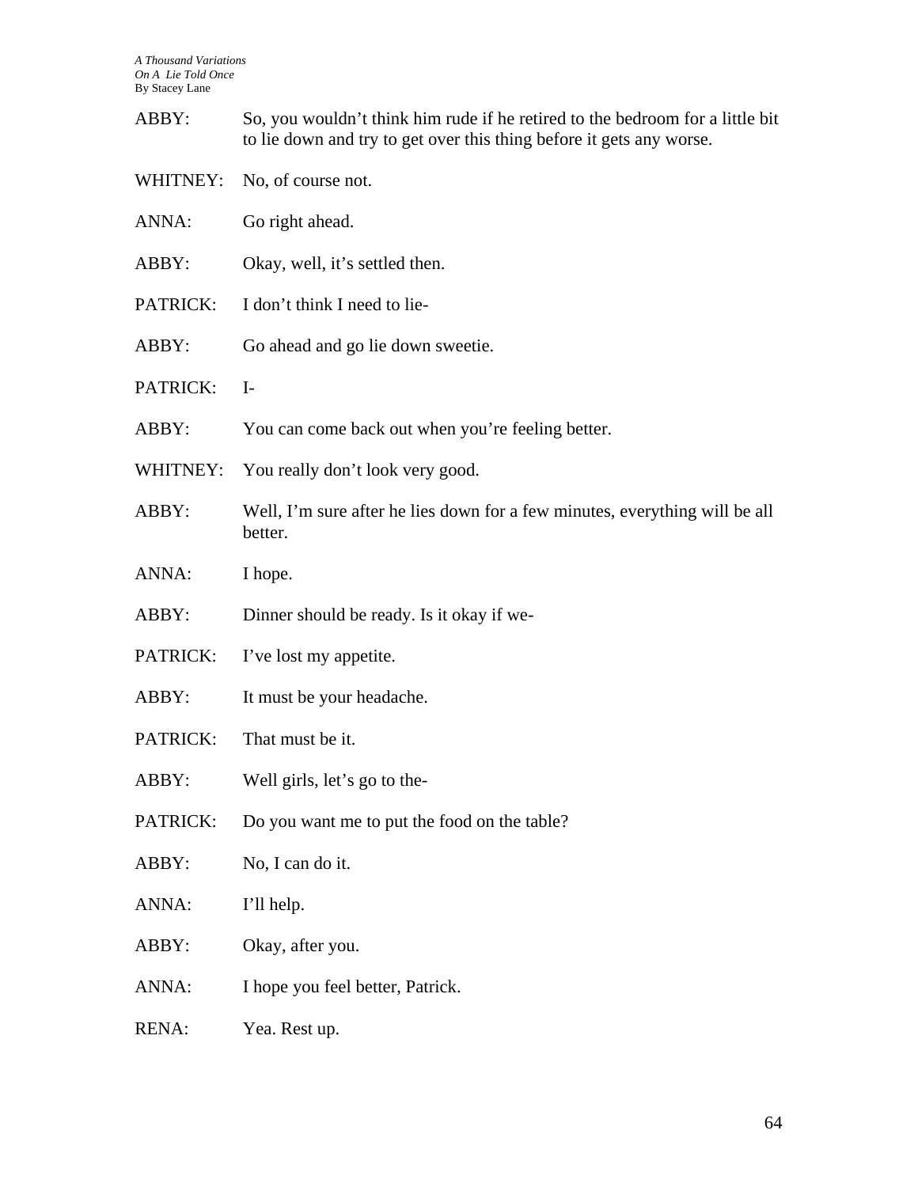ABBY: So, you wouldn't think him rude if he retired to the bedroom for a little bit to lie down and try to get over this thing before it gets any worse.

WHITNEY: No, of course not.

ANNA: Go right ahead.

ABBY: Okay, well, it's settled then.

PATRICK: I don't think I need to lie-

ABBY: Go ahead and go lie down sweetie.

PATRICK: I-

ABBY: You can come back out when you're feeling better.

WHITNEY: You really don't look very good.

ABBY: Well, I'm sure after he lies down for a few minutes, everything will be all better.

ANNA: I hope.

ABBY: Dinner should be ready. Is it okay if we-

PATRICK: I've lost my appetite.

ABBY: It must be your headache.

PATRICK: That must be it.

ABBY: Well girls, let's go to the-

PATRICK: Do you want me to put the food on the table?

ABBY: No, I can do it.

ANNA: I'll help.

ABBY: Okay, after you.

ANNA: I hope you feel better, Patrick.

RENA: Yea. Rest up.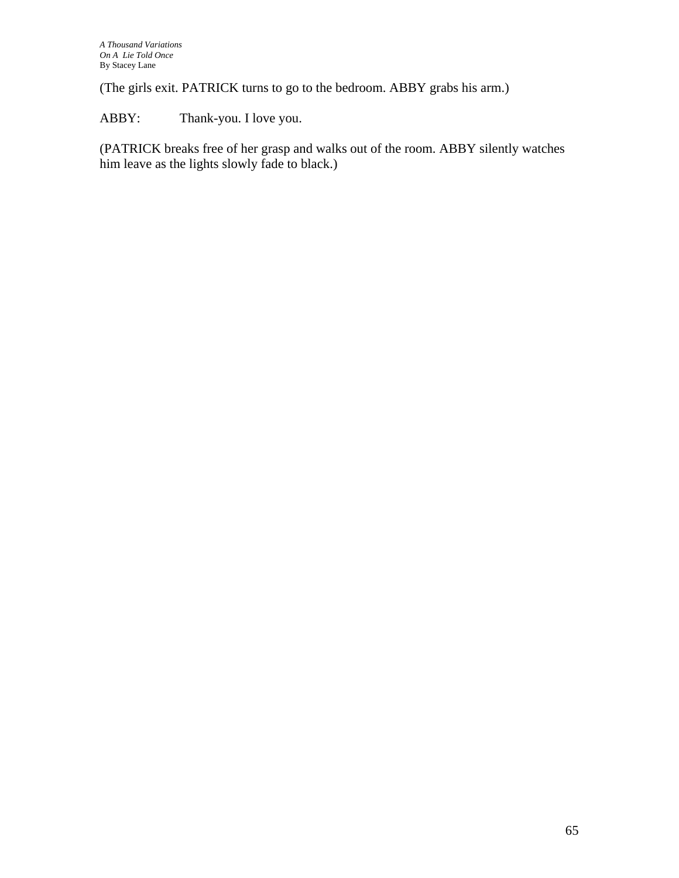(The girls exit. PATRICK turns to go to the bedroom. ABBY grabs his arm.)

ABBY: Thank-you. I love you.

(PATRICK breaks free of her grasp and walks out of the room. ABBY silently watches him leave as the lights slowly fade to black.)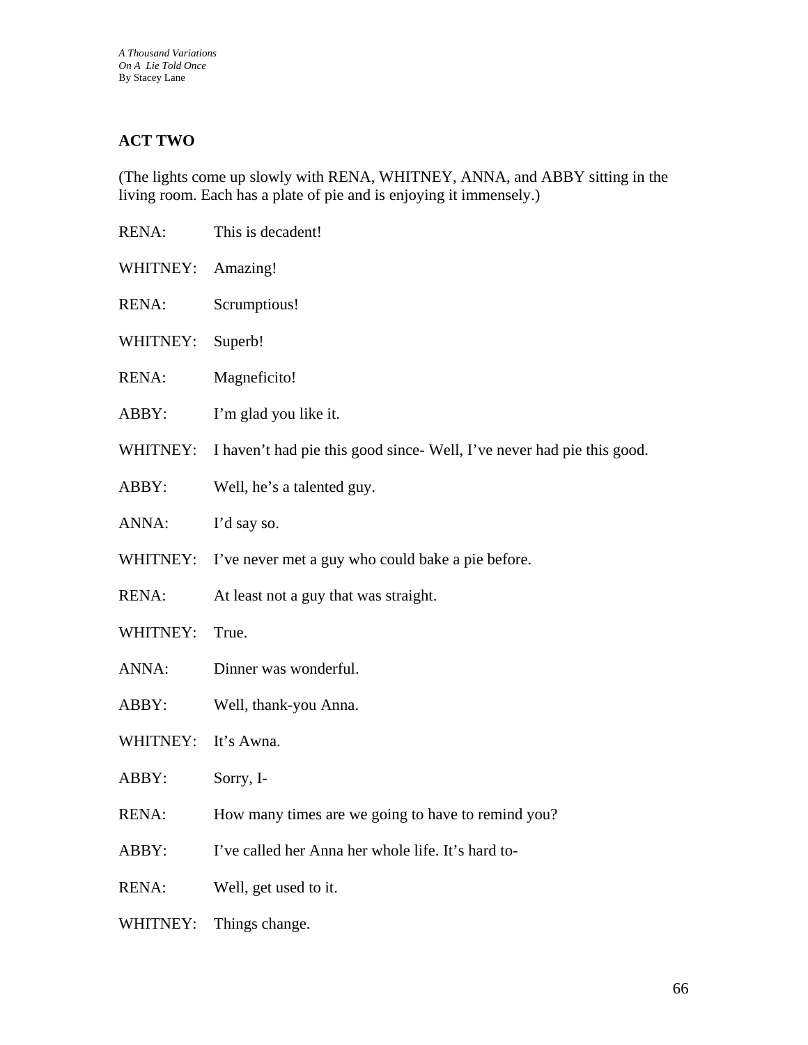## ACT TWO

(The lights come up slowly with RENA, WHITNEY, ANNA, and ABBY sitting in the living room. Each has a plate of pie and is enjoying it immensely.)

RENA: This is decadent!

WHITNEY: Amazing!

RENA: Scrumptious!

WHITNEY: Superb!

RENA: Magneficito!

ABBY: I'm glad you like it.

WHITNEY: I haven't had pie this good since- Well, I've never had pie this good.

ABBY: Well, he's a talented guy.

ANNA: I'd say so.

WHITNEY: I've never met a guy who could bake a pie before.

RENA: At least not a guy that was straight.

WHITNEY: True.

ANNA: Dinner was wonderful.

ABBY: Well, thank-you Anna.

WHITNEY: It's Awna.

ABBY: Sorry, I-

RENA: How many times are we going to have to remind you?

ABBY: I've called her Anna her whole life. It's hard to-

RENA: Well, get used to it.

WHITNEY: Things change.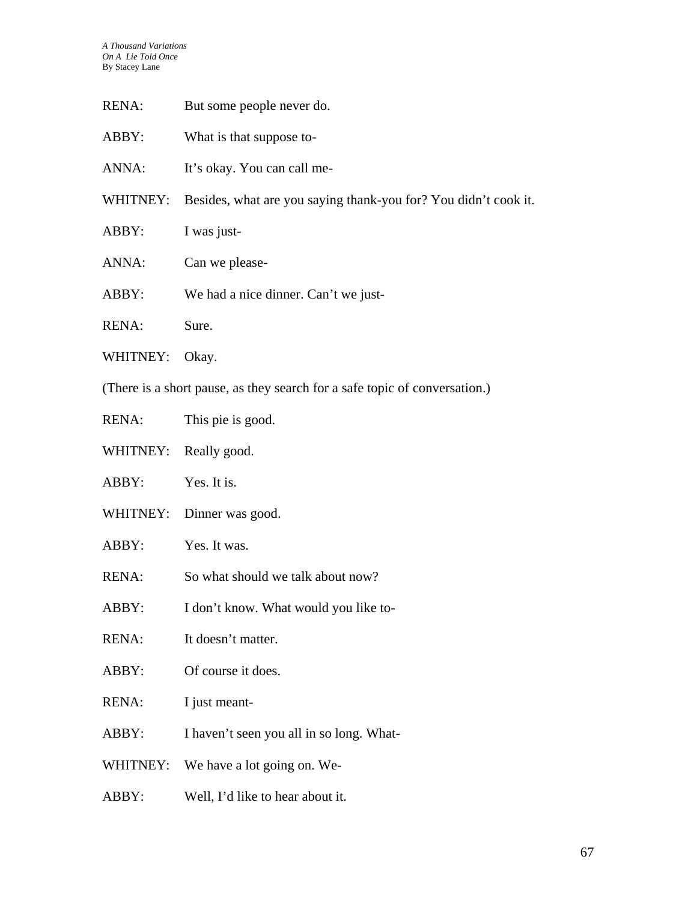RENA: But some people never do.

ABBY: What is that suppose to-

ANNA: It's okay. You can call me-

WHITNEY: Besides, what are you saying thank-you for? You didn't cook it.

ABBY: I was just-

ANNA: Can we please-

ABBY: We had a nice dinner. Can't we just-

RENA: Sure.

WHITNEY: Okay.

(There is a short pause, as they search for a safe topic of conversation.)

RENA: This pie is good.

WHITNEY: Really good.

ABBY: Yes. It is.

WHITNEY: Dinner was good.

ABBY: Yes. It was.

RENA: So what should we talk about now?

ABBY: I don't know. What would you like to-

RENA: It doesn't matter.

ABBY: Of course it does.

RENA: I just meant-

ABBY: I haven't seen you all in so long. What-

WHITNEY: We have a lot going on. We-

ABBY: Well, I'd like to hear about it.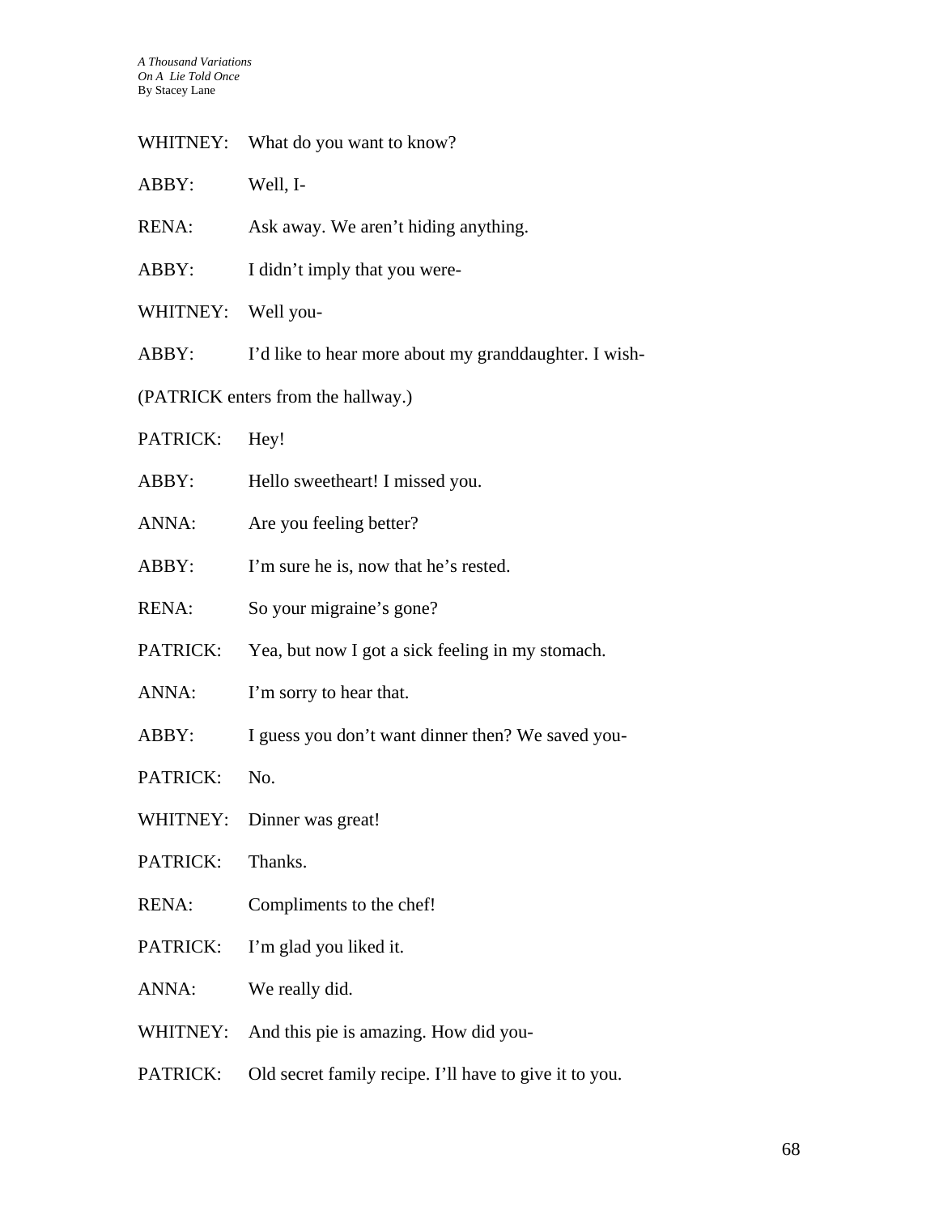WHITNEY: What do you want to know?

ABBY: Well, I-

RENA: Ask away. We aren't hiding anything.

ABBY: I didn't imply that you were-

WHITNEY: Well you-

ABBY: I'd like to hear more about my granddaughter. I wish-

(PATRICK enters from the hallway.)

PATRICK: Hey!

ABBY: Hello sweetheart! I missed you.

ANNA: Are you feeling better?

ABBY: I'm sure he is, now that he's rested.

RENA: So your migraine's gone?

PATRICK: Yea, but now I got a sick feeling in my stomach.

ANNA: I'm sorry to hear that.

ABBY: I guess you don't want dinner then? We saved you-

PATRICK: No.

WHITNEY: Dinner was great!

PATRICK: Thanks.

RENA: Compliments to the chef!

PATRICK: I'm glad you liked it.

ANNA: We really did.

WHITNEY: And this pie is amazing. How did you-

PATRICK: Old secret family recipe. I'll have to give it to you.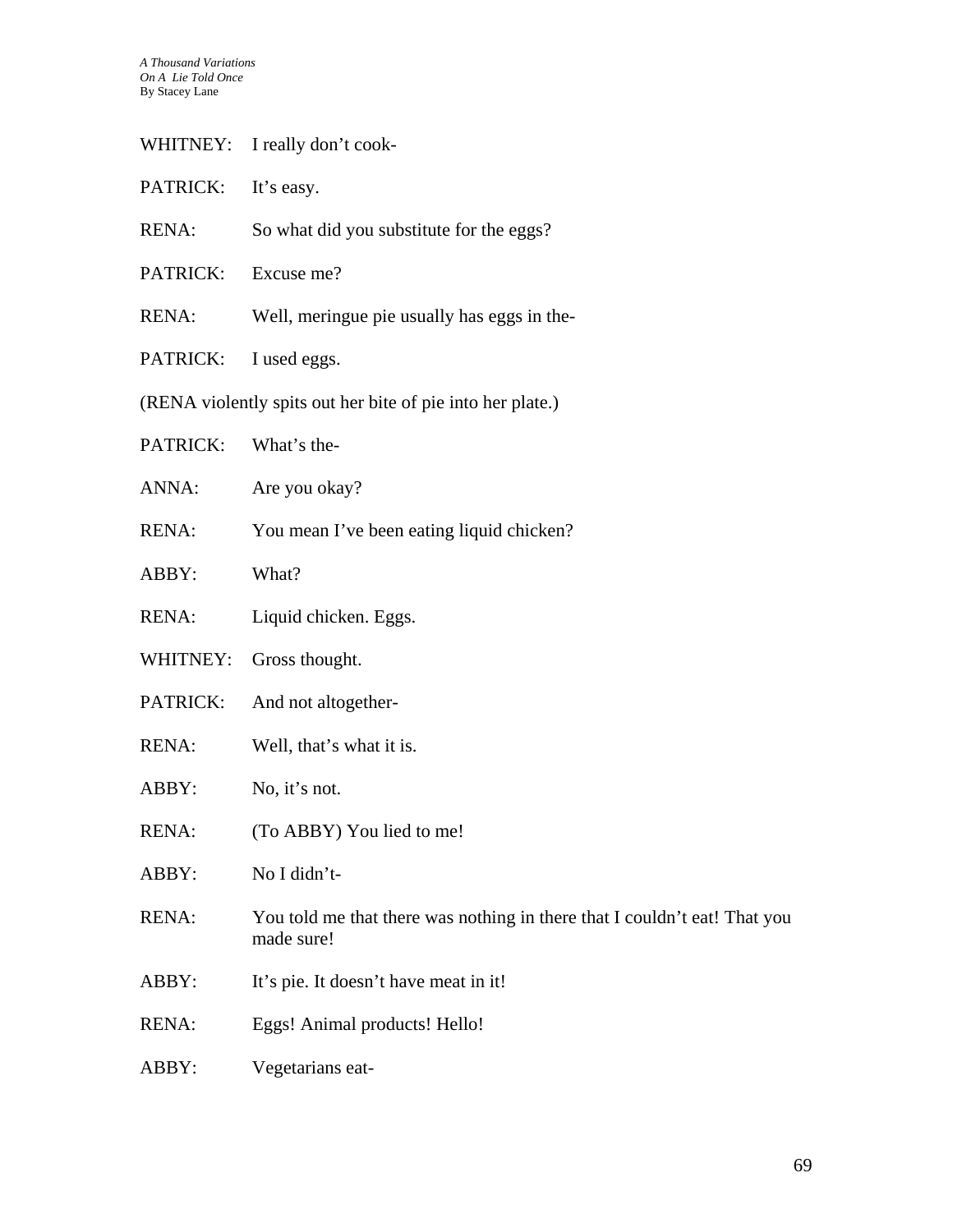WHITNEY: I really don't cook-

PATRICK: It's easy.

RENA: So what did you substitute for the eggs?

PATRICK: Excuse me?

RENA: Well, meringue pie usually has eggs in the-

PATRICK: I used eggs.

(RENA violently spits out her bite of pie into her plate.)

PATRICK: What's the-

ANNA: Are you okay?

RENA: You mean I've been eating liquid chicken?

ABBY: What?

RENA: Liquid chicken. Eggs.

WHITNEY: Gross thought.

PATRICK: And not altogether-

RENA: Well, that's what it is.

ABBY: No, it's not.

RENA: (To ABBY) You lied to me!

ABBY: No I didn't-

RENA: You told me that there was nothing in there that I couldn't eat! That you made sure!

ABBY: It's pie. It doesn't have meat in it!

RENA: Eggs! Animal products! Hello!

ABBY: Vegetarians eat-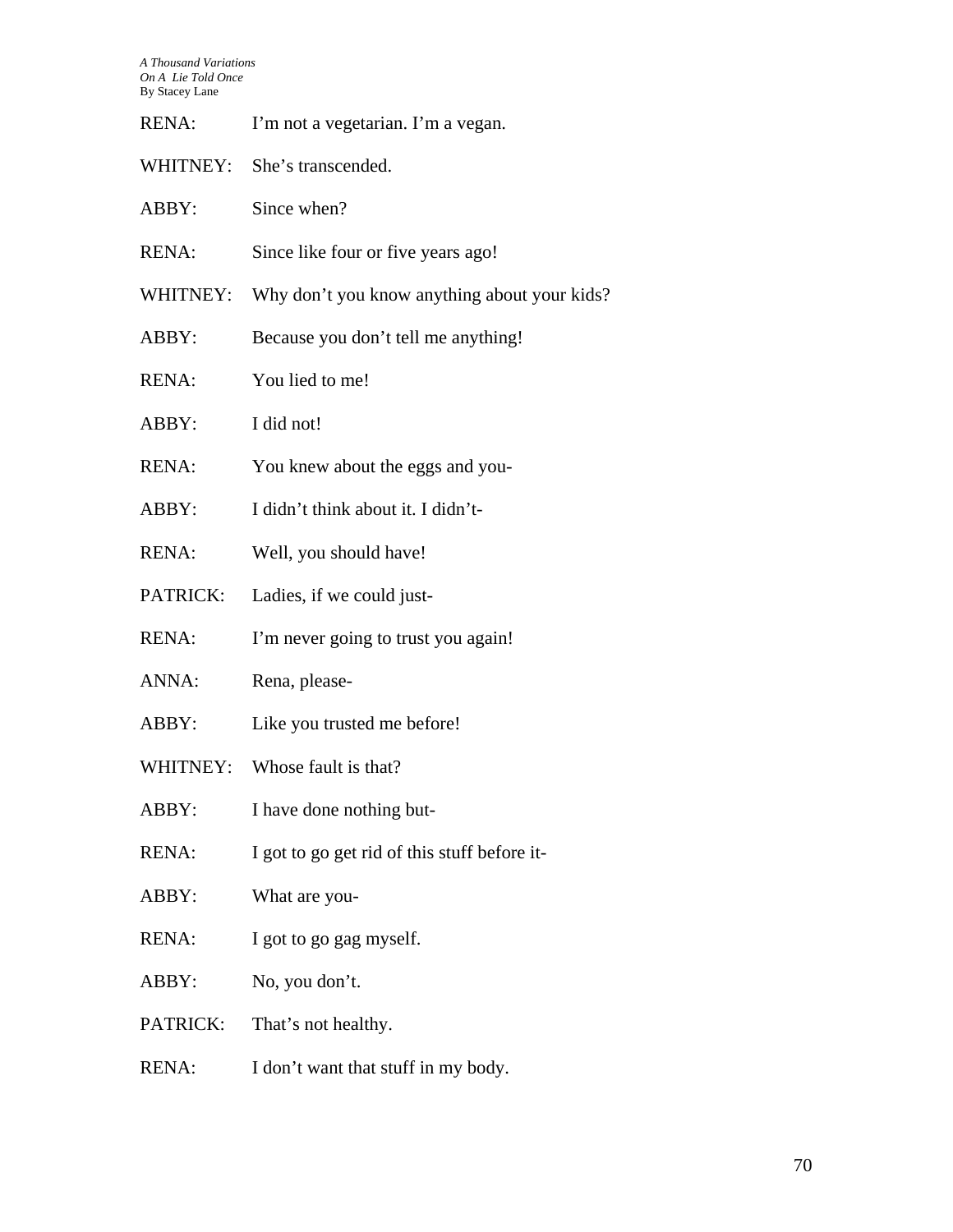RENA: I'm not a vegetarian. I'm a vegan.

WHITNEY: She's transcended.

ABBY: Since when?

RENA: Since like four or five years ago!

WHITNEY: Why don't you know anything about your kids?

ABBY: Because you don't tell me anything!

RENA: You lied to me!

ABBY: I did not!

RENA: You knew about the eggs and you-

ABBY: I didn't think about it. I didn't-

RENA: Well, you should have!

PATRICK: Ladies, if we could just-

RENA: I'm never going to trust you again!

ANNA: Rena, please-

ABBY: Like you trusted me before!

WHITNEY: Whose fault is that?

ABBY: I have done nothing but-

RENA: I got to go get rid of this stuff before it-

ABBY: What are you-

RENA: I got to go gag myself.

ABBY: No, you don't.

PATRICK: That's not healthy.

RENA: I don't want that stuff in my body.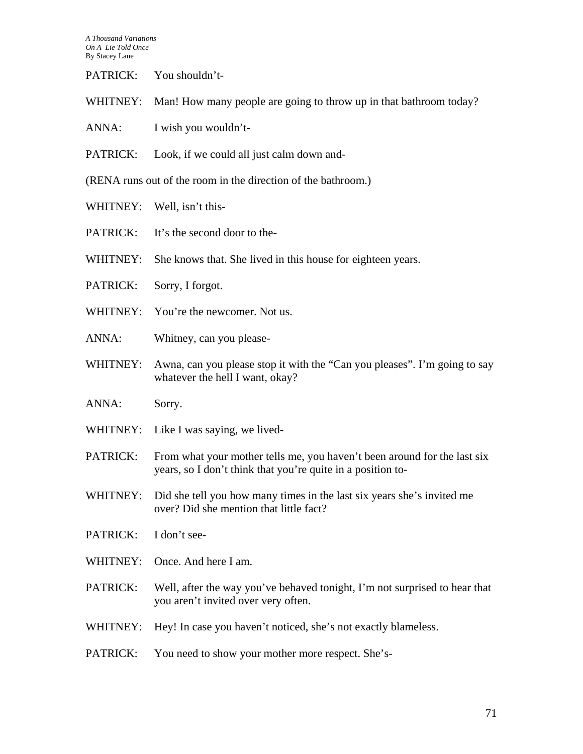PATRICK: You shouldn't-

WHITNEY: Man! How many people are going to throw up in that bathroom today?

ANNA: I wish you wouldn't-

PATRICK: Look, if we could all just calm down and-

(RENA runs out of the room in the direction of the bathroom.)

WHITNEY: Well, isn't this-

PATRICK: It's the second door to the-

WHITNEY: She knows that. She lived in this house for eighteen years.

PATRICK: Sorry, I forgot.

WHITNEY: You're the newcomer. Not us.

ANNA: Whitney, can you please-

WHITNEY: Awna, can you please stop it with the "Can you pleases". I'm going to say whatever the hell I want, okay?

ANNA: Sorry.

WHITNEY: Like I was saying, we lived-

PATRICK: From what your mother tells me, you haven't been around for the last six years, so I don't think that you're quite in a position to-

WHITNEY: Did she tell you how many times in the last six years she's invited me over? Did she mention that little fact?

PATRICK: I don't see-

WHITNEY: Once. And here I am.

PATRICK: Well, after the way you've behaved tonight, I'm not surprised to hear that you aren't invited over very often.

WHITNEY: Hey! In case you haven't noticed, she's not exactly blameless.

PATRICK: You need to show your mother more respect. She's-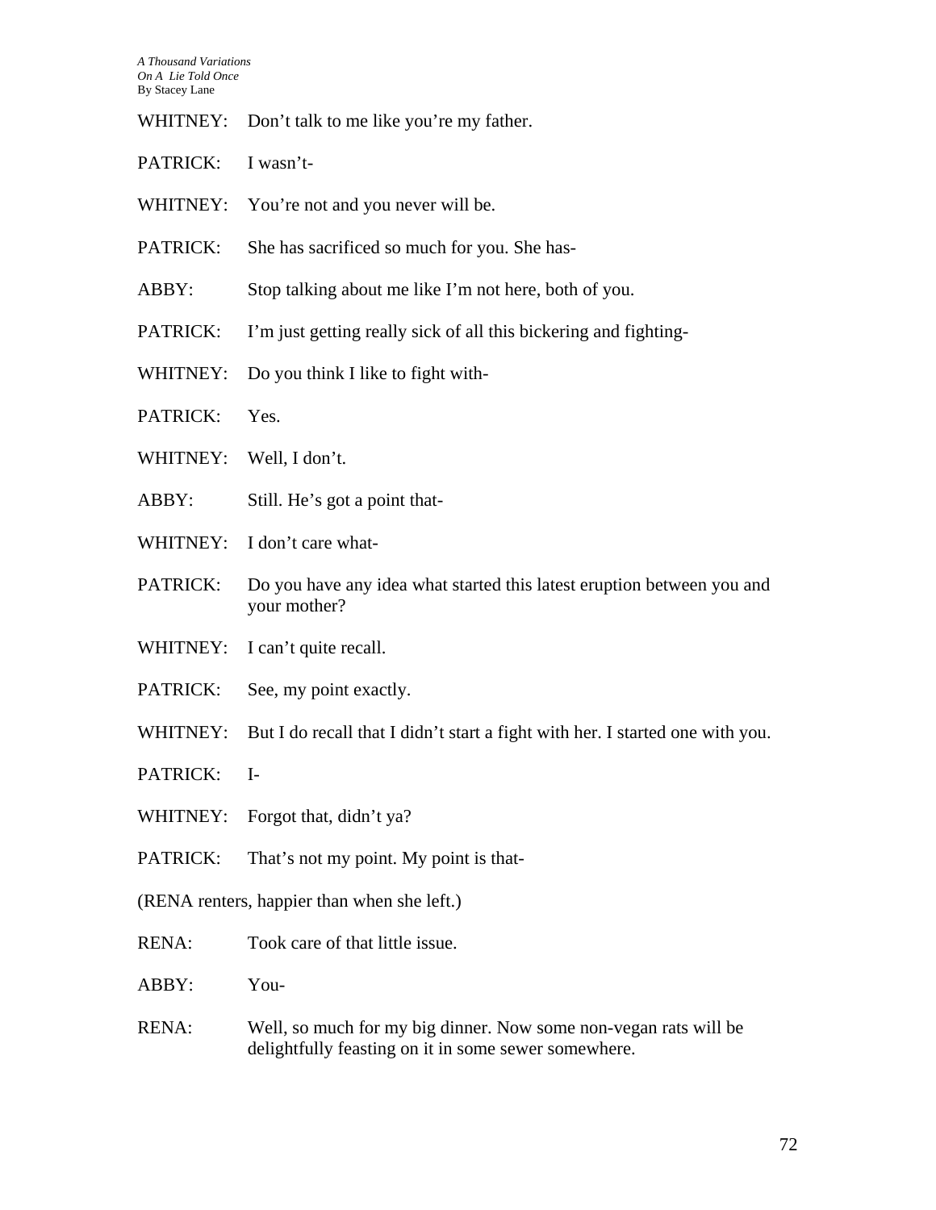WHITNEY: Don't talk to me like you're my father.

PATRICK: I wasn't-

WHITNEY: You're not and you never will be.

PATRICK: She has sacrificed so much for you. She has-

ABBY: Stop talking about me like I'm not here, both of you.

PATRICK: I'm just getting really sick of all this bickering and fighting-

WHITNEY: Do you think I like to fight with-

PATRICK: Yes.

WHITNEY: Well, I don't.

ABBY: Still. He's got a point that-

WHITNEY: I don't care what-

PATRICK: Do you have any idea what started this latest eruption between you and your mother?

WHITNEY: I can't quite recall.

PATRICK: See, my point exactly.

WHITNEY: But I do recall that I didn't start a fight with her. I started one with you.

PATRICK: I-

WHITNEY: Forgot that, didn't ya?

PATRICK: That's not my point. My point is that-

(RENA renters, happier than when she left.)

RENA: Took care of that little issue.

ABBY: You-

RENA: Well, so much for my big dinner. Now some non-vegan rats will be delightfully feasting on it in some sewer somewhere.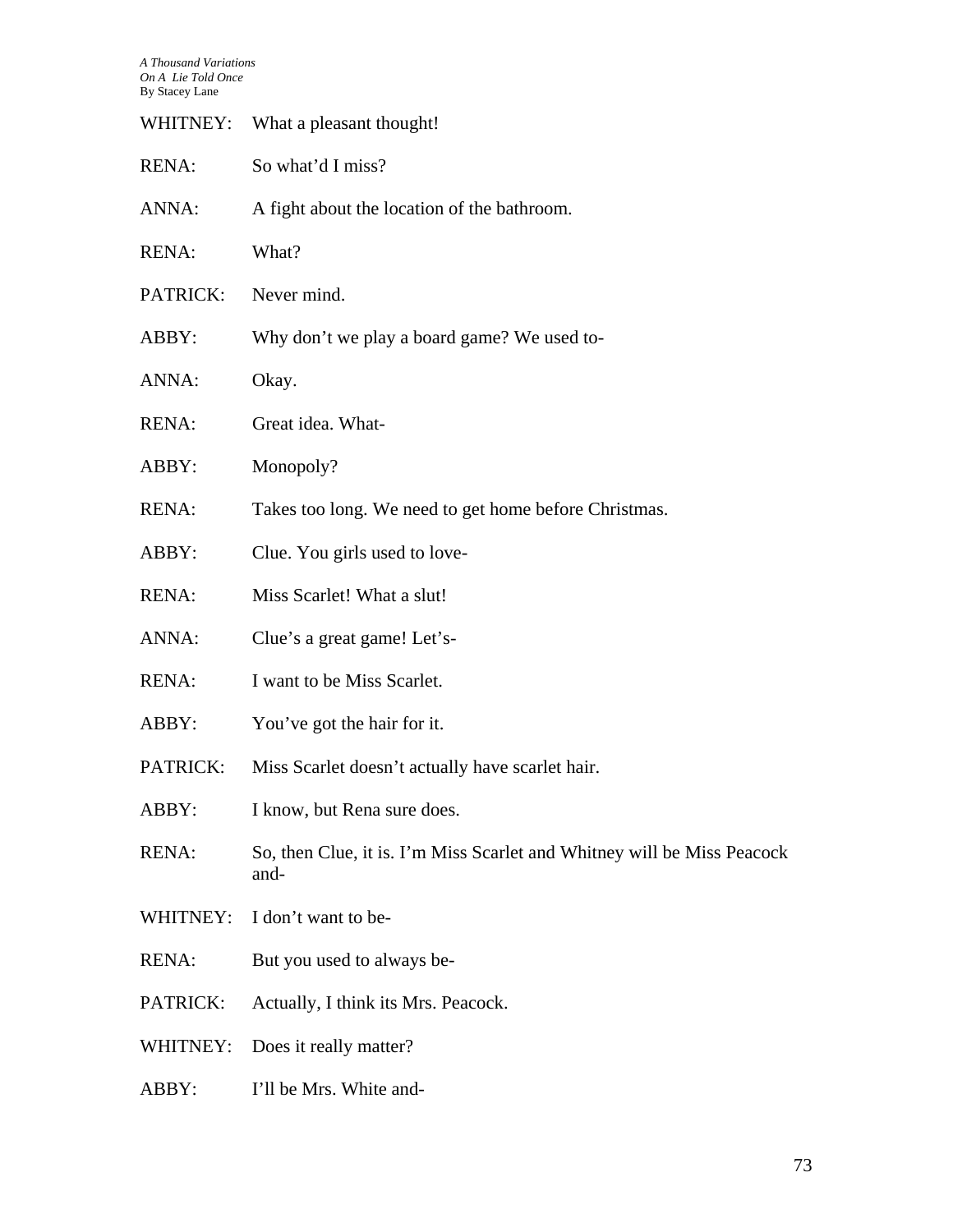WHITNEY: What a pleasant thought!

RENA: So what'd I miss?

ANNA: A fight about the location of the bathroom.

RENA: What?

PATRICK: Never mind.

ABBY: Why don't we play a board game? We used to-

ANNA: Okay.

RENA: Great idea. What-

ABBY: Monopoly?

RENA: Takes too long. We need to get home before Christmas.

ABBY: Clue. You girls used to love-

RENA: Miss Scarlet! What a slut!

ANNA: Clue's a great game! Let's-

RENA: I want to be Miss Scarlet.

ABBY: You've got the hair for it.

PATRICK: Miss Scarlet doesn't actually have scarlet hair.

ABBY: I know, but Rena sure does.

RENA: So, then Clue, it is. I'm Miss Scarlet and Whitney will be Miss Peacock and-

WHITNEY: I don't want to be-

RENA: But you used to always be-

PATRICK: Actually, I think its Mrs. Peacock.

WHITNEY: Does it really matter?

ABBY: I'll be Mrs. White and-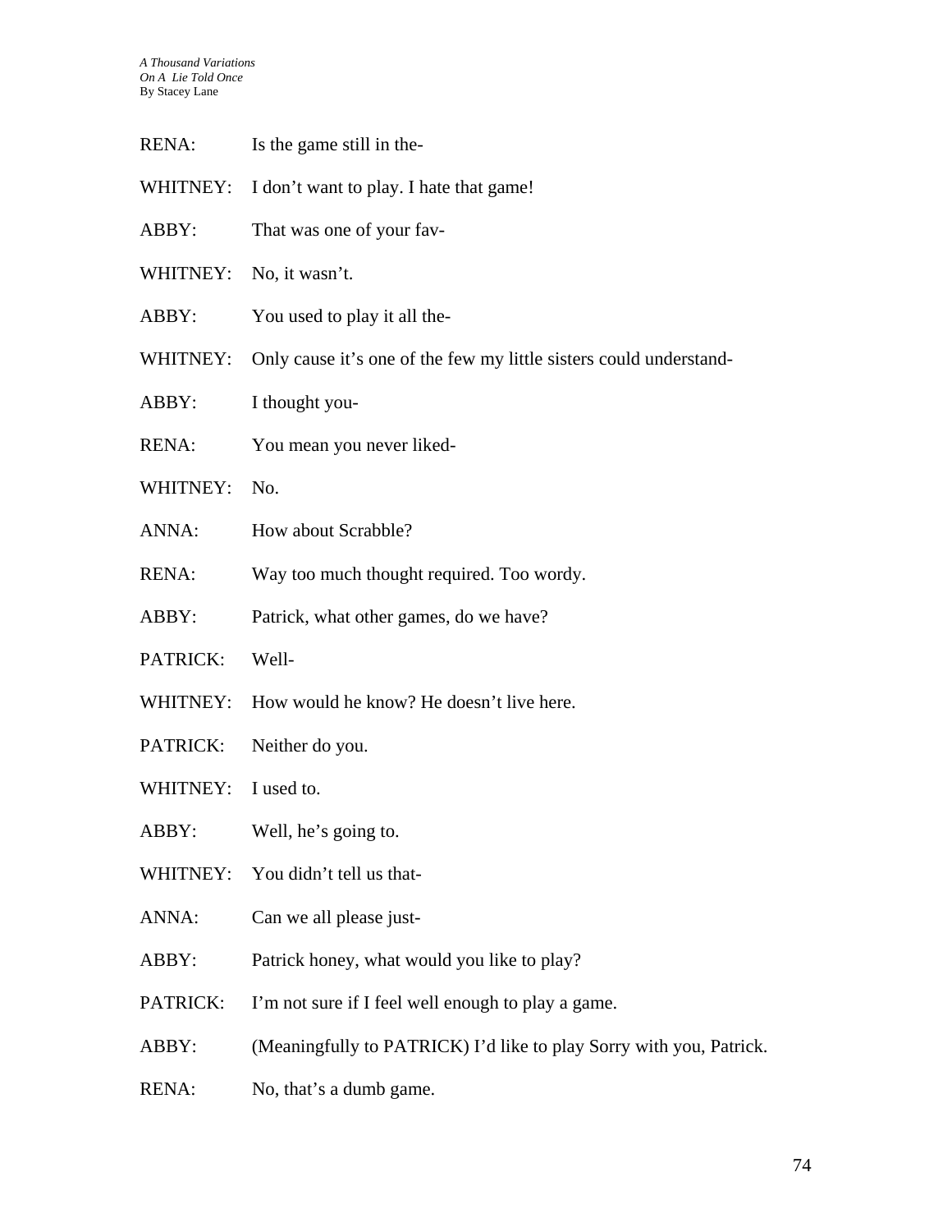RENA: Is the game still in the-

WHITNEY: I don't want to play. I hate that game!

ABBY: That was one of your fav-

WHITNEY: No, it wasn't.

ABBY: You used to play it all the-

WHITNEY: Only cause it's one of the few my little sisters could understand-

ABBY: I thought you-

RENA: You mean you never liked-

WHITNEY: No.

ANNA: How about Scrabble?

RENA: Way too much thought required. Too wordy.

ABBY: Patrick, what other games, do we have?

PATRICK: Well-

WHITNEY: How would he know? He doesn't live here.

PATRICK: Neither do you.

WHITNEY: I used to.

ABBY: Well, he's going to.

WHITNEY: You didn't tell us that-

ANNA: Can we all please just-

ABBY: Patrick honey, what would you like to play?

PATRICK: I'm not sure if I feel well enough to play a game.

ABBY: (Meaningfully to PATRICK) I'd like to play Sorry with you, Patrick.

RENA: No, that's a dumb game.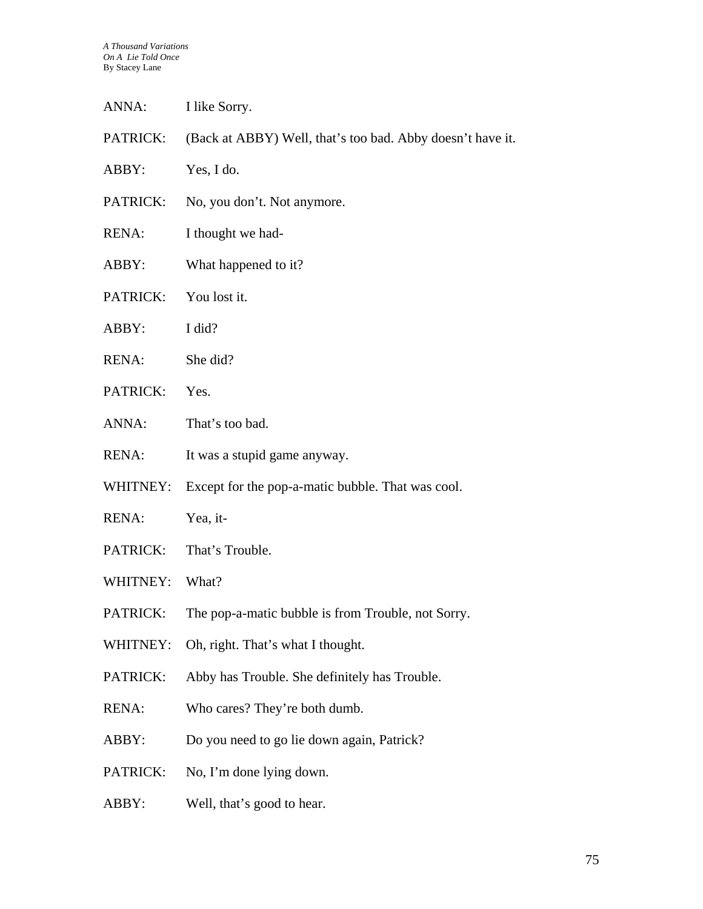ANNA: I like Sorry.

PATRICK: (Back at ABBY) Well, that's too bad. Abby doesn't have it.

ABBY: Yes, I do.

PATRICK: No, you don't. Not anymore.

RENA: I thought we had-

ABBY: What happened to it?

PATRICK: You lost it.

ABBY: I did?

RENA: She did?

PATRICK: Yes.

ANNA: That's too bad.

RENA: It was a stupid game anyway.

WHITNEY: Except for the pop-a-matic bubble. That was cool.

RENA: Yea, it-

PATRICK: That's Trouble.

WHITNEY: What?

PATRICK: The pop-a-matic bubble is from Trouble, not Sorry.

WHITNEY: Oh, right. That's what I thought.

PATRICK: Abby has Trouble. She definitely has Trouble.

RENA: Who cares? They're both dumb.

ABBY: Do you need to go lie down again, Patrick?

PATRICK: No, I'm done lying down.

ABBY: Well, that's good to hear.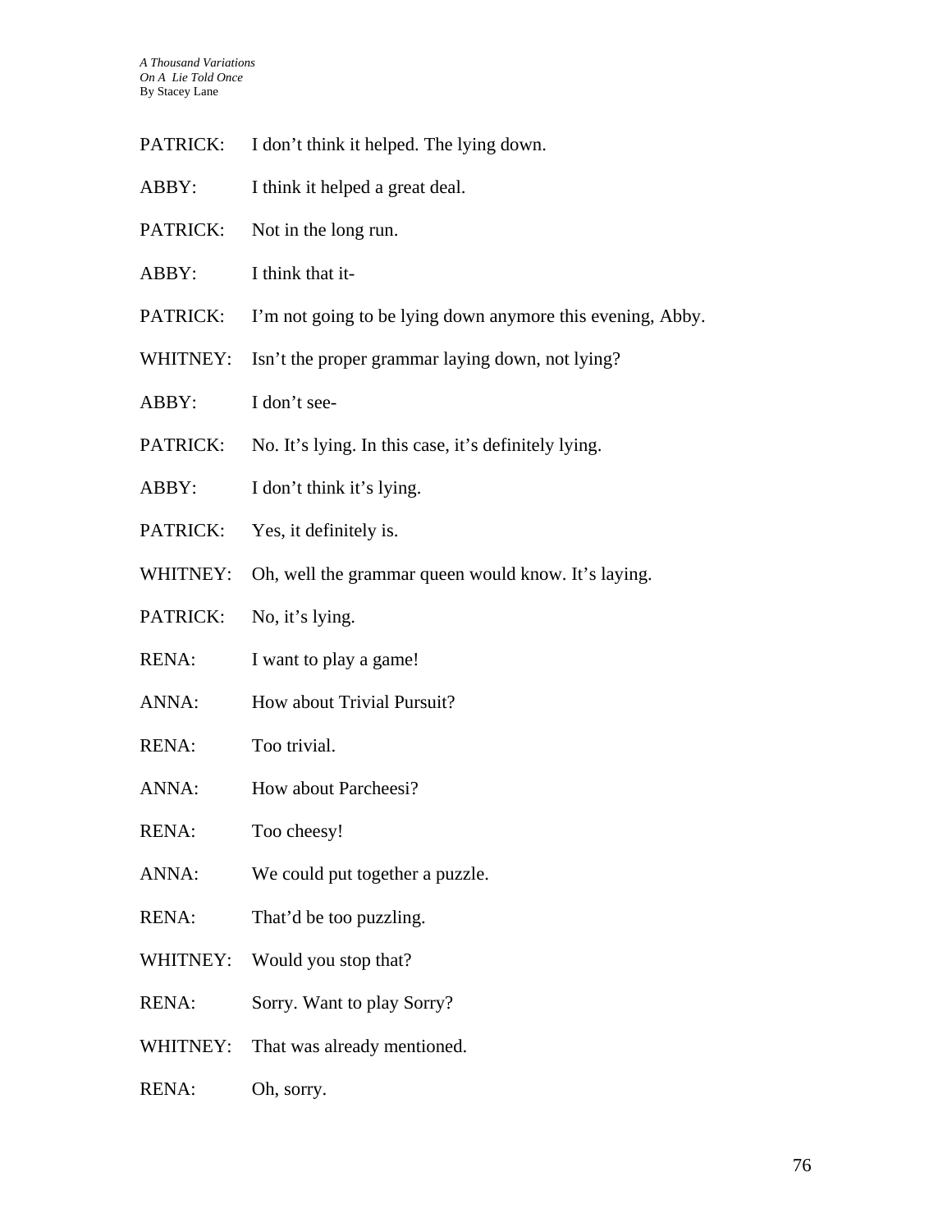PATRICK: I don't think it helped. The lying down.

ABBY: I think it helped a great deal.

PATRICK: Not in the long run.

ABBY: I think that it-

PATRICK: I'm not going to be lying down anymore this evening, Abby.

WHITNEY: Isn't the proper grammar laying down, not lying?

ABBY: I don't see-

PATRICK: No. It's lying. In this case, it's definitely lying.

ABBY: I don't think it's lying.

PATRICK: Yes, it definitely is.

WHITNEY: Oh, well the grammar queen would know. It's laying.

PATRICK: No, it's lying.

RENA: I want to play a game!

ANNA: How about Trivial Pursuit?

RENA: Too trivial.

ANNA: How about Parcheesi?

RENA: Too cheesy!

ANNA: We could put together a puzzle.

RENA: That'd be too puzzling.

WHITNEY: Would you stop that?

RENA: Sorry. Want to play Sorry?

WHITNEY: That was already mentioned.

RENA: Oh, sorry.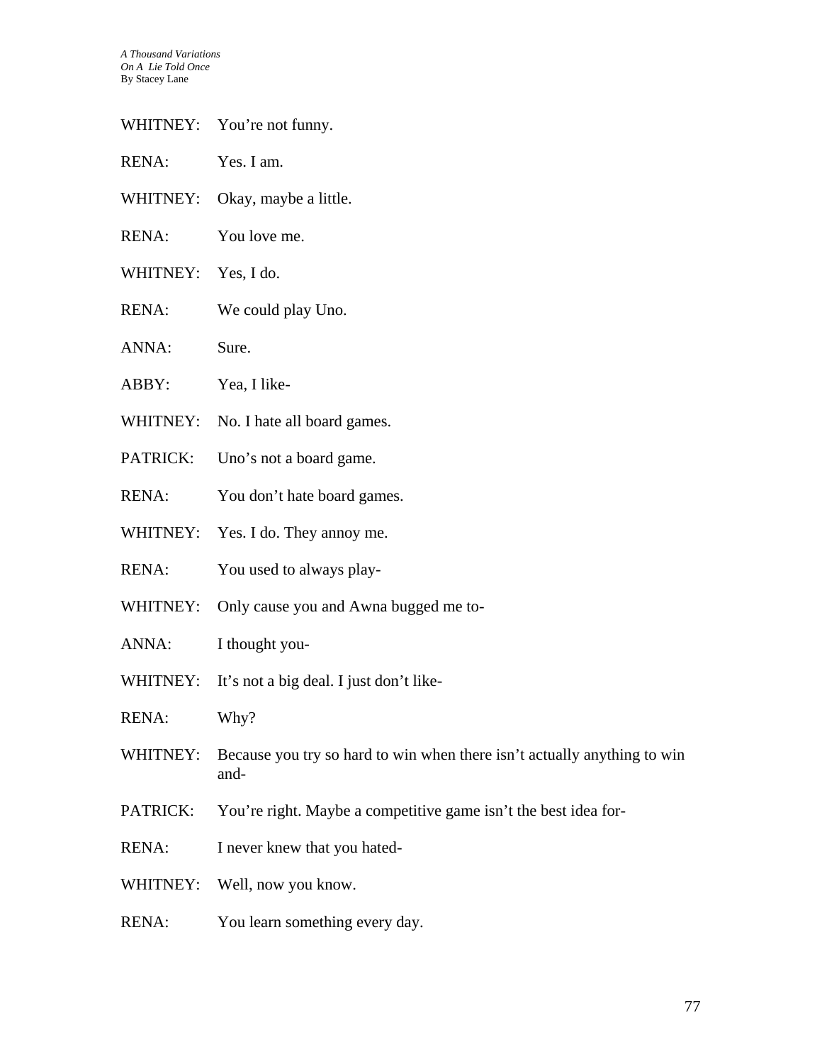WHITNEY: You're not funny.

RENA: Yes. I am.

WHITNEY: Okay, maybe a little.

RENA: You love me.

WHITNEY: Yes, I do.

RENA: We could play Uno.

ANNA: Sure.

ABBY: Yea, I like-

WHITNEY: No. I hate all board games.

PATRICK: Uno's not a board game.

RENA: You don't hate board games.

WHITNEY: Yes. I do. They annoy me.

RENA: You used to always play-

WHITNEY: Only cause you and Awna bugged me to-

ANNA: I thought you-

WHITNEY: It's not a big deal. I just don't like-

RENA: Why?

WHITNEY: Because you try so hard to win when there isn't actually anything to win and-

PATRICK: You're right. Maybe a competitive game isn't the best idea for-

RENA: I never knew that you hated-

WHITNEY: Well, now you know.

RENA: You learn something every day.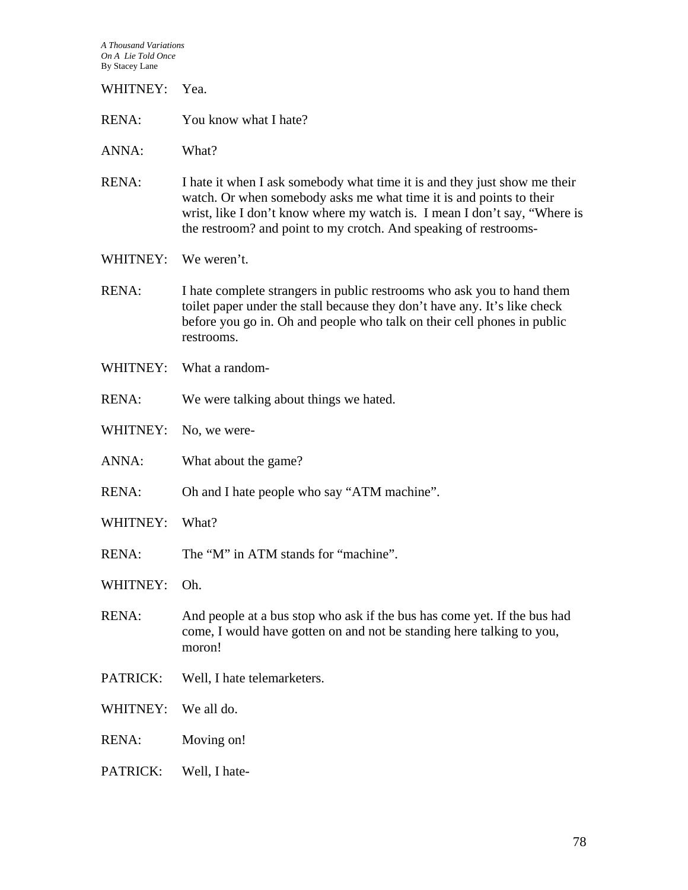WHITNEY: Yea.

RENA: You know what I hate?

ANNA: What?

RENA: I hate it when I ask somebody what time it is and they just show me their watch. Or when somebody asks me what time it is and points to their wrist, like I don't know where my watch is. I mean I don't say, "Where is the restroom? and point to my crotch. And speaking of restrooms-

WHITNEY: We weren't.

RENA: I hate complete strangers in public restrooms who ask you to hand them toilet paper under the stall because they don't have any. It's like check before you go in. Oh and people who talk on their cell phones in public restrooms.

WHITNEY: What a random-

RENA: We were talking about things we hated.

WHITNEY: No, we were-

ANNA: What about the game?

RENA: Oh and I hate people who say "ATM machine".

WHITNEY: What?

RENA: The "M" in ATM stands for "machine".

WHITNEY: Oh.

RENA: And people at a bus stop who ask if the bus has come yet. If the bus had come, I would have gotten on and not be standing here talking to you, moron!

PATRICK: Well, I hate telemarketers.

WHITNEY: We all do.

RENA: Moving on!

PATRICK: Well, I hate-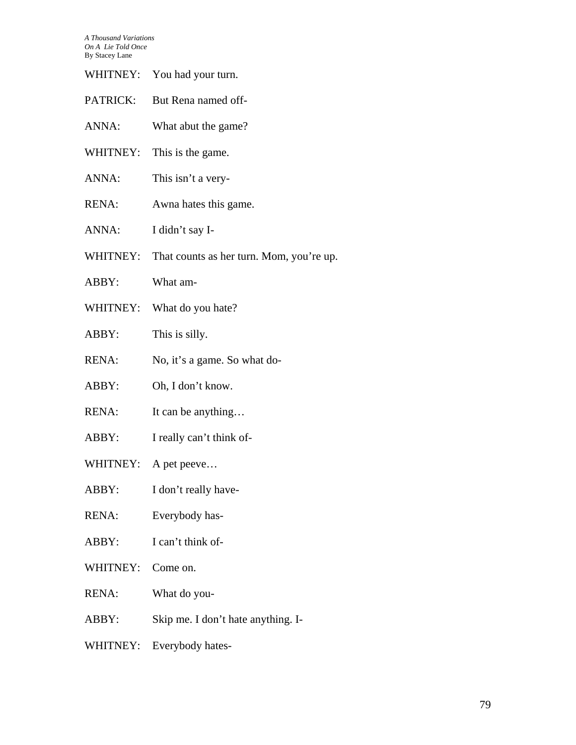WHITNEY: You had your turn.

PATRICK: But Rena named off-

ANNA: What abut the game?

WHITNEY: This is the game.

ANNA: This isn't a very-

RENA: Awna hates this game.

ANNA: I didn't say I-

WHITNEY: That counts as her turn. Mom, you're up.

ABBY: What am-

WHITNEY: What do you hate?

ABBY: This is silly.

RENA: No, it's a game. So what do-

ABBY: Oh, I don't know.

RENA: It can be anything…

ABBY: I really can't think of-

WHITNEY: A pet peeve…

ABBY: I don't really have-

RENA: Everybody has-

ABBY: I can't think of-

WHITNEY: Come on.

RENA: What do you-

ABBY: Skip me. I don't hate anything. I-

WHITNEY: Everybody hates-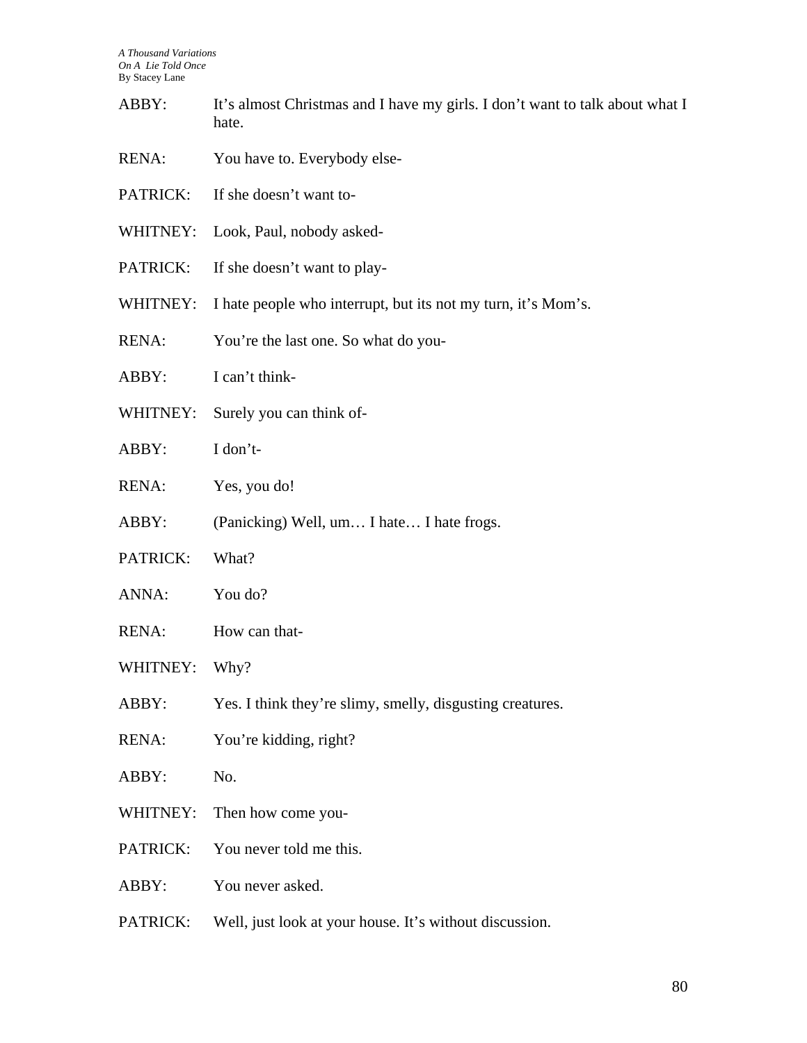ABBY: It's almost Christmas and I have my girls. I don't want to talk about what I hate.

RENA: You have to. Everybody else-

PATRICK: If she doesn't want to-

WHITNEY: Look, Paul, nobody asked-

PATRICK: If she doesn't want to play-

WHITNEY: I hate people who interrupt, but its not my turn, it's Mom's.

RENA: You're the last one. So what do you-

ABBY: I can't think-

WHITNEY: Surely you can think of-

ABBY: I don't-

RENA: Yes, you do!

ABBY: (Panicking) Well, um… I hate… I hate frogs.

PATRICK: What?

ANNA: You do?

RENA: How can that-

WHITNEY: Why?

ABBY: Yes. I think they're slimy, smelly, disgusting creatures.

RENA: You're kidding, right?

ABBY: No.

WHITNEY: Then how come you-

PATRICK: You never told me this.

ABBY: You never asked.

PATRICK: Well, just look at your house. It's without discussion.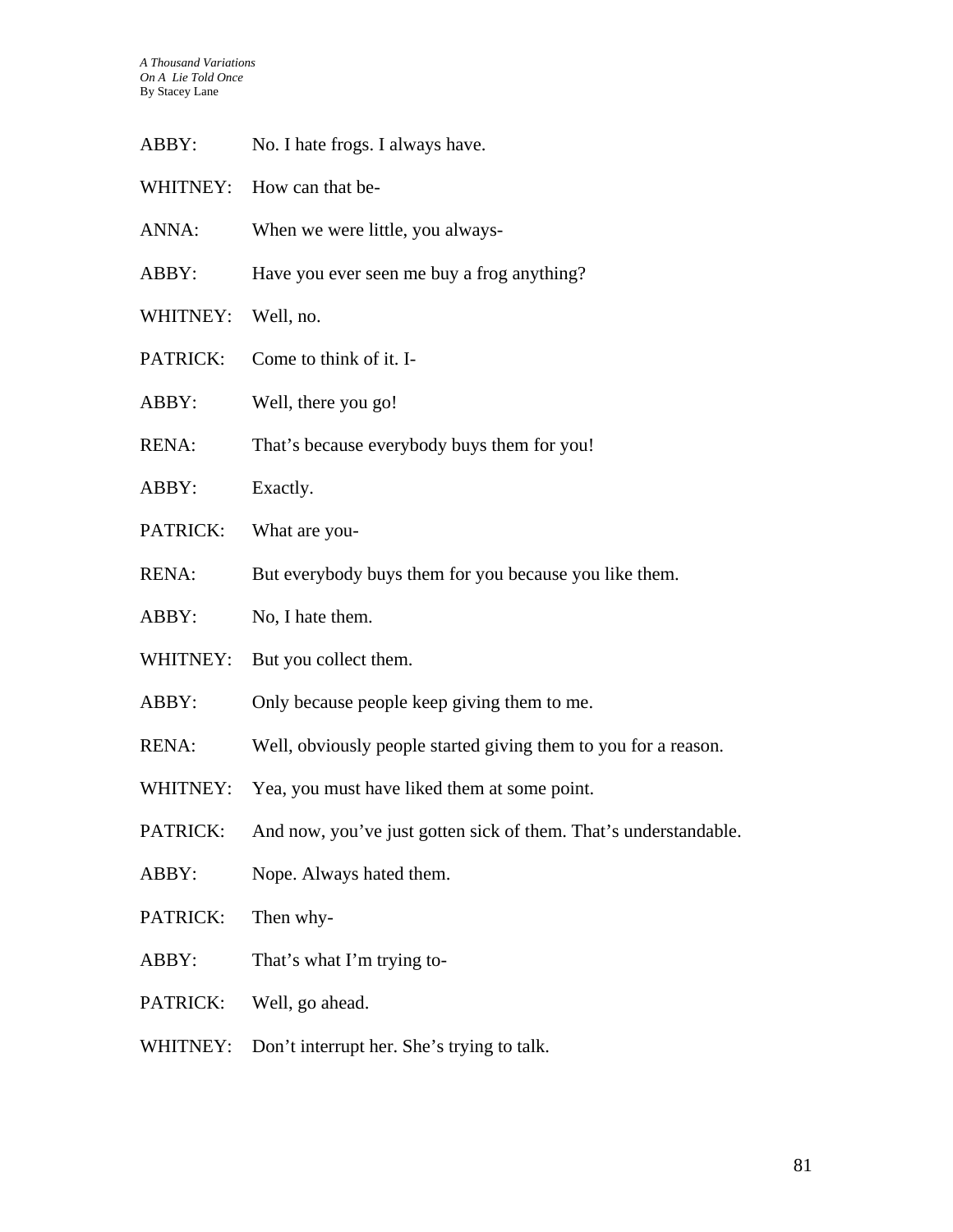ABBY: No. I hate frogs. I always have.

WHITNEY: How can that be-

ANNA: When we were little, you always-

ABBY: Have you ever seen me buy a frog anything?

WHITNEY: Well, no.

PATRICK: Come to think of it. I-

ABBY: Well, there you go!

RENA: That's because everybody buys them for you!

ABBY: Exactly.

PATRICK: What are you-

RENA: But everybody buys them for you because you like them.

ABBY: No, I hate them.

WHITNEY: But you collect them.

ABBY: Only because people keep giving them to me.

RENA: Well, obviously people started giving them to you for a reason.

WHITNEY: Yea, you must have liked them at some point.

PATRICK: And now, you've just gotten sick of them. That's understandable.

ABBY: Nope. Always hated them.

PATRICK: Then why-

ABBY: That's what I'm trying to-

PATRICK: Well, go ahead.

WHITNEY: Don't interrupt her. She's trying to talk.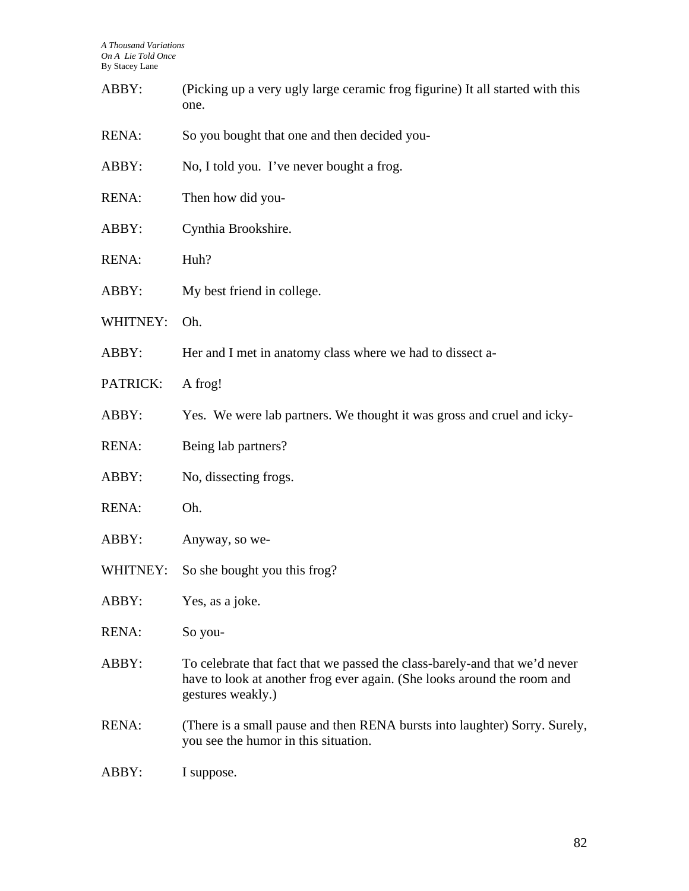ABBY: (Picking up a very ugly large ceramic frog figurine) It all started with this one.

RENA: So you bought that one and then decided you-

ABBY: No, I told you. I've never bought a frog.

RENA: Then how did you-

ABBY: Cynthia Brookshire.

RENA: Huh?

ABBY: My best friend in college.

WHITNEY: Oh.

ABBY: Her and I met in anatomy class where we had to dissect a-

PATRICK: A frog!

ABBY: Yes. We were lab partners. We thought it was gross and cruel and icky-

RENA: Being lab partners?

ABBY: No, dissecting frogs.

RENA: Oh.

ABBY: Anyway, so we-

WHITNEY: So she bought you this frog?

ABBY: Yes, as a joke.

RENA: So you-

ABBY: To celebrate that fact that we passed the class-barely-and that we'd never have to look at another frog ever again. (She looks around the room and gestures weakly.)

RENA: (There is a small pause and then RENA bursts into laughter) Sorry. Surely, you see the humor in this situation.

ABBY: I suppose.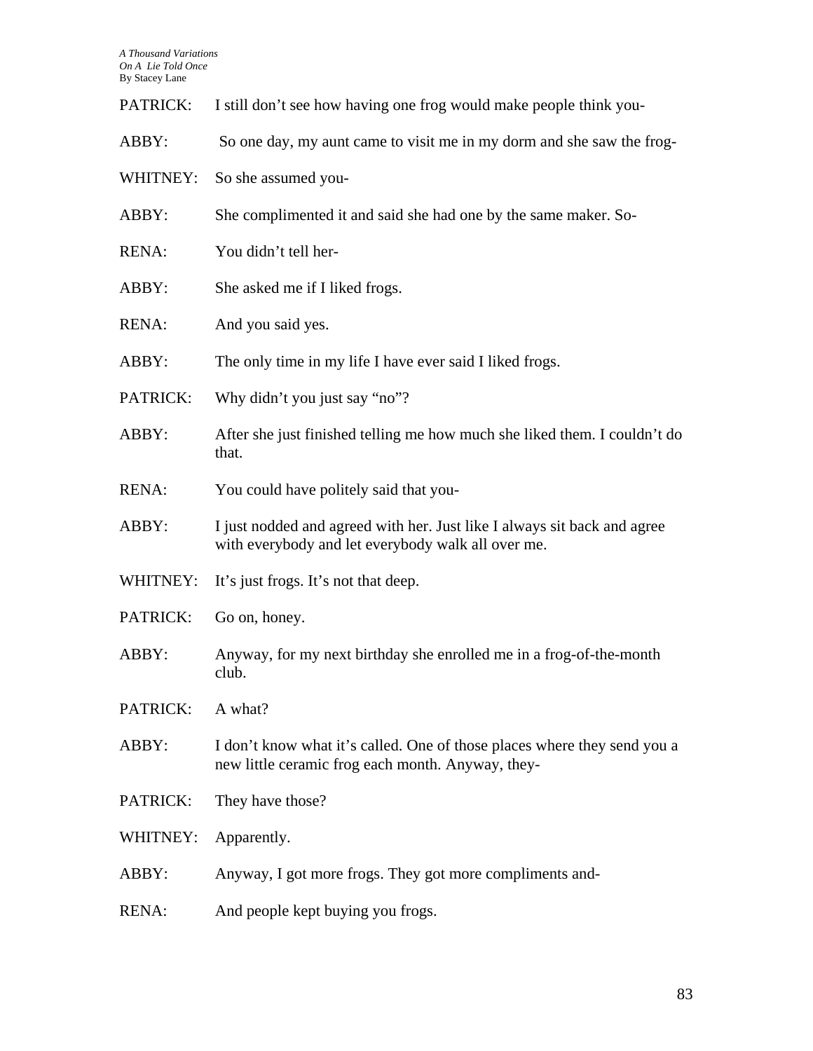PATRICK: I still don't see how having one frog would make people think you-

ABBY: So one day, my aunt came to visit me in my dorm and she saw the frog-

WHITNEY: So she assumed you-

ABBY: She complimented it and said she had one by the same maker. So-

RENA: You didn't tell her-

ABBY: She asked me if I liked frogs.

RENA: And you said yes.

ABBY: The only time in my life I have ever said I liked frogs.

PATRICK: Why didn't you just say "no"?

ABBY: After she just finished telling me how much she liked them. I couldn't do that.

RENA: You could have politely said that you-

ABBY: I just nodded and agreed with her. Just like I always sit back and agree with everybody and let everybody walk all over me.

WHITNEY: It's just frogs. It's not that deep.

PATRICK: Go on, honey.

ABBY: Anyway, for my next birthday she enrolled me in a frog-of-the-month club.

PATRICK: A what?

ABBY: I don't know what it's called. One of those places where they send you a new little ceramic frog each month. Anyway, they-

PATRICK: They have those?

WHITNEY: Apparently.

ABBY: Anyway, I got more frogs. They got more compliments and-

RENA: And people kept buying you frogs.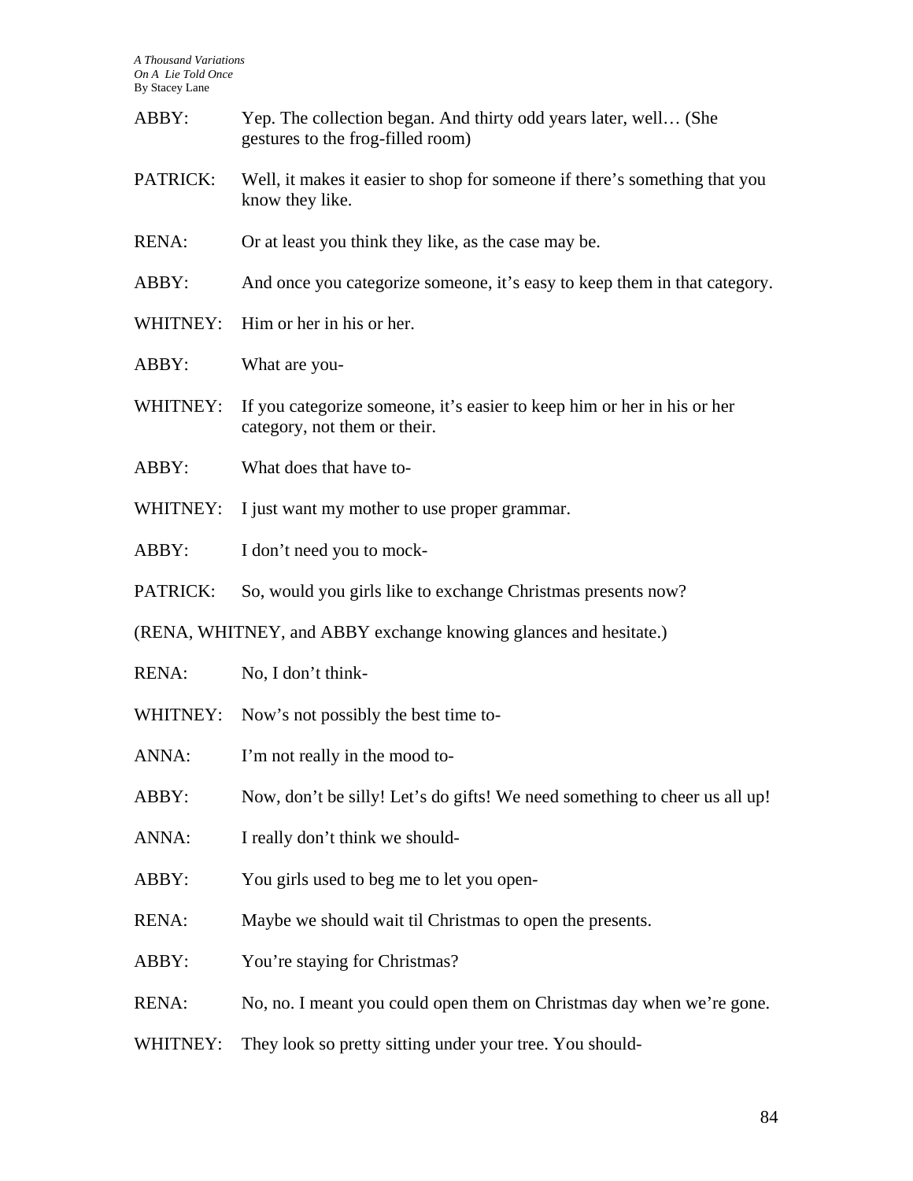ABBY: Yep. The collection began. And thirty odd years later, well… (She gestures to the frog-filled room)

PATRICK: Well, it makes it easier to shop for someone if there's something that you know they like.

RENA: Or at least you think they like, as the case may be.

ABBY: And once you categorize someone, it's easy to keep them in that category.

WHITNEY: Him or her in his or her.

ABBY: What are you-

WHITNEY: If you categorize someone, it's easier to keep him or her in his or her category, not them or their.

ABBY: What does that have to-

WHITNEY: I just want my mother to use proper grammar.

ABBY: I don't need you to mock-

PATRICK: So, would you girls like to exchange Christmas presents now?

(RENA, WHITNEY, and ABBY exchange knowing glances and hesitate.)

RENA: No, I don't think-

WHITNEY: Now's not possibly the best time to-

ANNA: I'm not really in the mood to-

ABBY: Now, don't be silly! Let's do gifts! We need something to cheer us all up!

ANNA: I really don't think we should-

ABBY: You girls used to beg me to let you open-

RENA: Maybe we should wait til Christmas to open the presents.

ABBY: You're staying for Christmas?

RENA: No, no. I meant you could open them on Christmas day when we're gone.

WHITNEY: They look so pretty sitting under your tree. You should-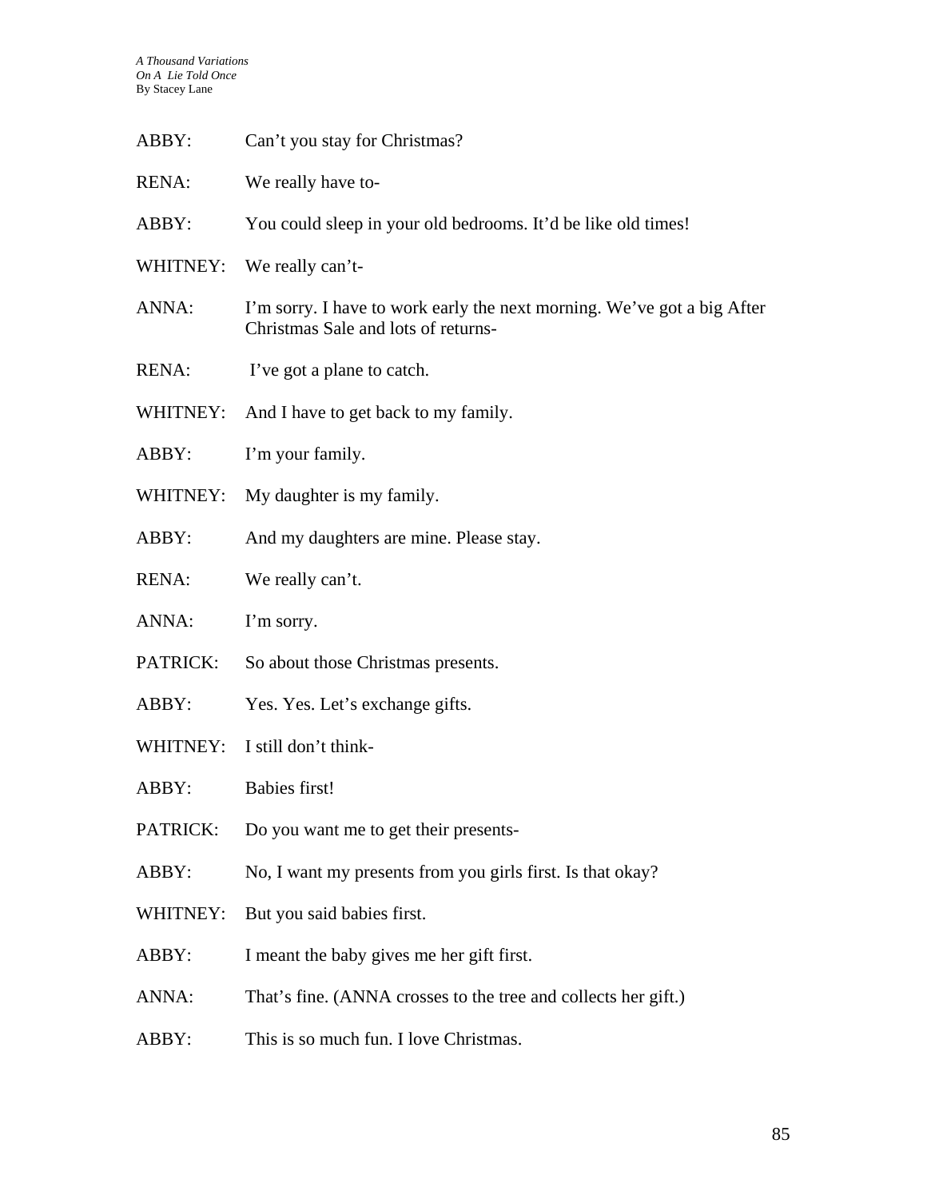ABBY: Can't you stay for Christmas?

RENA: We really have to-

ABBY: You could sleep in your old bedrooms. It'd be like old times!

WHITNEY: We really can't-

ANNA: I'm sorry. I have to work early the next morning. We've got a big After Christmas Sale and lots of returns-

RENA: I've got a plane to catch.

WHITNEY: And I have to get back to my family.

ABBY: I'm your family.

WHITNEY: My daughter is my family.

ABBY: And my daughters are mine. Please stay.

RENA: We really can't.

ANNA: I'm sorry.

PATRICK: So about those Christmas presents.

ABBY: Yes. Yes. Let's exchange gifts.

WHITNEY: I still don't think-

ABBY: Babies first!

PATRICK: Do you want me to get their presents-

ABBY: No, I want my presents from you girls first. Is that okay?

WHITNEY: But you said babies first.

ABBY: I meant the baby gives me her gift first.

ANNA: That's fine. (ANNA crosses to the tree and collects her gift.)

ABBY: This is so much fun. I love Christmas.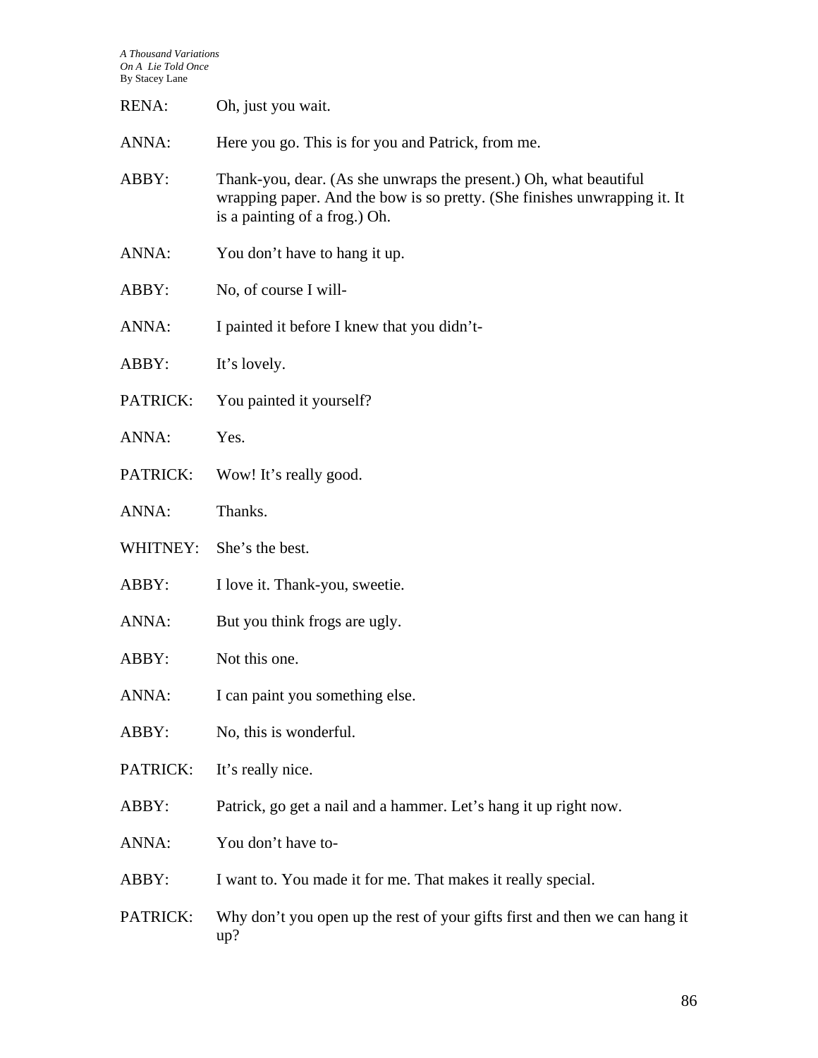RENA: Oh, just you wait.

ANNA: Here you go. This is for you and Patrick, from me.

ABBY: Thank-you, dear. (As she unwraps the present.) Oh, what beautiful wrapping paper. And the bow is so pretty. (She finishes unwrapping it. It is a painting of a frog.) Oh.

ANNA: You don't have to hang it up.

ABBY: No, of course I will-

ANNA: I painted it before I knew that you didn't-

ABBY: It's lovely.

PATRICK: You painted it yourself?

ANNA: Yes.

PATRICK: Wow! It's really good.

ANNA: Thanks.

WHITNEY: She's the best.

ABBY: I love it. Thank-you, sweetie.

ANNA: But you think frogs are ugly.

ABBY: Not this one.

ANNA: I can paint you something else.

ABBY: No, this is wonderful.

PATRICK: It's really nice.

ABBY: Patrick, go get a nail and a hammer. Let's hang it up right now.

ANNA: You don't have to-

ABBY: I want to. You made it for me. That makes it really special.

PATRICK: Why don't you open up the rest of your gifts first and then we can hang it up?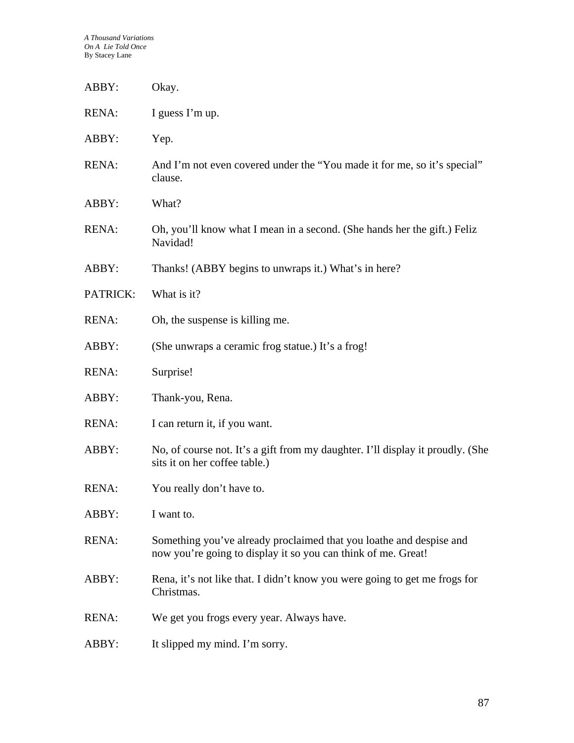ABBY: Okay.

RENA: I guess I'm up.

ABBY: Yep.

RENA: And I'm not even covered under the "You made it for me, so it's special" clause.

ABBY: What?

RENA: Oh, you'll know what I mean in a second. (She hands her the gift.) Feliz Navidad!

ABBY: Thanks! (ABBY begins to unwraps it.) What's in here?

PATRICK: What is it?

RENA: Oh, the suspense is killing me.

ABBY: (She unwraps a ceramic frog statue.) It's a frog!

RENA: Surprise!

ABBY: Thank-you, Rena.

RENA: I can return it, if you want.

ABBY: No, of course not. It's a gift from my daughter. I'll display it proudly. (She sits it on her coffee table.)

RENA: You really don't have to.

ABBY: I want to.

RENA: Something you've already proclaimed that you loathe and despise and now you're going to display it so you can think of me. Great!

ABBY: Rena, it's not like that. I didn't know you were going to get me frogs for Christmas.

RENA: We get you frogs every year. Always have.

ABBY: It slipped my mind. I'm sorry.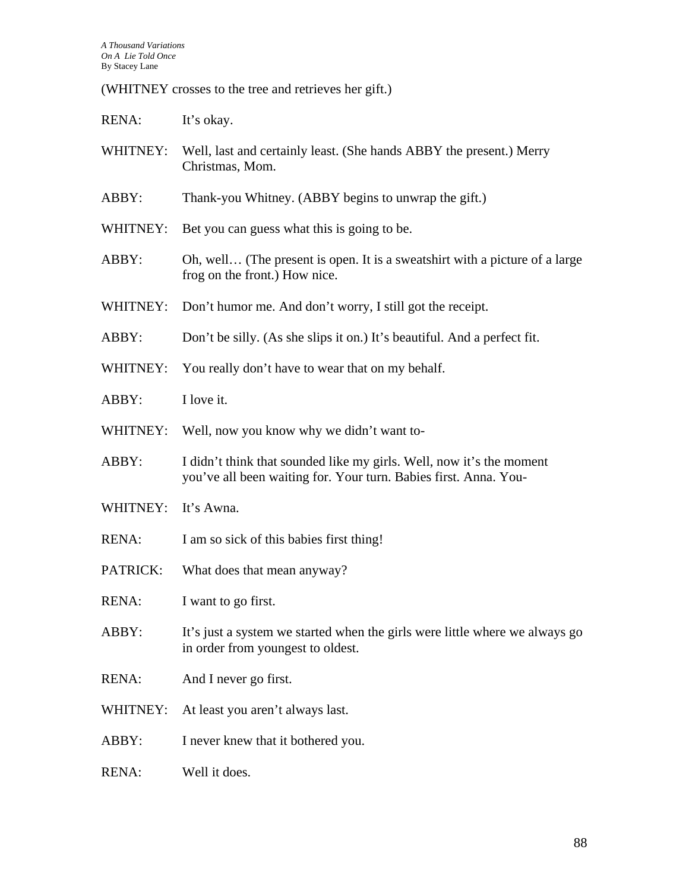(WHITNEY crosses to the tree and retrieves her gift.)

RENA: It's okay.

WHITNEY: Well, last and certainly least. (She hands ABBY the present.) Merry Christmas, Mom.

ABBY: Thank-you Whitney. (ABBY begins to unwrap the gift.)

WHITNEY: Bet you can guess what this is going to be.

ABBY: Oh, well… (The present is open. It is a sweatshirt with a picture of a large frog on the front.) How nice.

WHITNEY: Don't humor me. And don't worry, I still got the receipt.

ABBY: Don't be silly. (As she slips it on.) It's beautiful. And a perfect fit.

WHITNEY: You really don't have to wear that on my behalf.

ABBY: I love it.

WHITNEY: Well, now you know why we didn't want to-

ABBY: I didn't think that sounded like my girls. Well, now it's the moment you've all been waiting for. Your turn. Babies first. Anna. You-

WHITNEY: It's Awna.

RENA: I am so sick of this babies first thing!

PATRICK: What does that mean anyway?

RENA: I want to go first.

ABBY: It's just a system we started when the girls were little where we always go in order from youngest to oldest.

RENA: And I never go first.

WHITNEY: At least you aren't always last.

ABBY: I never knew that it bothered you.

RENA: Well it does.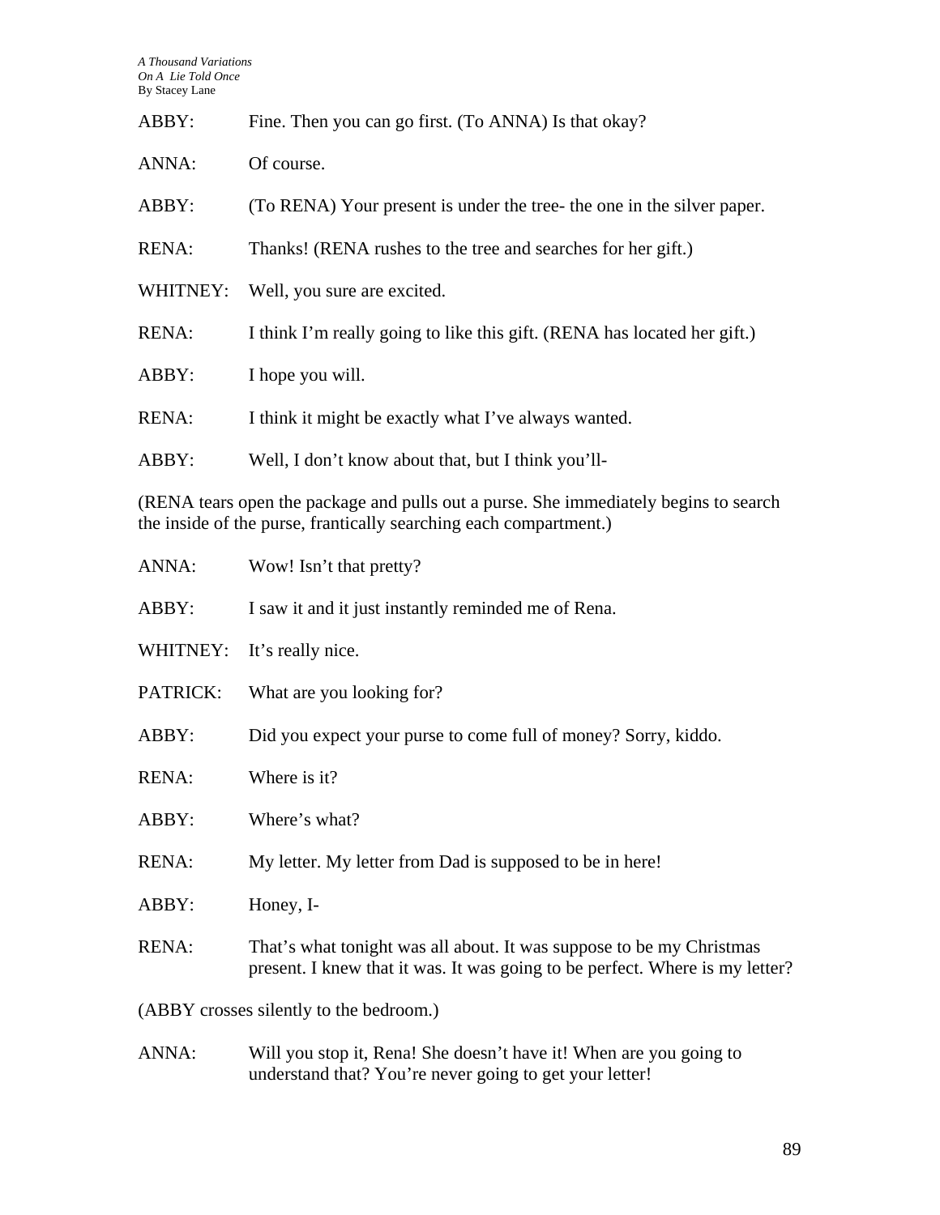ABBY: Fine. Then you can go first. (To ANNA) Is that okay?

ANNA: Of course.

ABBY: (To RENA) Your present is under the tree- the one in the silver paper.

RENA: Thanks! (RENA rushes to the tree and searches for her gift.)

WHITNEY: Well, you sure are excited.

RENA: I think I'm really going to like this gift. (RENA has located her gift.)

ABBY: I hope you will.

RENA: I think it might be exactly what I've always wanted.

ABBY: Well, I don't know about that, but I think you'll-

(RENA tears open the package and pulls out a purse. She immediately begins to search the inside of the purse, frantically searching each compartment.)

ANNA: Wow! Isn't that pretty?

ABBY: I saw it and it just instantly reminded me of Rena.

WHITNEY: It's really nice.

PATRICK: What are you looking for?

ABBY: Did you expect your purse to come full of money? Sorry, kiddo.

RENA: Where is it?

ABBY: Where's what?

RENA: My letter. My letter from Dad is supposed to be in here!

ABBY: Honey, I-

RENA: That's what tonight was all about. It was suppose to be my Christmas present. I knew that it was. It was going to be perfect. Where is my letter?

(ABBY crosses silently to the bedroom.)

ANNA: Will you stop it, Rena! She doesn't have it! When are you going to understand that? You're never going to get your letter!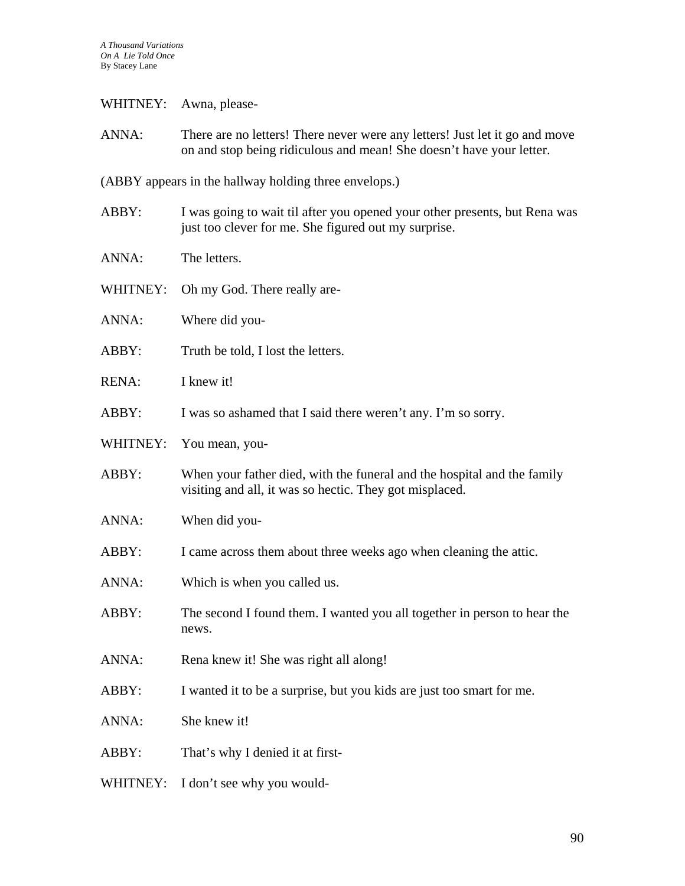WHITNEY: Awna, please-

ANNA: There are no letters! There never were any letters! Just let it go and move on and stop being ridiculous and mean! She doesn't have your letter.

(ABBY appears in the hallway holding three envelops.)

ABBY: I was going to wait til after you opened your other presents, but Rena was just too clever for me. She figured out my surprise.

ANNA: The letters.

WHITNEY: Oh my God. There really are-

ANNA: Where did you-

ABBY: Truth be told, I lost the letters.

RENA: I knew it!

ABBY: I was so ashamed that I said there weren't any. I'm so sorry.

WHITNEY: You mean, you-

ABBY: When your father died, with the funeral and the hospital and the family visiting and all, it was so hectic. They got misplaced.

ANNA: When did you-

ABBY: I came across them about three weeks ago when cleaning the attic.

ANNA: Which is when you called us.

ABBY: The second I found them. I wanted you all together in person to hear the news.

ANNA: Rena knew it! She was right all along!

ABBY: I wanted it to be a surprise, but you kids are just too smart for me.

ANNA: She knew it!

ABBY: That's why I denied it at first-

WHITNEY: I don't see why you would-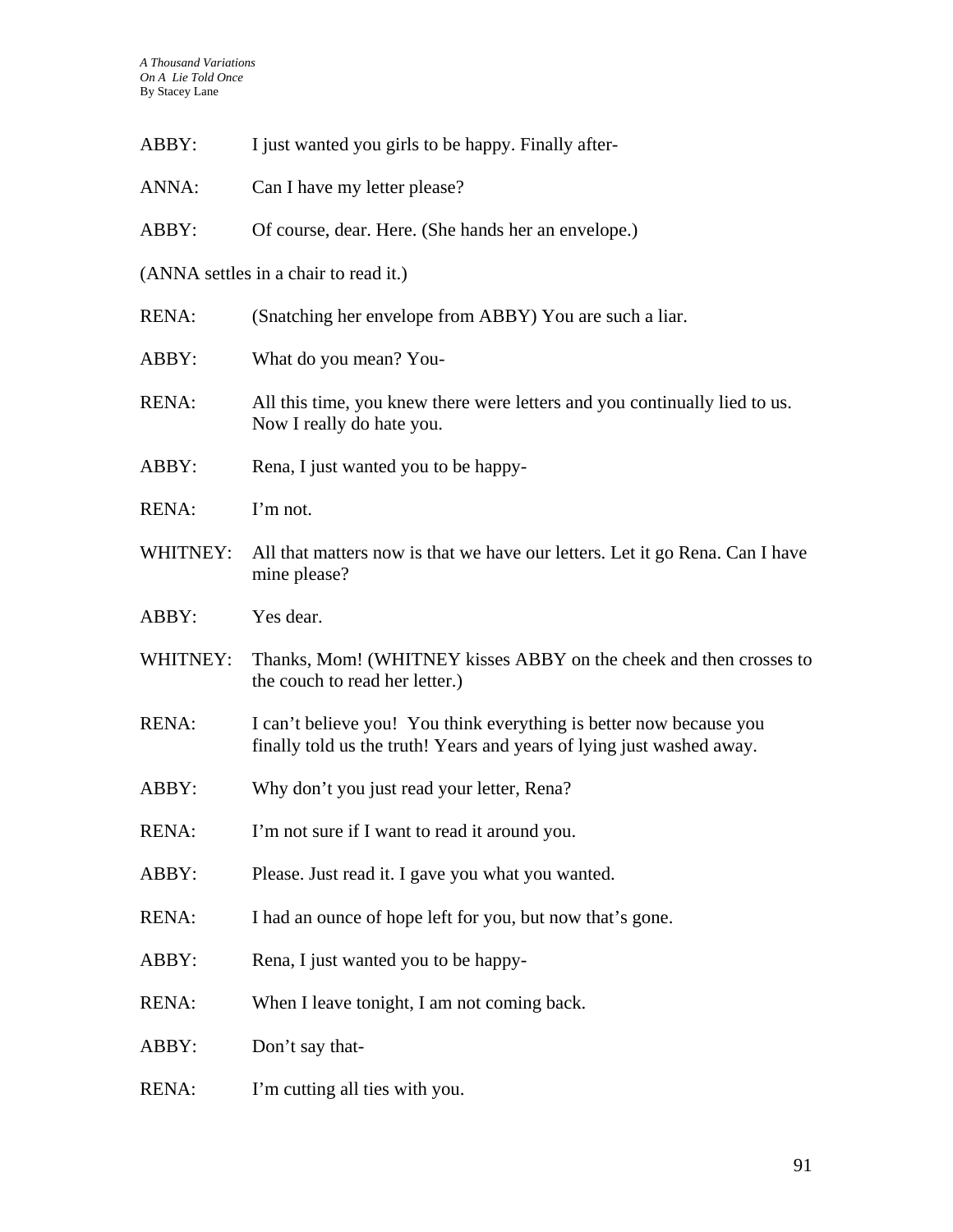ABBY: I just wanted you girls to be happy. Finally after-

ANNA: Can I have my letter please?

ABBY: Of course, dear. Here. (She hands her an envelope.)

(ANNA settles in a chair to read it.)

RENA: (Snatching her envelope from ABBY) You are such a liar.

ABBY: What do you mean? You-

RENA: All this time, you knew there were letters and you continually lied to us. Now I really do hate you.

ABBY: Rena, I just wanted you to be happy-

RENA: I'm not.

WHITNEY: All that matters now is that we have our letters. Let it go Rena. Can I have mine please?

ABBY: Yes dear.

WHITNEY: Thanks, Mom! (WHITNEY kisses ABBY on the cheek and then crosses to the couch to read her letter.)

RENA: I can't believe you! You think everything is better now because you finally told us the truth! Years and years of lying just washed away.

ABBY: Why don't you just read your letter, Rena?

RENA: I'm not sure if I want to read it around you.

ABBY: Please. Just read it. I gave you what you wanted.

RENA: I had an ounce of hope left for you, but now that's gone.

ABBY: Rena, I just wanted you to be happy-

RENA: When I leave tonight, I am not coming back.

ABBY: Don't say that-

RENA: I'm cutting all ties with you.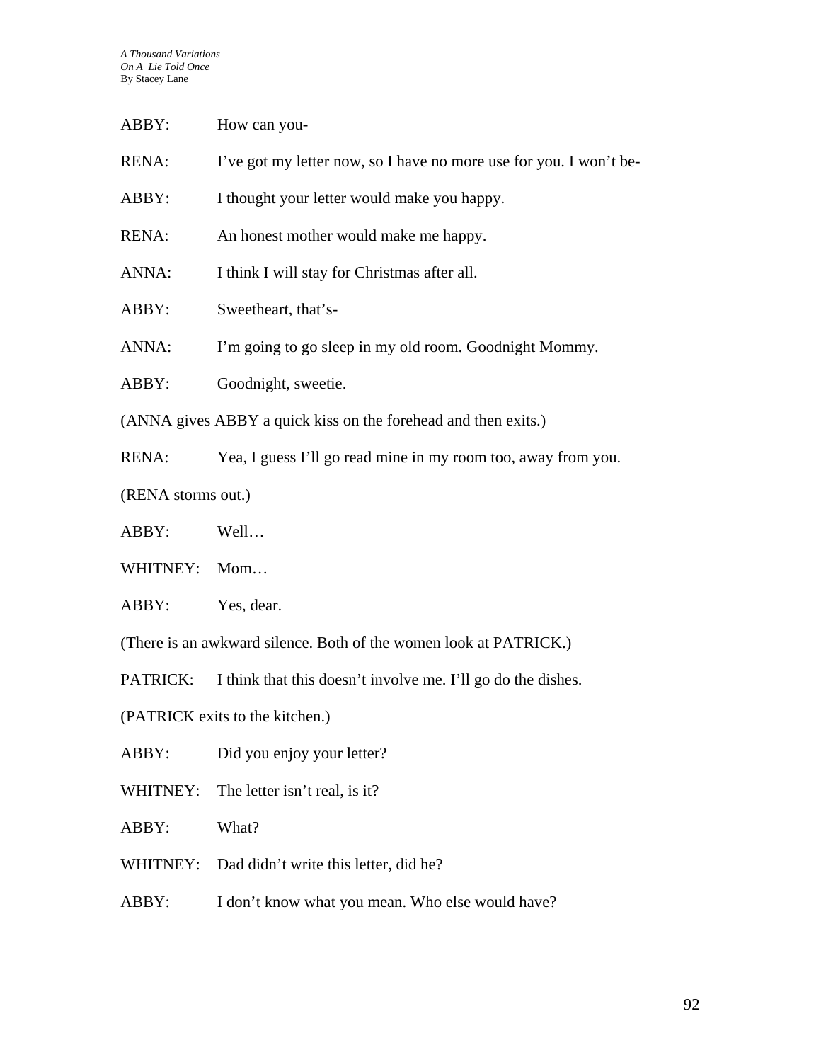ABBY: How can you-

RENA: I've got my letter now, so I have no more use for you. I won't be-

ABBY: I thought your letter would make you happy.

RENA: An honest mother would make me happy.

ANNA: I think I will stay for Christmas after all.

ABBY: Sweetheart, that's-

ANNA: I'm going to go sleep in my old room. Goodnight Mommy.

ABBY: Goodnight, sweetie.

(ANNA gives ABBY a quick kiss on the forehead and then exits.)

RENA: Yea, I guess I'll go read mine in my room too, away from you.

(RENA storms out.)

ABBY: Well…

WHITNEY: Mom…

ABBY: Yes, dear.

(There is an awkward silence. Both of the women look at PATRICK.)

PATRICK: I think that this doesn't involve me. I'll go do the dishes.

(PATRICK exits to the kitchen.)

ABBY: Did you enjoy your letter?

WHITNEY: The letter isn't real, is it?

ABBY: What?

WHITNEY: Dad didn't write this letter, did he?

ABBY: I don't know what you mean. Who else would have?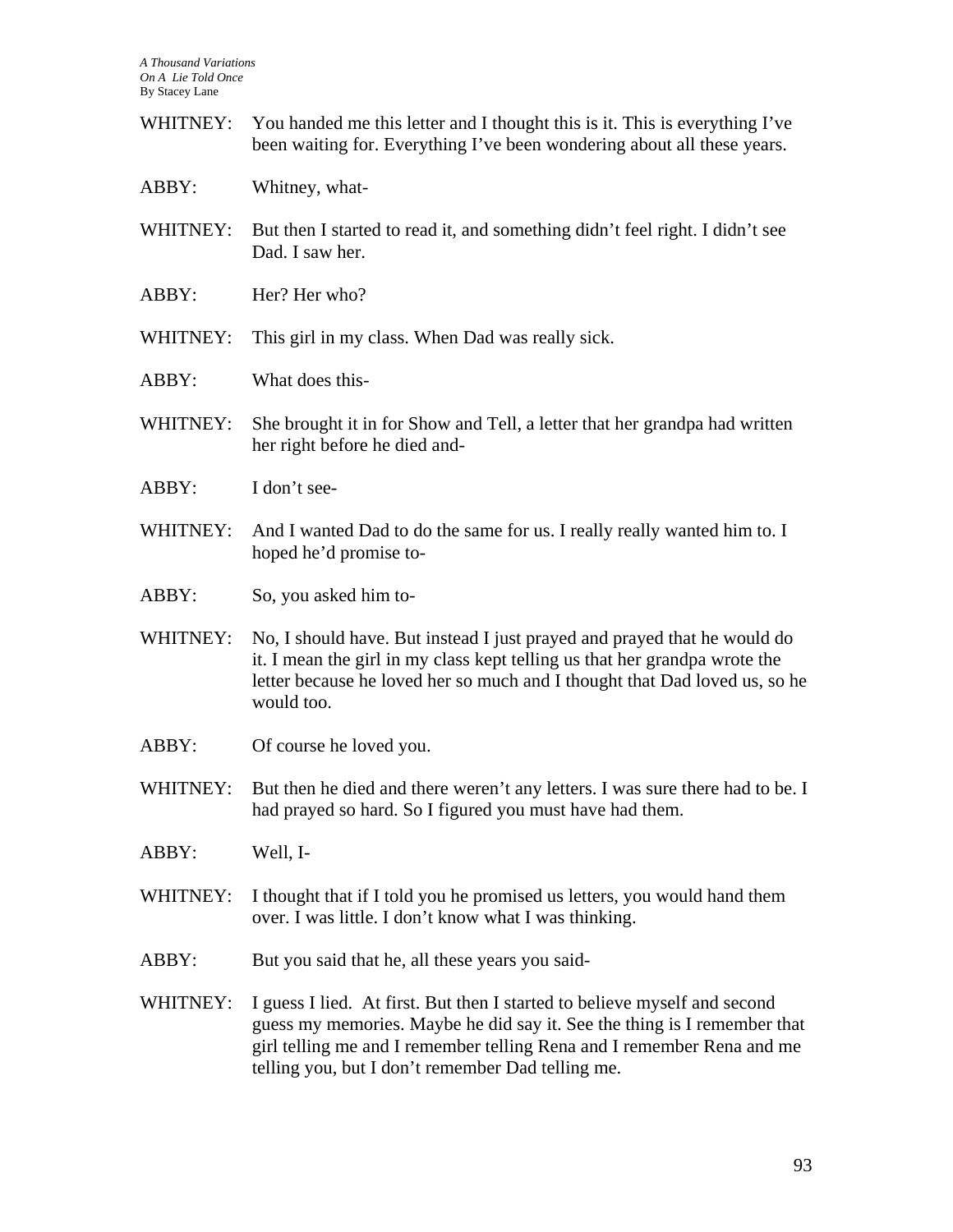WHITNEY: You handed me this letter and I thought this is it. This is everything I've been waiting for. Everything I've been wondering about all these years.

ABBY: Whitney, what-

WHITNEY: But then I started to read it, and something didn't feel right. I didn't see Dad. I saw her.

ABBY: Her? Her who?

WHITNEY: This girl in my class. When Dad was really sick.

ABBY: What does this-

WHITNEY: She brought it in for Show and Tell, a letter that her grandpa had written her right before he died and-

ABBY: I don't see-

WHITNEY: And I wanted Dad to do the same for us. I really really wanted him to. I hoped he'd promise to-

ABBY: So, you asked him to-

WHITNEY: No, I should have. But instead I just prayed and prayed that he would do it. I mean the girl in my class kept telling us that her grandpa wrote the letter because he loved her so much and I thought that Dad loved us, so he would too.

ABBY: Of course he loved you.

WHITNEY: But then he died and there weren't any letters. I was sure there had to be. I had prayed so hard. So I figured you must have had them.

ABBY: Well, I-

WHITNEY: I thought that if I told you he promised us letters, you would hand them over. I was little. I don't know what I was thinking.

ABBY: But you said that he, all these years you said-

WHITNEY: I guess I lied. At first. But then I started to believe myself and second guess my memories. Maybe he did say it. See the thing is I remember that girl telling me and I remember telling Rena and I remember Rena and me telling you, but I don't remember Dad telling me.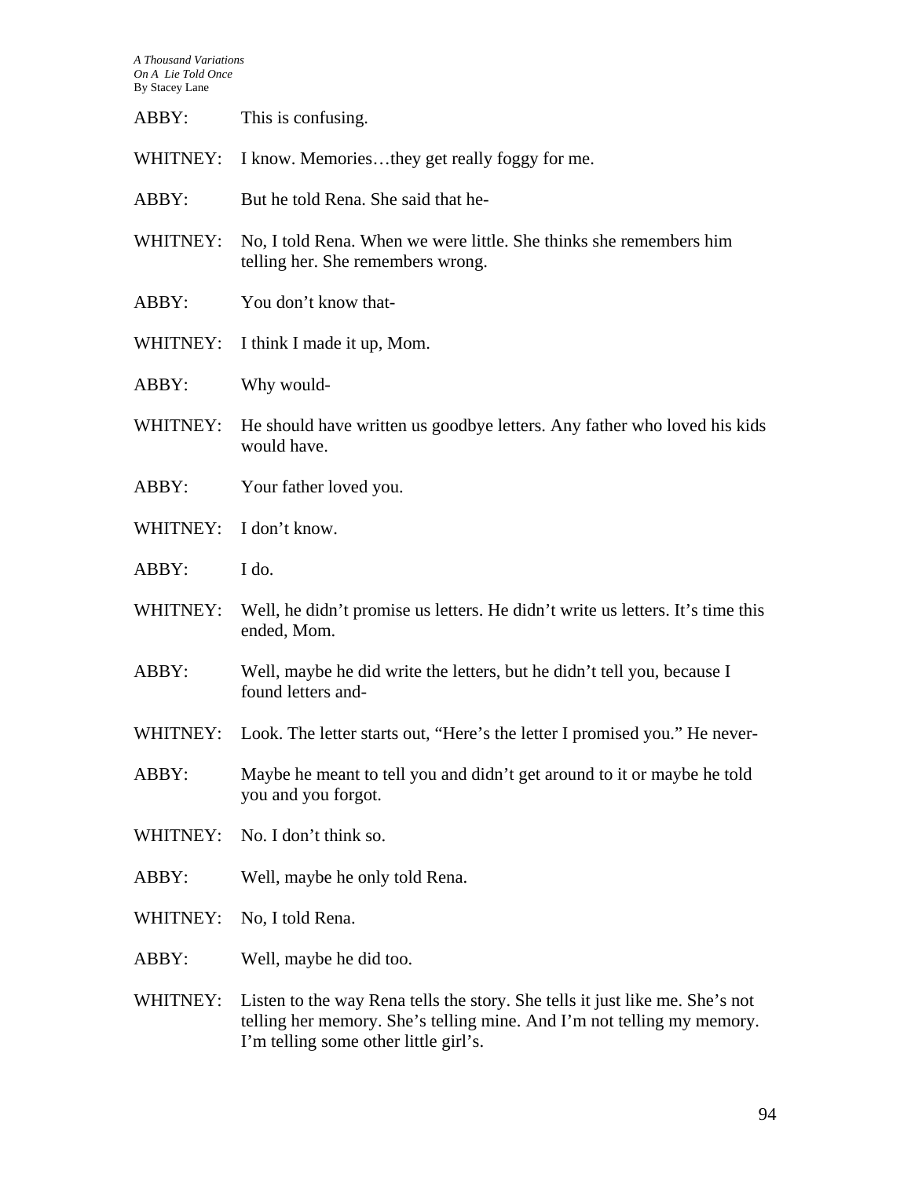ABBY: This is confusing.

WHITNEY: I know. Memories…they get really foggy for me.

ABBY: But he told Rena. She said that he-

WHITNEY: No, I told Rena. When we were little. She thinks she remembers him telling her. She remembers wrong.

ABBY: You don't know that-

WHITNEY: I think I made it up, Mom.

ABBY: Why would-

WHITNEY: He should have written us goodbye letters. Any father who loved his kids would have.

ABBY: Your father loved you.

WHITNEY: I don't know.

ABBY: I do.

WHITNEY: Well, he didn't promise us letters. He didn't write us letters. It's time this ended, Mom.

ABBY: Well, maybe he did write the letters, but he didn't tell you, because I found letters and-

WHITNEY: Look. The letter starts out, "Here's the letter I promised you." He never-

ABBY: Maybe he meant to tell you and didn't get around to it or maybe he told you and you forgot.

WHITNEY: No. I don't think so.

ABBY: Well, maybe he only told Rena.

WHITNEY: No, I told Rena.

ABBY: Well, maybe he did too.

WHITNEY: Listen to the way Rena tells the story. She tells it just like me. She's not telling her memory. She's telling mine. And I'm not telling my memory. I'm telling some other little girl's.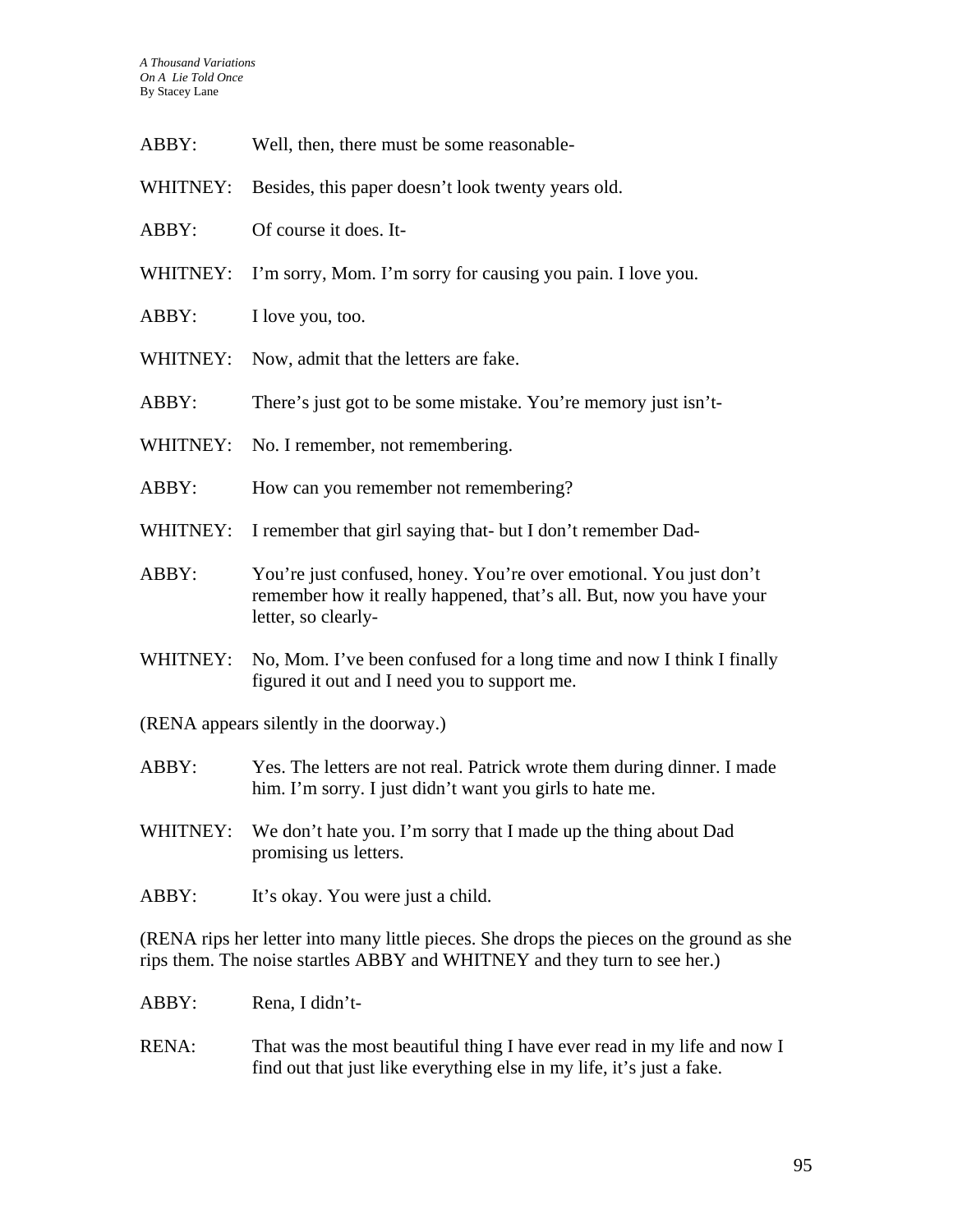ABBY: Well, then, there must be some reasonable-

WHITNEY: Besides, this paper doesn't look twenty years old.

ABBY: Of course it does. It-

WHITNEY: I'm sorry, Mom. I'm sorry for causing you pain. I love you.

ABBY: I love you, too.

WHITNEY: Now, admit that the letters are fake.

ABBY: There's just got to be some mistake. You're memory just isn't-

WHITNEY: No. I remember, not remembering.

ABBY: How can you remember not remembering?

WHITNEY: I remember that girl saying that- but I don't remember Dad-

ABBY: You're just confused, honey. You're over emotional. You just don't remember how it really happened, that's all. But, now you have your letter, so clearly-

WHITNEY: No, Mom. I've been confused for a long time and now I think I finally figured it out and I need you to support me.

(RENA appears silently in the doorway.)

ABBY: Yes. The letters are not real. Patrick wrote them during dinner. I made him. I'm sorry. I just didn't want you girls to hate me.

WHITNEY: We don't hate you. I'm sorry that I made up the thing about Dad promising us letters.

ABBY: It's okay. You were just a child.

(RENA rips her letter into many little pieces. She drops the pieces on the ground as she rips them. The noise startles ABBY and WHITNEY and they turn to see her.)

ABBY: Rena, I didn't-

RENA: That was the most beautiful thing I have ever read in my life and now I find out that just like everything else in my life, it's just a fake.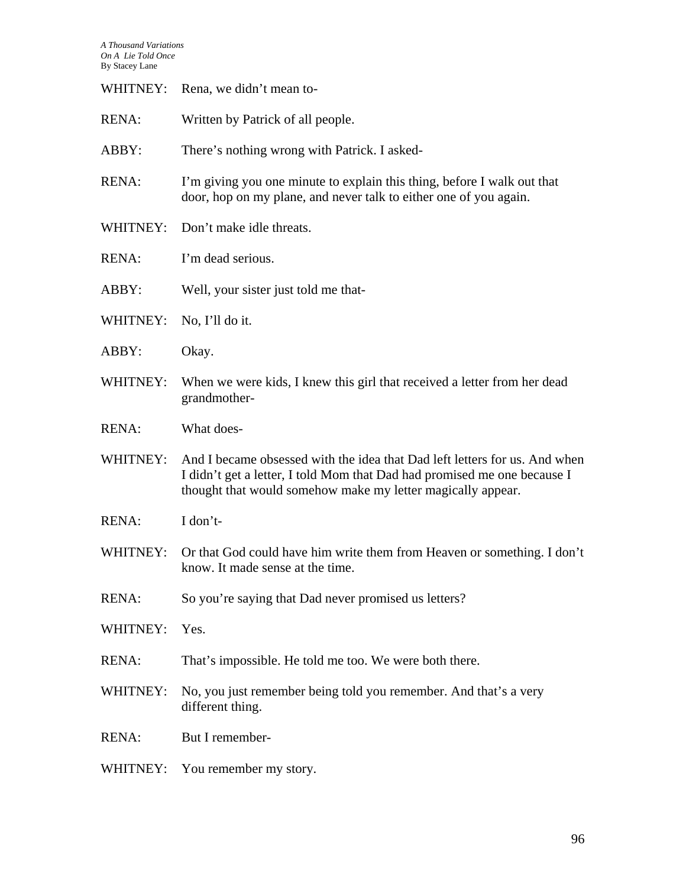WHITNEY: Rena, we didn't mean to-

RENA: Written by Patrick of all people.

ABBY: There's nothing wrong with Patrick. I asked-

RENA: I'm giving you one minute to explain this thing, before I walk out that door, hop on my plane, and never talk to either one of you again.

WHITNEY: Don't make idle threats.

RENA: I'm dead serious.

ABBY: Well, your sister just told me that-

WHITNEY: No, I'll do it.

ABBY: Okay.

WHITNEY: When we were kids, I knew this girl that received a letter from her dead grandmother-

RENA: What does-

WHITNEY: And I became obsessed with the idea that Dad left letters for us. And when I didn't get a letter, I told Mom that Dad had promised me one because I thought that would somehow make my letter magically appear.

RENA: I don't-

WHITNEY: Or that God could have him write them from Heaven or something. I don't know. It made sense at the time.

RENA: So you're saying that Dad never promised us letters?

WHITNEY: Yes.

RENA: That's impossible. He told me too. We were both there.

WHITNEY: No, you just remember being told you remember. And that's a very different thing.

RENA: But I remember-

WHITNEY: You remember my story.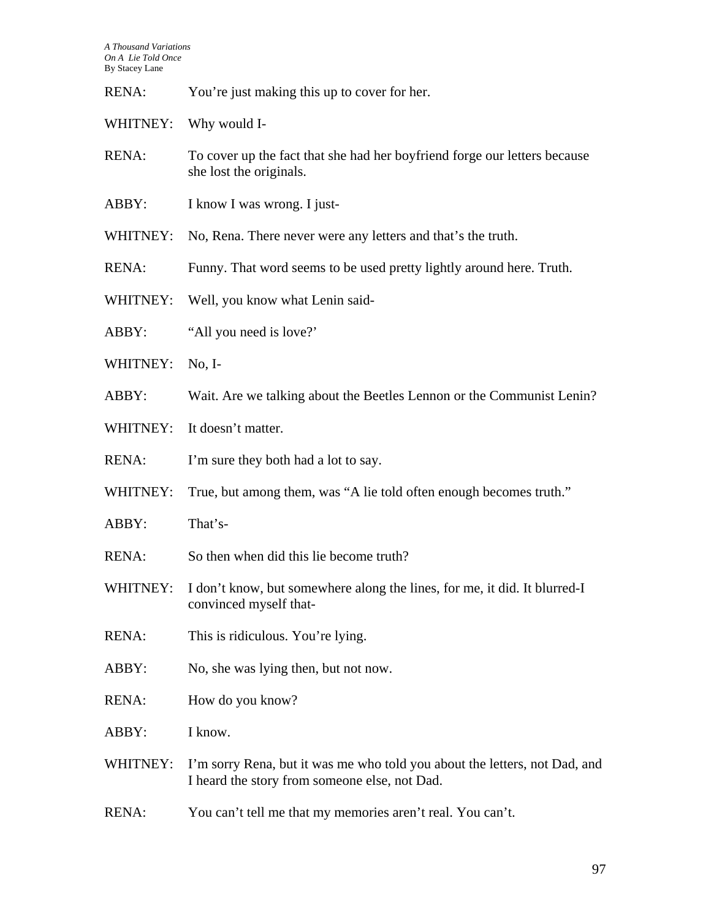RENA: You're just making this up to cover for her.

WHITNEY: Why would I-

RENA: To cover up the fact that she had her boyfriend forge our letters because she lost the originals.

ABBY: I know I was wrong. I just-

WHITNEY: No, Rena. There never were any letters and that's the truth.

RENA: Funny. That word seems to be used pretty lightly around here. Truth.

WHITNEY: Well, you know what Lenin said-

ABBY: "All you need is love?'

WHITNEY: No, I-

ABBY: Wait. Are we talking about the Beetles Lennon or the Communist Lenin?

WHITNEY: It doesn't matter.

RENA: I'm sure they both had a lot to say.

WHITNEY: True, but among them, was "A lie told often enough becomes truth."

ABBY: That's-

RENA: So then when did this lie become truth?

WHITNEY: I don't know, but somewhere along the lines, for me, it did. It blurred-I convinced myself that-

RENA: This is ridiculous. You're lying.

ABBY: No, she was lying then, but not now.

RENA: How do you know?

ABBY: I know.

WHITNEY: I'm sorry Rena, but it was me who told you about the letters, not Dad, and I heard the story from someone else, not Dad.

RENA: You can't tell me that my memories aren't real. You can't.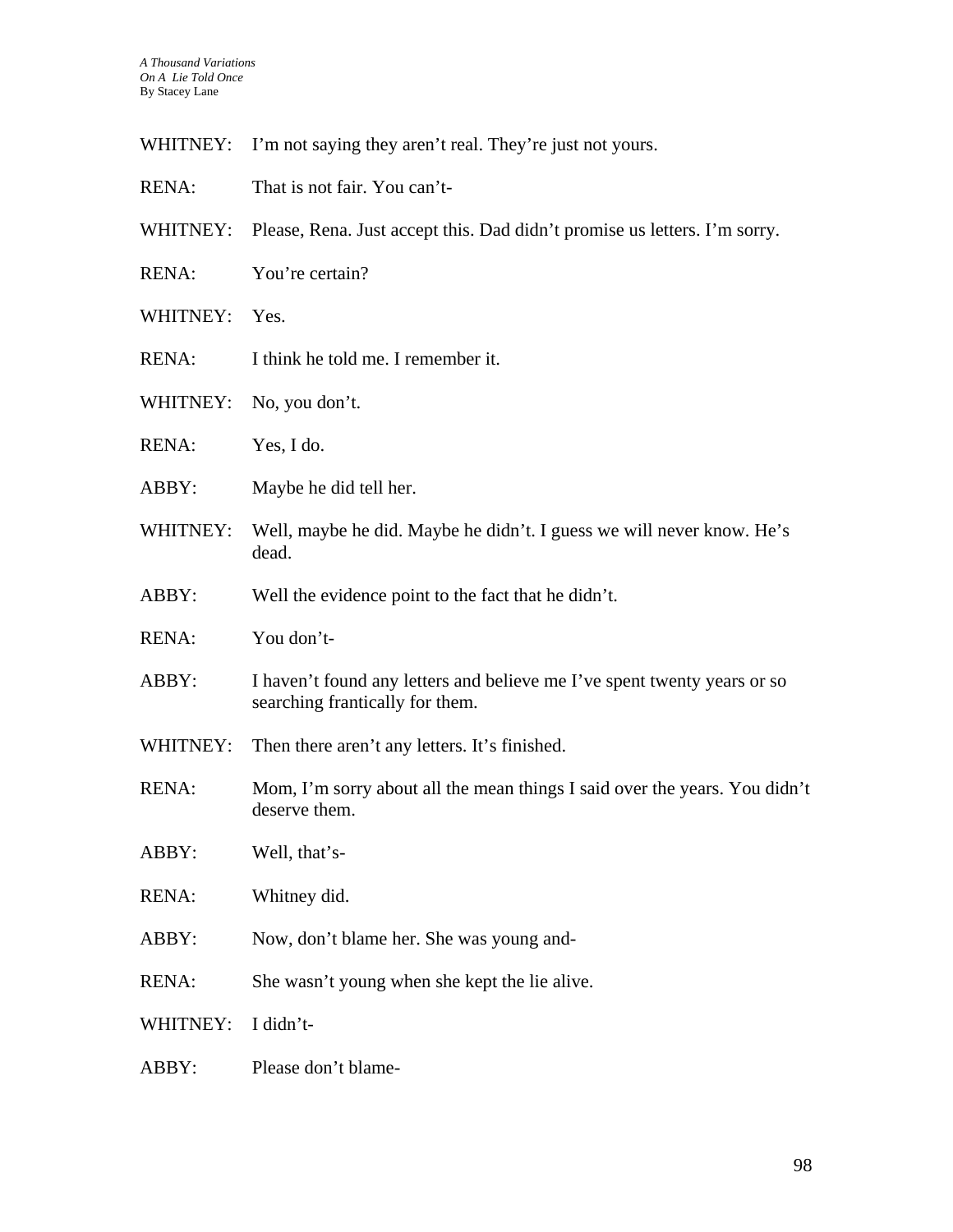WHITNEY: I'm not saying they aren't real. They're just not yours.

RENA: That is not fair. You can't-

WHITNEY: Please, Rena. Just accept this. Dad didn't promise us letters. I'm sorry.

RENA: You're certain?

WHITNEY: Yes.

RENA: I think he told me. I remember it.

WHITNEY: No, you don't.

RENA: Yes, I do.

ABBY: Maybe he did tell her.

WHITNEY: Well, maybe he did. Maybe he didn't. I guess we will never know. He's dead.

ABBY: Well the evidence point to the fact that he didn't.

RENA: You don't-

ABBY: I haven't found any letters and believe me I've spent twenty years or so searching frantically for them.

WHITNEY: Then there aren't any letters. It's finished.

RENA: Mom, I'm sorry about all the mean things I said over the years. You didn't deserve them.

ABBY: Well, that's-

RENA: Whitney did.

ABBY: Now, don't blame her. She was young and-

RENA: She wasn't young when she kept the lie alive.

WHITNEY: I didn't-

ABBY: Please don't blame-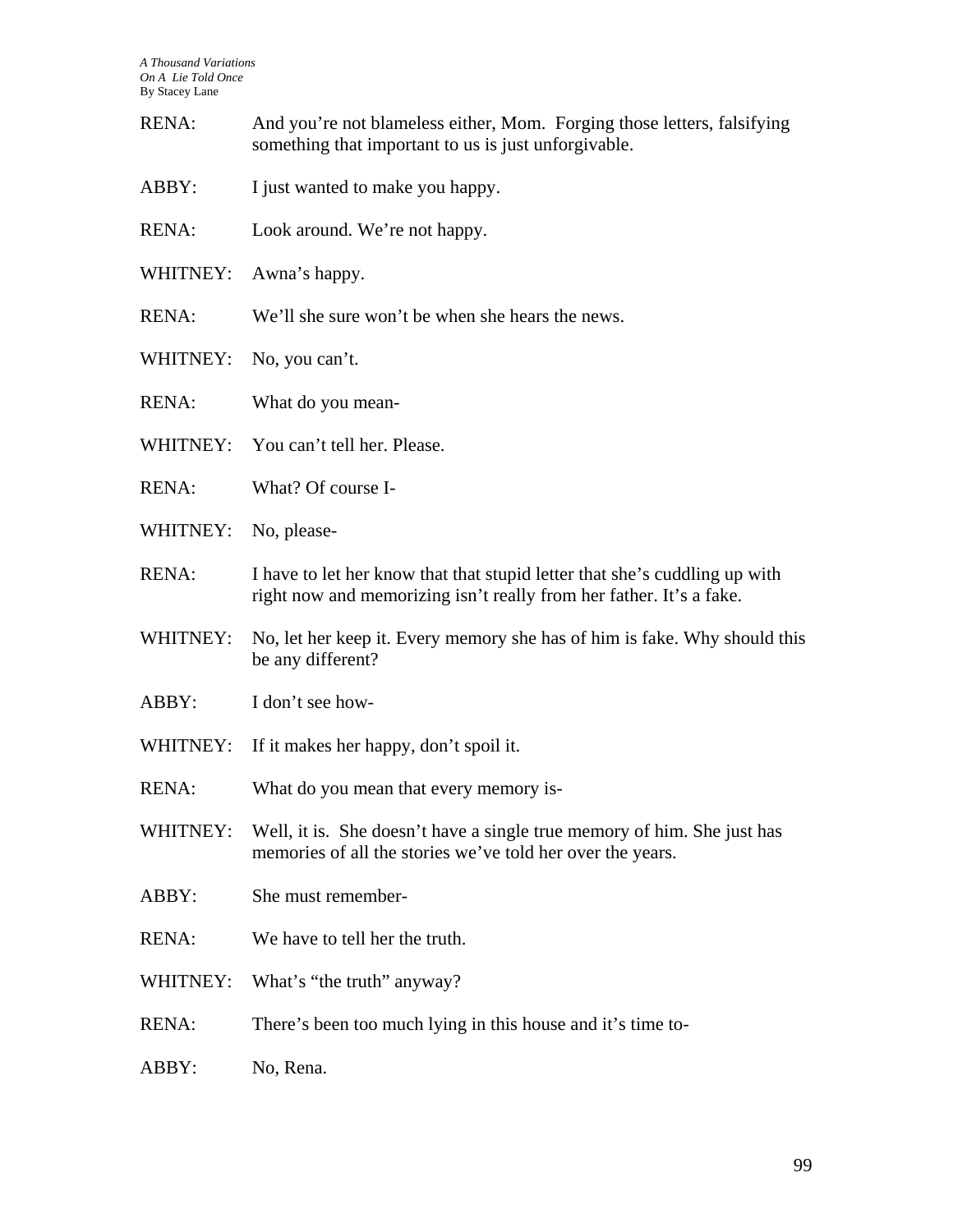RENA: And you're not blameless either, Mom. Forging those letters, falsifying something that important to us is just unforgivable.

ABBY: I just wanted to make you happy.

RENA: Look around. We're not happy.

WHITNEY: Awna's happy.

RENA: We'll she sure won't be when she hears the news.

WHITNEY: No, you can't.

RENA: What do you mean-

WHITNEY: You can't tell her. Please.

RENA: What? Of course I-

WHITNEY: No, please-

RENA: I have to let her know that that stupid letter that she's cuddling up with right now and memorizing isn't really from her father. It's a fake.

WHITNEY: No, let her keep it. Every memory she has of him is fake. Why should this be any different?

ABBY: I don't see how-

WHITNEY: If it makes her happy, don't spoil it.

RENA: What do you mean that every memory is-

WHITNEY: Well, it is. She doesn't have a single true memory of him. She just has memories of all the stories we've told her over the years.

ABBY: She must remember-

RENA: We have to tell her the truth.

WHITNEY: What's "the truth" anyway?

RENA: There's been too much lying in this house and it's time to-

ABBY: No, Rena.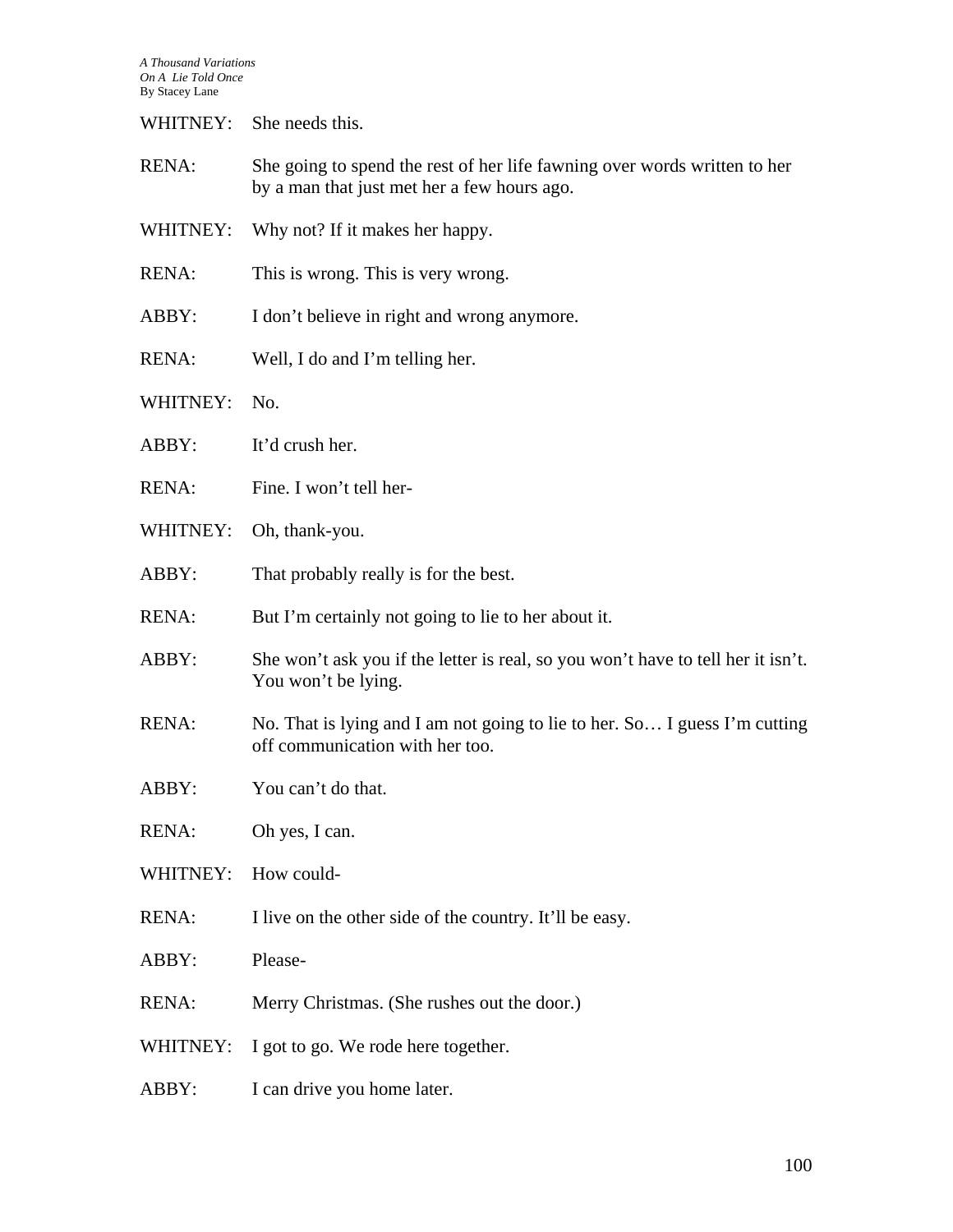WHITNEY: She needs this.

RENA: She going to spend the rest of her life fawning over words written to her by a man that just met her a few hours ago.

WHITNEY: Why not? If it makes her happy.

RENA: This is wrong. This is very wrong.

ABBY: I don't believe in right and wrong anymore.

RENA: Well, I do and I'm telling her.

WHITNEY: No.

ABBY: It'd crush her.

RENA: Fine. I won't tell her-

WHITNEY: Oh, thank-you.

ABBY: That probably really is for the best.

RENA: But I'm certainly not going to lie to her about it.

ABBY: She won't ask you if the letter is real, so you won't have to tell her it isn't. You won't be lying.

RENA: No. That is lying and I am not going to lie to her. So… I guess I'm cutting off communication with her too.

ABBY: You can't do that.

RENA: Oh yes, I can.

WHITNEY: How could-

RENA: I live on the other side of the country. It'll be easy.

ABBY: Please-

RENA: Merry Christmas. (She rushes out the door.)

WHITNEY: I got to go. We rode here together.

ABBY: I can drive you home later.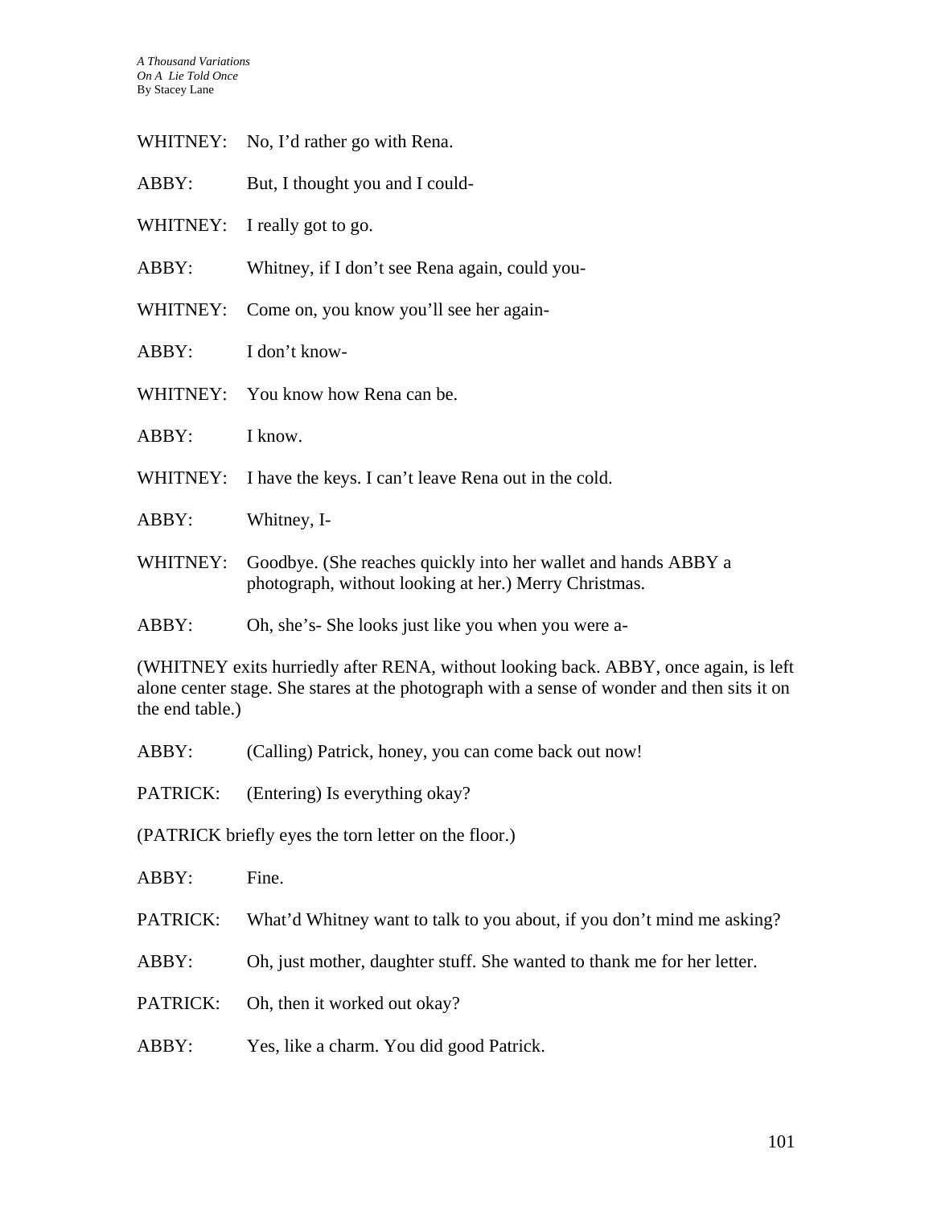WHITNEY: No, I'd rather go with Rena.

ABBY: But, I thought you and I could-

WHITNEY: I really got to go.

ABBY: Whitney, if I don't see Rena again, could you-

WHITNEY: Come on, you know you'll see her again-

ABBY: I don't know-

WHITNEY: You know how Rena can be.

ABBY: I know.

WHITNEY: I have the keys. I can't leave Rena out in the cold.

ABBY: Whitney, I-

WHITNEY: Goodbye. (She reaches quickly into her wallet and hands ABBY a photograph, without looking at her.) Merry Christmas.

ABBY: Oh, she's- She looks just like you when you were a-

(WHITNEY exits hurriedly after RENA, without looking back. ABBY, once again, is left alone center stage. She stares at the photograph with a sense of wonder and then sits it on the end table.)

ABBY: (Calling) Patrick, honey, you can come back out now!

PATRICK: (Entering) Is everything okay?

(PATRICK briefly eyes the torn letter on the floor.)

ABBY: Fine.

PATRICK: What'd Whitney want to talk to you about, if you don't mind me asking?

ABBY: Oh, just mother, daughter stuff. She wanted to thank me for her letter.

PATRICK: Oh, then it worked out okay?

ABBY: Yes, like a charm. You did good Patrick.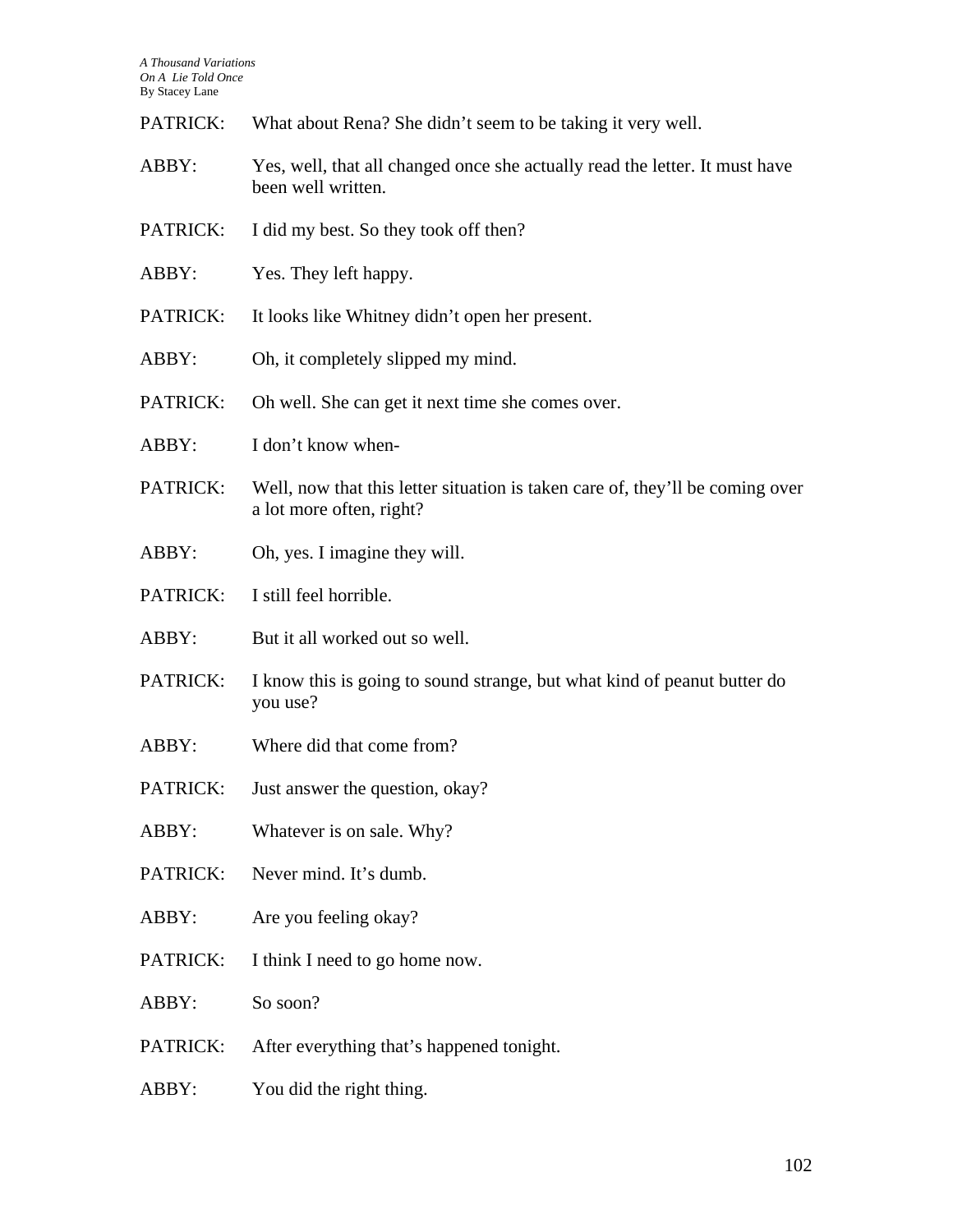PATRICK: What about Rena? She didn't seem to be taking it very well.

ABBY: Yes, well, that all changed once she actually read the letter. It must have been well written.

PATRICK: I did my best. So they took off then?

ABBY: Yes. They left happy.

PATRICK: It looks like Whitney didn't open her present.

ABBY: Oh, it completely slipped my mind.

PATRICK: Oh well. She can get it next time she comes over.

ABBY: I don't know when-

PATRICK: Well, now that this letter situation is taken care of, they'll be coming over a lot more often, right?

ABBY: Oh, yes. I imagine they will.

PATRICK: I still feel horrible.

ABBY: But it all worked out so well.

PATRICK: I know this is going to sound strange, but what kind of peanut butter do you use?

ABBY: Where did that come from?

PATRICK: Just answer the question, okay?

ABBY: Whatever is on sale. Why?

PATRICK: Never mind. It's dumb.

ABBY: Are you feeling okay?

PATRICK: I think I need to go home now.

ABBY: So soon?

PATRICK: After everything that's happened tonight.

ABBY: You did the right thing.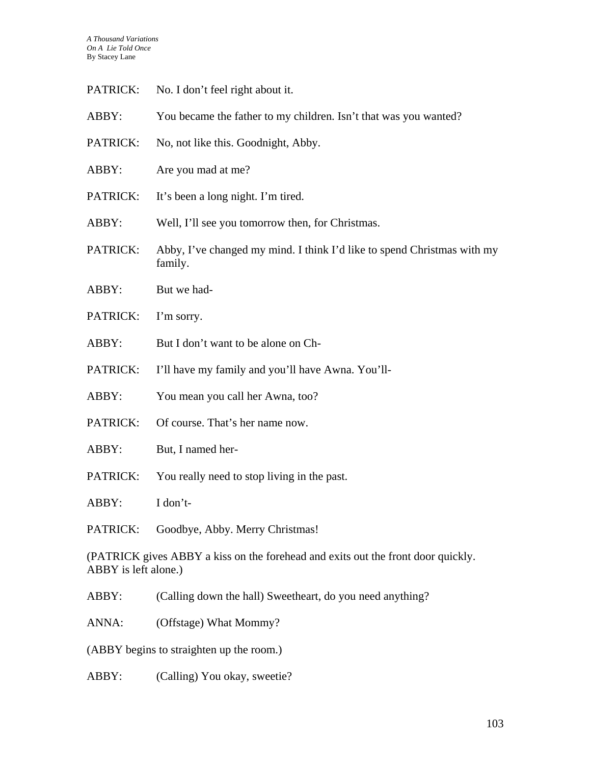PATRICK: No. I don't feel right about it.

ABBY: You became the father to my children. Isn't that was you wanted?

PATRICK: No, not like this. Goodnight, Abby.

ABBY: Are you mad at me?

PATRICK: It's been a long night. I'm tired.

ABBY: Well, I'll see you tomorrow then, for Christmas.

PATRICK: Abby, I've changed my mind. I think I'd like to spend Christmas with my family.

ABBY: But we had-

PATRICK: I'm sorry.

ABBY: But I don't want to be alone on Ch-

PATRICK: I'll have my family and you'll have Awna. You'll-

ABBY: You mean you call her Awna, too?

PATRICK: Of course. That's her name now.

ABBY: But, I named her-

PATRICK: You really need to stop living in the past.

ABBY: I don't-

PATRICK: Goodbye, Abby. Merry Christmas!

(PATRICK gives ABBY a kiss on the forehead and exits out the front door quickly. ABBY is left alone.)

ABBY: (Calling down the hall) Sweetheart, do you need anything?

ANNA: (Offstage) What Mommy?

(ABBY begins to straighten up the room.)

ABBY: (Calling) You okay, sweetie?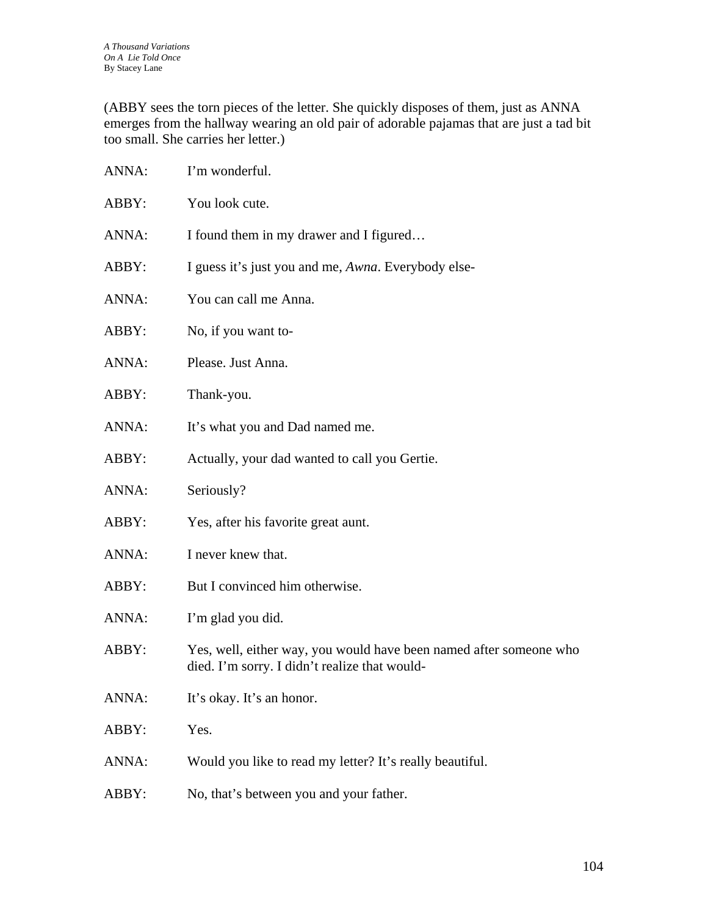(ABBY sees the torn pieces of the letter. She quickly disposes of them, just as ANNA emerges from the hallway wearing an old pair of adorable pajamas that are just a tad bit too small. She carries her letter.)

ANNA: I'm wonderful.

ABBY: You look cute.

ANNA: I found them in my drawer and I figured…

ABBY: I guess it's just you and me, *Awna*. Everybody else-

ANNA: You can call me Anna.

ABBY: No, if you want to-

ANNA: Please. Just Anna.

ABBY: Thank-you.

ANNA: It's what you and Dad named me.

ABBY: Actually, your dad wanted to call you Gertie.

ANNA: Seriously?

ABBY: Yes, after his favorite great aunt.

ANNA: I never knew that.

ABBY: But I convinced him otherwise.

ANNA: I'm glad you did.

ABBY: Yes, well, either way, you would have been named after someone who died. I'm sorry. I didn't realize that would-

ANNA: It's okay. It's an honor.

ABBY: Yes.

ANNA: Would you like to read my letter? It's really beautiful.

ABBY: No, that's between you and your father.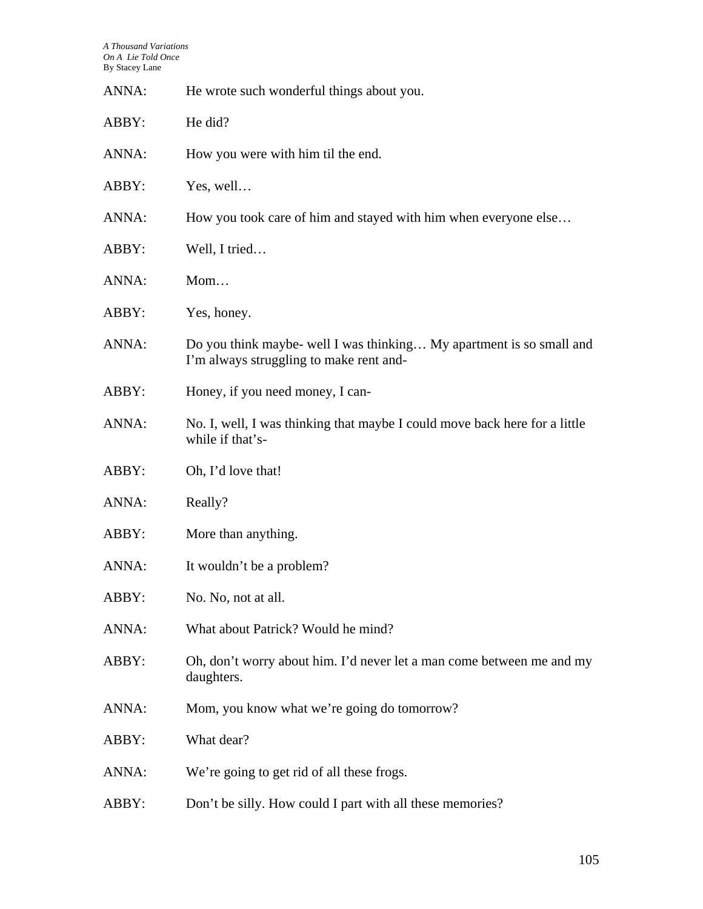ANNA: He wrote such wonderful things about you.

ABBY: He did?

ANNA: How you were with him til the end.

ABBY: Yes, well…

ANNA: How you took care of him and stayed with him when everyone else…

ABBY: Well, I tried…

ANNA: Mom…

ABBY: Yes, honey.

ANNA: Do you think maybe- well I was thinking… My apartment is so small and I'm always struggling to make rent and-

ABBY: Honey, if you need money, I can-

ANNA: No. I, well, I was thinking that maybe I could move back here for a little while if that's-

ABBY: Oh, I'd love that!

ANNA: Really?

ABBY: More than anything.

ANNA: It wouldn't be a problem?

ABBY: No. No, not at all.

ANNA: What about Patrick? Would he mind?

ABBY: Oh, don't worry about him. I'd never let a man come between me and my daughters.

ANNA: Mom, you know what we're going do tomorrow?

ABBY: What dear?

ANNA: We're going to get rid of all these frogs.

ABBY: Don't be silly. How could I part with all these memories?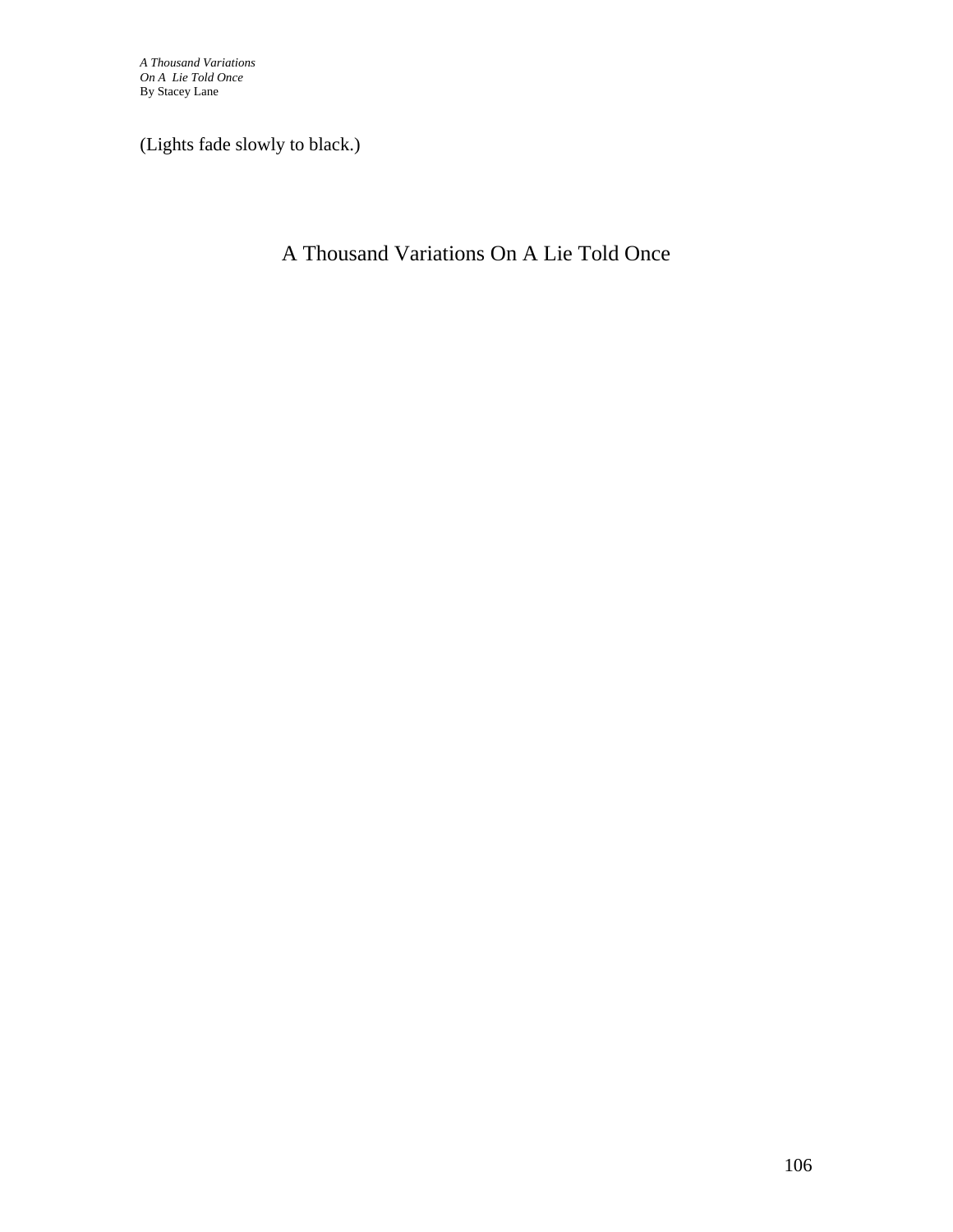(Lights fade slowly to black.)

A Thousand Variations On A Lie Told Once